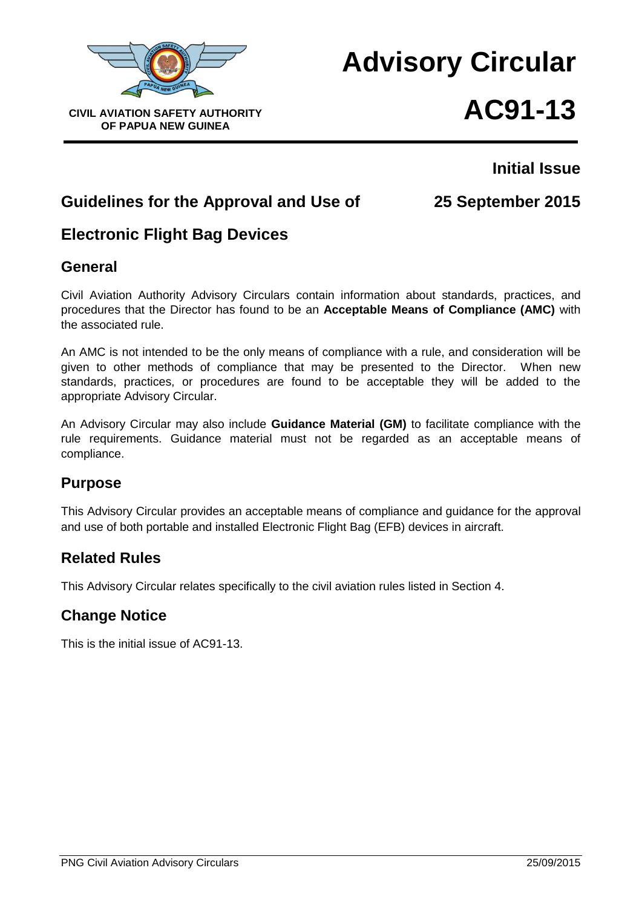CIVIL AVIATION SAFETY AUTHORITY
OF PAPUA NEW GUINEA

# Advisory Circular

# AC91-13

**Initial Issue**

**25 September 2015**

## Guidelines for the Approval and Use of Electronic Flight Bag Devices

## General

Civil Aviation Authority Advisory Circulars contain information about standards, practices, and procedures that the Director has found to be an **Acceptable Means of Compliance (AMC)** with the associated rule.

An AMC is not intended to be the only means of compliance with a rule, and consideration will be given to other methods of compliance that may be presented to the Director. When new standards, practices, or procedures are found to be acceptable they will be added to the appropriate Advisory Circular.

An Advisory Circular may also include **Guidance Material (GM)** to facilitate compliance with the rule requirements. Guidance material must not be regarded as an acceptable means of compliance.

## Purpose

This Advisory Circular provides an acceptable means of compliance and guidance for the approval and use of both portable and installed Electronic Flight Bag (EFB) devices in aircraft.

## Related Rules

This Advisory Circular relates specifically to the civil aviation rules listed in Section 4.

## Change Notice

This is the initial issue of AC91-13.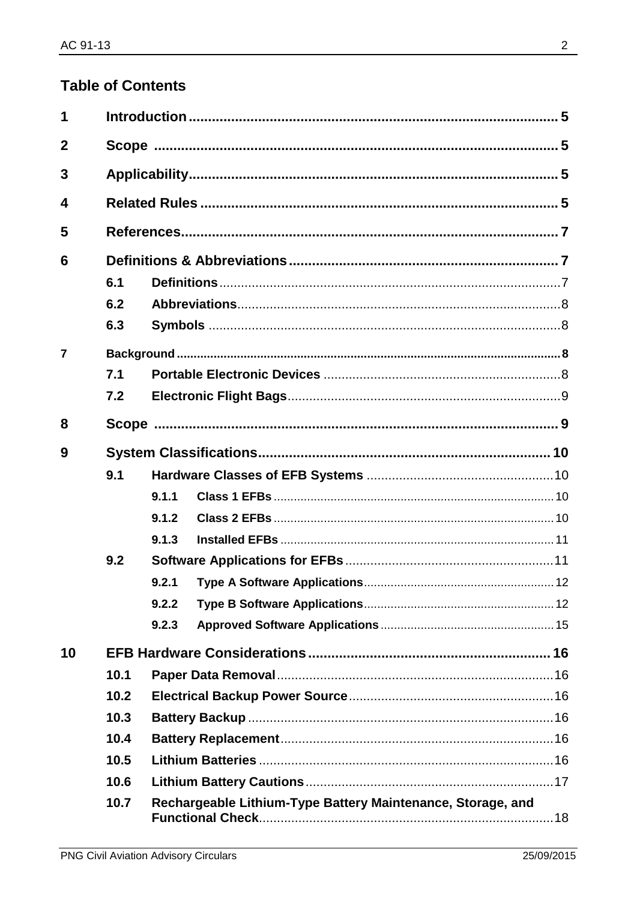## Table of Contents

| | | | |
|---|---|---|---|
| **1** | **Introduction** | | **5** |
| **2** | **Scope** | | **5** |
| **3** | **Applicability** | | **5** |
| **4** | **Related Rules** | | **5** |
| **5** | **References** | | **7** |
| **6** | **Definitions & Abbreviations** | | **7** |
| | **6.1** | **Definitions** | 7 |
| | **6.2** | **Abbreviations** | 8 |
| | **6.3** | **Symbols** | 8 |
| **7** | **Background** | | **8** |
| | **7.1** | **Portable Electronic Devices** | 8 |
| | **7.2** | **Electronic Flight Bags** | 9 |
| **8** | **Scope** | | **9** |
| **9** | **System Classifications** | | **10** |
| | **9.1** | **Hardware Classes of EFB Systems** | 10 |
| | | **9.1.1 Class 1 EFBs** | 10 |
| | | **9.1.2 Class 2 EFBs** | 10 |
| | | **9.1.3 Installed EFBs** | 11 |
| | **9.2** | **Software Applications for EFBs** | 11 |
| | | **9.2.1 Type A Software Applications** | 12 |
| | | **9.2.2 Type B Software Applications** | 12 |
| | | **9.2.3 Approved Software Applications** | 15 |
| **10** | **EFB Hardware Considerations** | | **16** |
| | **10.1** | **Paper Data Removal** | 16 |
| | **10.2** | **Electrical Backup Power Source** | 16 |
| | **10.3** | **Battery Backup** | 16 |
| | **10.4** | **Battery Replacement** | 16 |
| | **10.5** | **Lithium Batteries** | 16 |
| | **10.6** | **Lithium Battery Cautions** | 17 |
| | **10.7** | **Rechargeable Lithium-Type Battery Maintenance, Storage, and Functional Check** | 18 |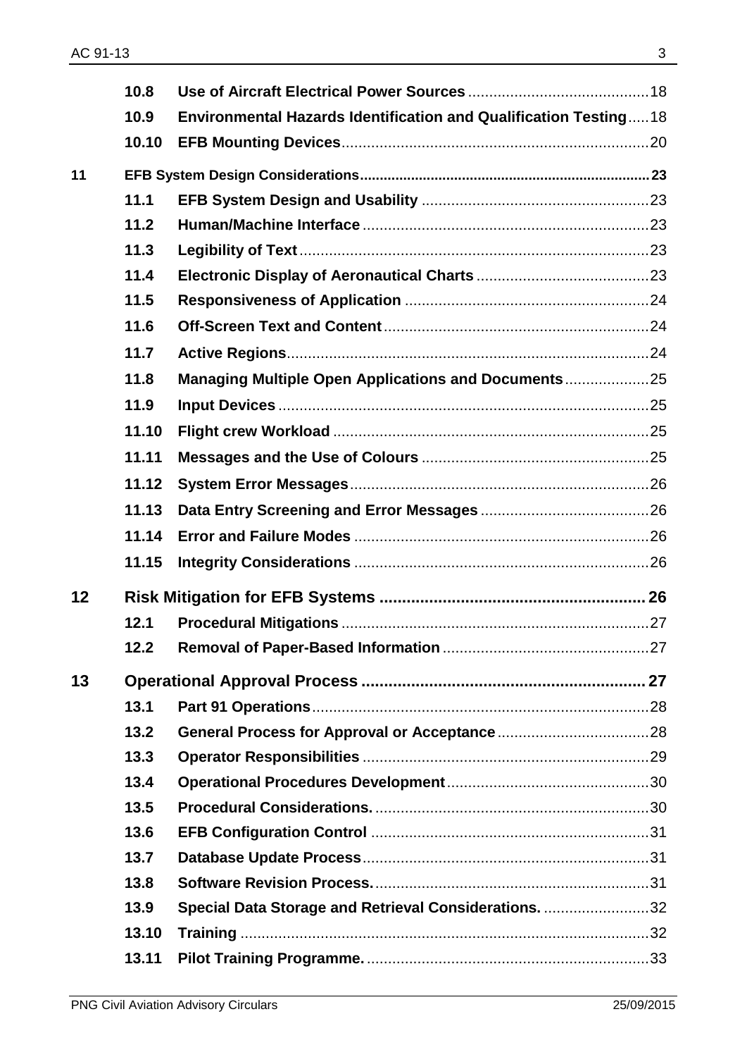| | | | |
|---|---|---|---|
| | **10.8** | **Use of Aircraft Electrical Power Sources** | 18 |
| | **10.9** | **Environmental Hazards Identification and Qualification Testing** | 18 |
| | **10.10** | **EFB Mounting Devices** | 20 |
| **11** | **EFB System Design Considerations** | | **23** |
| | **11.1** | **EFB System Design and Usability** | 23 |
| | **11.2** | **Human/Machine Interface** | 23 |
| | **11.3** | **Legibility of Text** | 23 |
| | **11.4** | **Electronic Display of Aeronautical Charts** | 23 |
| | **11.5** | **Responsiveness of Application** | 24 |
| | **11.6** | **Off-Screen Text and Content** | 24 |
| | **11.7** | **Active Regions** | 24 |
| | **11.8** | **Managing Multiple Open Applications and Documents** | 25 |
| | **11.9** | **Input Devices** | 25 |
| | **11.10** | **Flight crew Workload** | 25 |
| | **11.11** | **Messages and the Use of Colours** | 25 |
| | **11.12** | **System Error Messages** | 26 |
| | **11.13** | **Data Entry Screening and Error Messages** | 26 |
| | **11.14** | **Error and Failure Modes** | 26 |
| | **11.15** | **Integrity Considerations** | 26 |
| **12** | **Risk Mitigation for EFB Systems** | | **26** |
| | **12.1** | **Procedural Mitigations** | 27 |
| | **12.2** | **Removal of Paper-Based Information** | 27 |
| **13** | **Operational Approval Process** | | **27** |
| | **13.1** | **Part 91 Operations** | 28 |
| | **13.2** | **General Process for Approval or Acceptance** | 28 |
| | **13.3** | **Operator Responsibilities** | 29 |
| | **13.4** | **Operational Procedures Development** | 30 |
| | **13.5** | **Procedural Considerations.** | 30 |
| | **13.6** | **EFB Configuration Control** | 31 |
| | **13.7** | **Database Update Process** | 31 |
| | **13.8** | **Software Revision Process.** | 31 |
| | **13.9** | **Special Data Storage and Retrieval Considerations.** | 32 |
| | **13.10** | **Training** | 32 |
| | **13.11** | **Pilot Training Programme.** | 33 |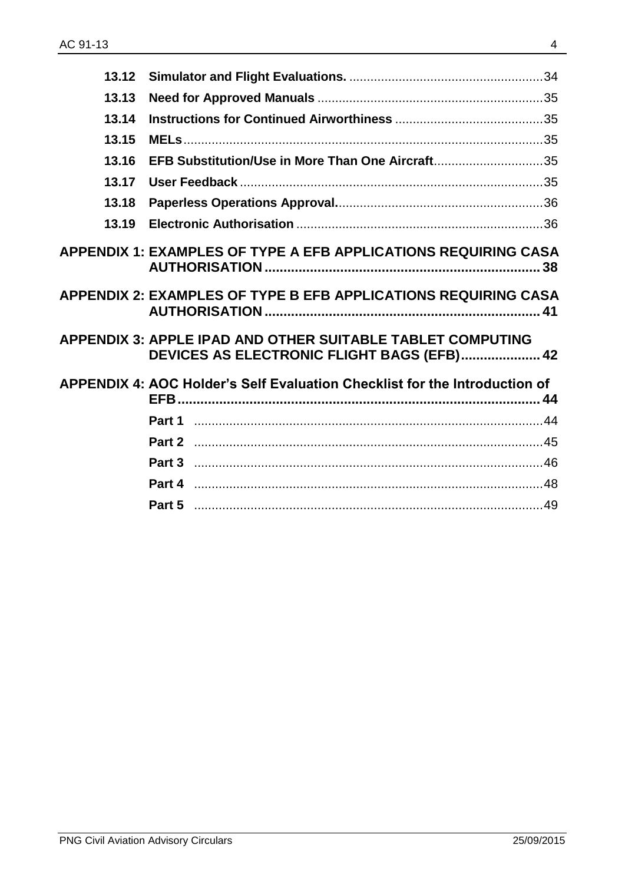| | | |
|---|---|---|
| **13.12** | **Simulator and Flight Evaluations.** | 34 |
| **13.13** | **Need for Approved Manuals** | 35 |
| **13.14** | **Instructions for Continued Airworthiness** | 35 |
| **13.15** | **MELs** | 35 |
| **13.16** | **EFB Substitution/Use in More Than One Aircraft** | 35 |
| **13.17** | **User Feedback** | 35 |
| **13.18** | **Paperless Operations Approval.** | 36 |
| **13.19** | **Electronic Authorisation** | 36 |

**APPENDIX 1: EXAMPLES OF TYPE A EFB APPLICATIONS REQUIRING CASA AUTHORISATION** ..... **38**

**APPENDIX 2: EXAMPLES OF TYPE B EFB APPLICATIONS REQUIRING CASA AUTHORISATION** ..... **41**

**APPENDIX 3: APPLE IPAD AND OTHER SUITABLE TABLET COMPUTING DEVICES AS ELECTRONIC FLIGHT BAGS (EFB)** ..... **42**

**APPENDIX 4: AOC Holder's Self Evaluation Checklist for the Introduction of EFB** ..... **44**

| | |
|---|---|
| **Part 1** | 44 |
| **Part 2** | 45 |
| **Part 3** | 46 |
| **Part 4** | 48 |
| **Part 5** | 49 |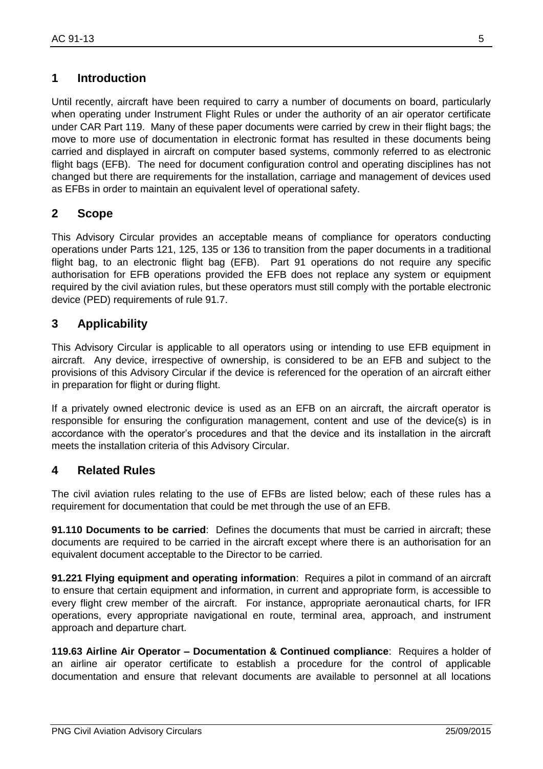# 1 Introduction

Until recently, aircraft have been required to carry a number of documents on board, particularly when operating under Instrument Flight Rules or under the authority of an air operator certificate under CAR Part 119. Many of these paper documents were carried by crew in their flight bags; the move to more use of documentation in electronic format has resulted in these documents being carried and displayed in aircraft on computer based systems, commonly referred to as electronic flight bags (EFB). The need for document configuration control and operating disciplines has not changed but there are requirements for the installation, carriage and management of devices used as EFBs in order to maintain an equivalent level of operational safety.

# 2 Scope

This Advisory Circular provides an acceptable means of compliance for operators conducting operations under Parts 121, 125, 135 or 136 to transition from the paper documents in a traditional flight bag, to an electronic flight bag (EFB). Part 91 operations do not require any specific authorisation for EFB operations provided the EFB does not replace any system or equipment required by the civil aviation rules, but these operators must still comply with the portable electronic device (PED) requirements of rule 91.7.

# 3 Applicability

This Advisory Circular is applicable to all operators using or intending to use EFB equipment in aircraft. Any device, irrespective of ownership, is considered to be an EFB and subject to the provisions of this Advisory Circular if the device is referenced for the operation of an aircraft either in preparation for flight or during flight.

If a privately owned electronic device is used as an EFB on an aircraft, the aircraft operator is responsible for ensuring the configuration management, content and use of the device(s) is in accordance with the operator's procedures and that the device and its installation in the aircraft meets the installation criteria of this Advisory Circular.

# 4 Related Rules

The civil aviation rules relating to the use of EFBs are listed below; each of these rules has a requirement for documentation that could be met through the use of an EFB.

**91.110 Documents to be carried**: Defines the documents that must be carried in aircraft; these documents are required to be carried in the aircraft except where there is an authorisation for an equivalent document acceptable to the Director to be carried.

**91.221 Flying equipment and operating information**: Requires a pilot in command of an aircraft to ensure that certain equipment and information, in current and appropriate form, is accessible to every flight crew member of the aircraft. For instance, appropriate aeronautical charts, for IFR operations, every appropriate navigational en route, terminal area, approach, and instrument approach and departure chart.

**119.63 Airline Air Operator – Documentation & Continued compliance**: Requires a holder of an airline air operator certificate to establish a procedure for the control of applicable documentation and ensure that relevant documents are available to personnel at all locations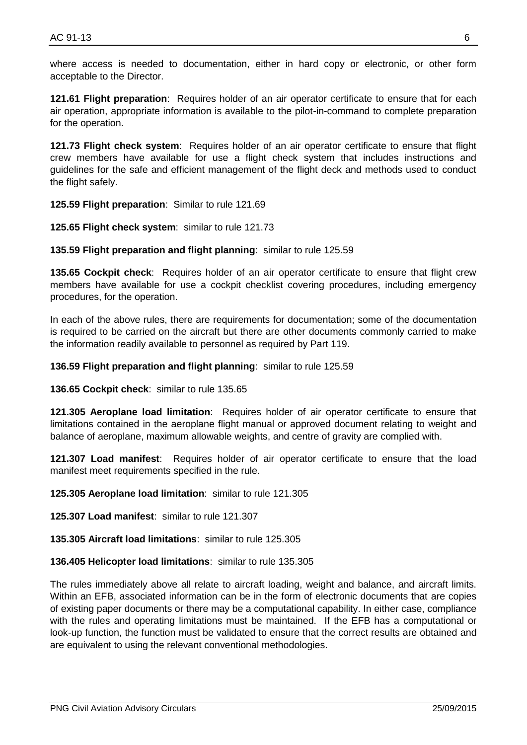where access is needed to documentation, either in hard copy or electronic, or other form acceptable to the Director.

**121.61 Flight preparation**: Requires holder of an air operator certificate to ensure that for each air operation, appropriate information is available to the pilot-in-command to complete preparation for the operation.

**121.73 Flight check system**: Requires holder of an air operator certificate to ensure that flight crew members have available for use a flight check system that includes instructions and guidelines for the safe and efficient management of the flight deck and methods used to conduct the flight safely.

**125.59 Flight preparation**: Similar to rule 121.69

**125.65 Flight check system**: similar to rule 121.73

**135.59 Flight preparation and flight planning**: similar to rule 125.59

**135.65 Cockpit check**: Requires holder of an air operator certificate to ensure that flight crew members have available for use a cockpit checklist covering procedures, including emergency procedures, for the operation.

In each of the above rules, there are requirements for documentation; some of the documentation is required to be carried on the aircraft but there are other documents commonly carried to make the information readily available to personnel as required by Part 119.

**136.59 Flight preparation and flight planning**: similar to rule 125.59

**136.65 Cockpit check**: similar to rule 135.65

**121.305 Aeroplane load limitation**: Requires holder of air operator certificate to ensure that limitations contained in the aeroplane flight manual or approved document relating to weight and balance of aeroplane, maximum allowable weights, and centre of gravity are complied with.

**121.307 Load manifest**: Requires holder of air operator certificate to ensure that the load manifest meet requirements specified in the rule.

**125.305 Aeroplane load limitation**: similar to rule 121.305

**125.307 Load manifest**: similar to rule 121.307

**135.305 Aircraft load limitations**: similar to rule 125.305

**136.405 Helicopter load limitations**: similar to rule 135.305

The rules immediately above all relate to aircraft loading, weight and balance, and aircraft limits. Within an EFB, associated information can be in the form of electronic documents that are copies of existing paper documents or there may be a computational capability. In either case, compliance with the rules and operating limitations must be maintained. If the EFB has a computational or look-up function, the function must be validated to ensure that the correct results are obtained and are equivalent to using the relevant conventional methodologies.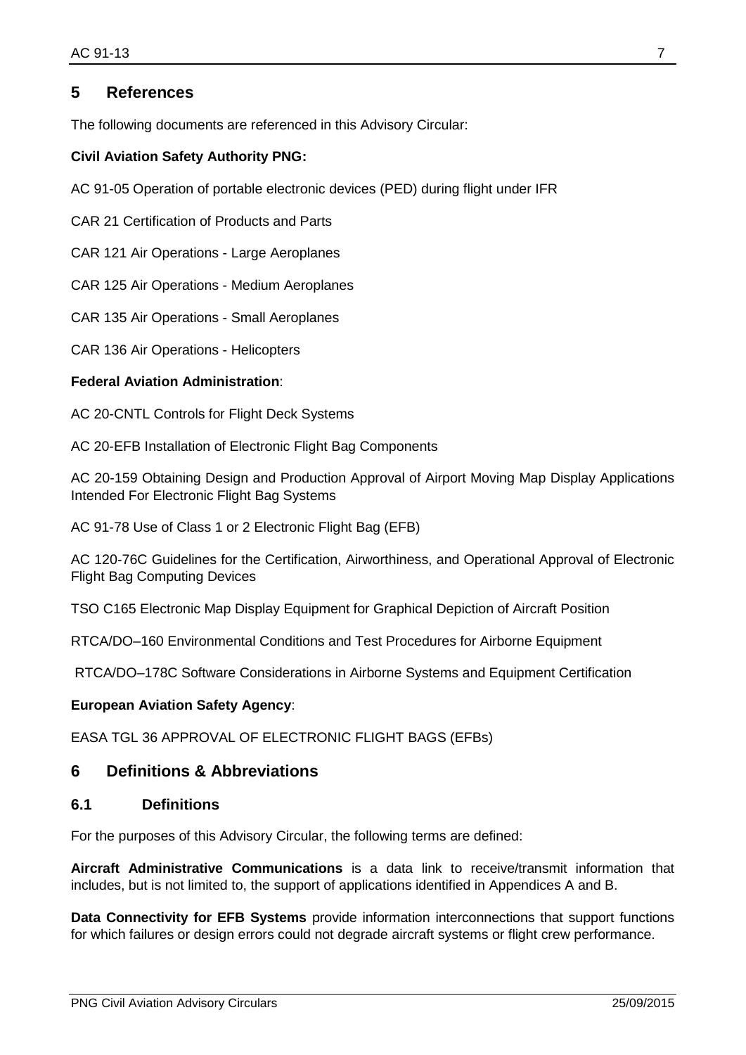## 5 References

The following documents are referenced in this Advisory Circular:

**Civil Aviation Safety Authority PNG:**

AC 91-05 Operation of portable electronic devices (PED) during flight under IFR

CAR 21 Certification of Products and Parts

CAR 121 Air Operations - Large Aeroplanes

CAR 125 Air Operations - Medium Aeroplanes

CAR 135 Air Operations - Small Aeroplanes

CAR 136 Air Operations - Helicopters

**Federal Aviation Administration**:

AC 20-CNTL Controls for Flight Deck Systems

AC 20-EFB Installation of Electronic Flight Bag Components

AC 20-159 Obtaining Design and Production Approval of Airport Moving Map Display Applications Intended For Electronic Flight Bag Systems

AC 91-78 Use of Class 1 or 2 Electronic Flight Bag (EFB)

AC 120-76C Guidelines for the Certification, Airworthiness, and Operational Approval of Electronic Flight Bag Computing Devices

TSO C165 Electronic Map Display Equipment for Graphical Depiction of Aircraft Position

RTCA/DO–160 Environmental Conditions and Test Procedures for Airborne Equipment

RTCA/DO–178C Software Considerations in Airborne Systems and Equipment Certification

**European Aviation Safety Agency**:

EASA TGL 36 APPROVAL OF ELECTRONIC FLIGHT BAGS (EFBs)

## 6 Definitions & Abbreviations

### 6.1 Definitions

For the purposes of this Advisory Circular, the following terms are defined:

**Aircraft Administrative Communications** is a data link to receive/transmit information that includes, but is not limited to, the support of applications identified in Appendices A and B.

**Data Connectivity for EFB Systems** provide information interconnections that support functions for which failures or design errors could not degrade aircraft systems or flight crew performance.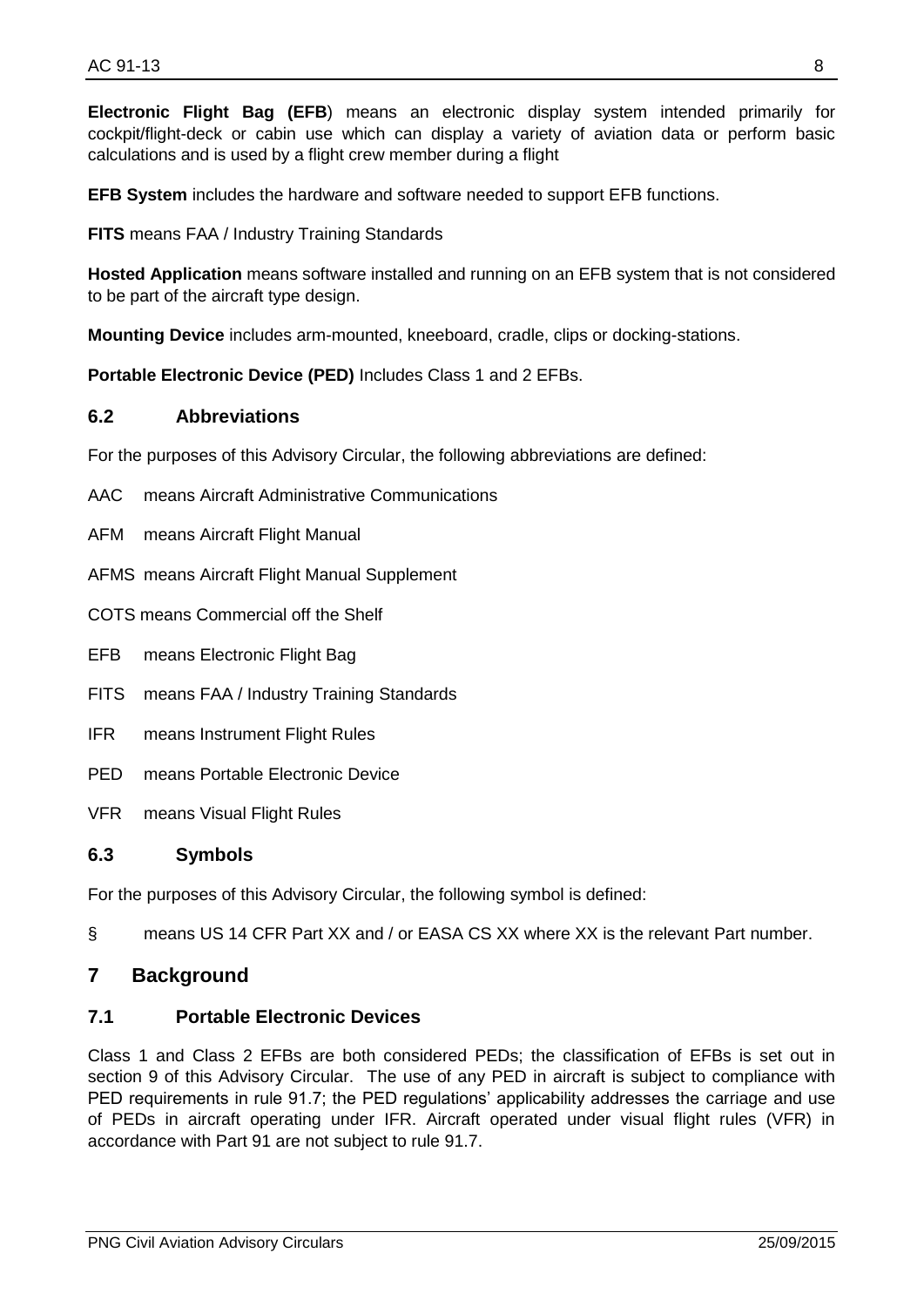**Electronic Flight Bag (EFB**) means an electronic display system intended primarily for cockpit/flight-deck or cabin use which can display a variety of aviation data or perform basic calculations and is used by a flight crew member during a flight

**EFB System** includes the hardware and software needed to support EFB functions.

**FITS** means FAA / Industry Training Standards

**Hosted Application** means software installed and running on an EFB system that is not considered to be part of the aircraft type design.

**Mounting Device** includes arm-mounted, kneeboard, cradle, clips or docking-stations.

**Portable Electronic Device (PED)** Includes Class 1 and 2 EFBs.

### 6.2 Abbreviations

For the purposes of this Advisory Circular, the following abbreviations are defined:

AAC means Aircraft Administrative Communications

AFM means Aircraft Flight Manual

AFMS means Aircraft Flight Manual Supplement

COTS means Commercial off the Shelf

EFB means Electronic Flight Bag

FITS means FAA / Industry Training Standards

IFR means Instrument Flight Rules

PED means Portable Electronic Device

VFR means Visual Flight Rules

### 6.3 Symbols

For the purposes of this Advisory Circular, the following symbol is defined:

§ means US 14 CFR Part XX and / or EASA CS XX where XX is the relevant Part number.

## 7 Background

### 7.1 Portable Electronic Devices

Class 1 and Class 2 EFBs are both considered PEDs; the classification of EFBs is set out in section 9 of this Advisory Circular. The use of any PED in aircraft is subject to compliance with PED requirements in rule 91.7; the PED regulations' applicability addresses the carriage and use of PEDs in aircraft operating under IFR. Aircraft operated under visual flight rules (VFR) in accordance with Part 91 are not subject to rule 91.7.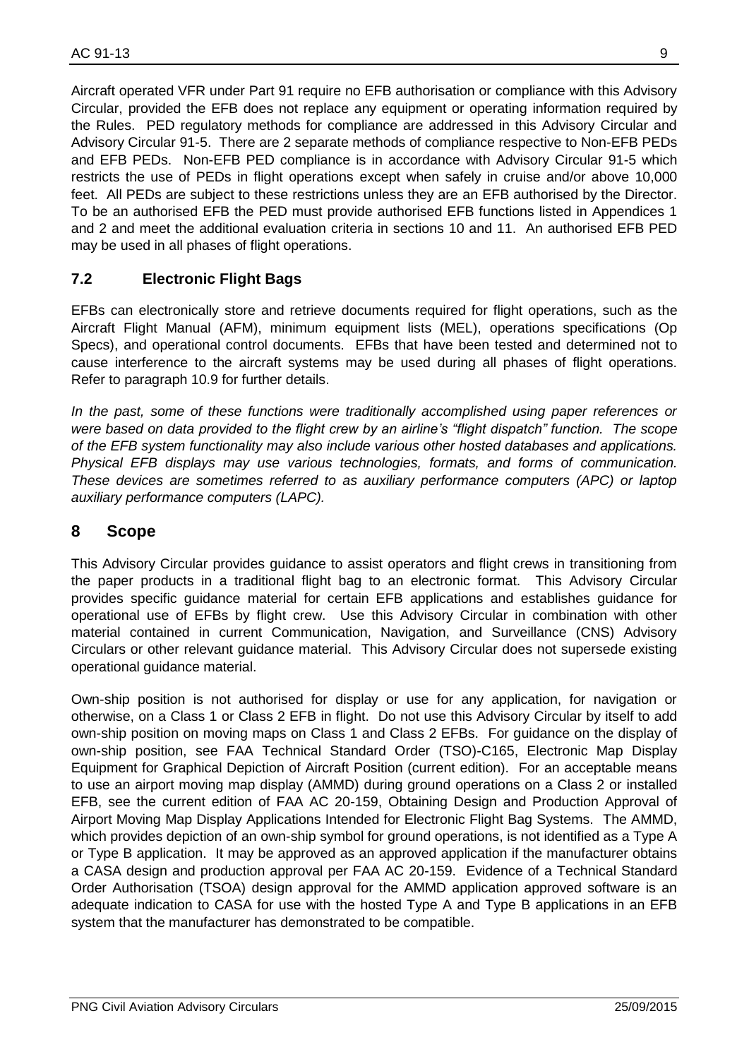Aircraft operated VFR under Part 91 require no EFB authorisation or compliance with this Advisory Circular, provided the EFB does not replace any equipment or operating information required by the Rules. PED regulatory methods for compliance are addressed in this Advisory Circular and Advisory Circular 91-5. There are 2 separate methods of compliance respective to Non-EFB PEDs and EFB PEDs. Non-EFB PED compliance is in accordance with Advisory Circular 91-5 which restricts the use of PEDs in flight operations except when safely in cruise and/or above 10,000 feet. All PEDs are subject to these restrictions unless they are an EFB authorised by the Director. To be an authorised EFB the PED must provide authorised EFB functions listed in Appendices 1 and 2 and meet the additional evaluation criteria in sections 10 and 11. An authorised EFB PED may be used in all phases of flight operations.

### 7.2 Electronic Flight Bags

EFBs can electronically store and retrieve documents required for flight operations, such as the Aircraft Flight Manual (AFM), minimum equipment lists (MEL), operations specifications (Op Specs), and operational control documents. EFBs that have been tested and determined not to cause interference to the aircraft systems may be used during all phases of flight operations. Refer to paragraph 10.9 for further details.

*In the past, some of these functions were traditionally accomplished using paper references or were based on data provided to the flight crew by an airline's "flight dispatch" function. The scope of the EFB system functionality may also include various other hosted databases and applications. Physical EFB displays may use various technologies, formats, and forms of communication. These devices are sometimes referred to as auxiliary performance computers (APC) or laptop auxiliary performance computers (LAPC).*

## 8 Scope

This Advisory Circular provides guidance to assist operators and flight crews in transitioning from the paper products in a traditional flight bag to an electronic format. This Advisory Circular provides specific guidance material for certain EFB applications and establishes guidance for operational use of EFBs by flight crew. Use this Advisory Circular in combination with other material contained in current Communication, Navigation, and Surveillance (CNS) Advisory Circulars or other relevant guidance material. This Advisory Circular does not supersede existing operational guidance material.

Own-ship position is not authorised for display or use for any application, for navigation or otherwise, on a Class 1 or Class 2 EFB in flight. Do not use this Advisory Circular by itself to add own-ship position on moving maps on Class 1 and Class 2 EFBs. For guidance on the display of own-ship position, see FAA Technical Standard Order (TSO)-C165, Electronic Map Display Equipment for Graphical Depiction of Aircraft Position (current edition). For an acceptable means to use an airport moving map display (AMMD) during ground operations on a Class 2 or installed EFB, see the current edition of FAA AC 20-159, Obtaining Design and Production Approval of Airport Moving Map Display Applications Intended for Electronic Flight Bag Systems. The AMMD, which provides depiction of an own-ship symbol for ground operations, is not identified as a Type A or Type B application. It may be approved as an approved application if the manufacturer obtains a CASA design and production approval per FAA AC 20-159. Evidence of a Technical Standard Order Authorisation (TSOA) design approval for the AMMD application approved software is an adequate indication to CASA for use with the hosted Type A and Type B applications in an EFB system that the manufacturer has demonstrated to be compatible.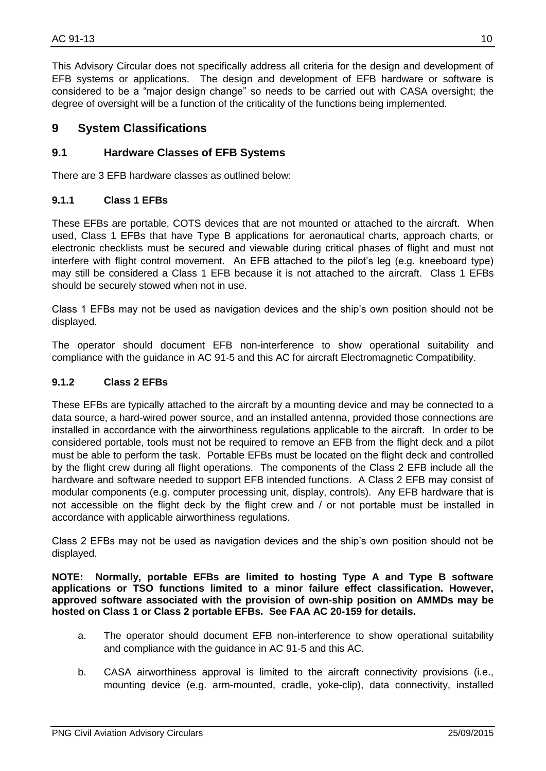This Advisory Circular does not specifically address all criteria for the design and development of EFB systems or applications. The design and development of EFB hardware or software is considered to be a "major design change" so needs to be carried out with CASA oversight; the degree of oversight will be a function of the criticality of the functions being implemented.

# 9 System Classifications

## 9.1 Hardware Classes of EFB Systems

There are 3 EFB hardware classes as outlined below:

### 9.1.1 Class 1 EFBs

These EFBs are portable, COTS devices that are not mounted or attached to the aircraft. When used, Class 1 EFBs that have Type B applications for aeronautical charts, approach charts, or electronic checklists must be secured and viewable during critical phases of flight and must not interfere with flight control movement. An EFB attached to the pilot's leg (e.g. kneeboard type) may still be considered a Class 1 EFB because it is not attached to the aircraft. Class 1 EFBs should be securely stowed when not in use.

Class 1 EFBs may not be used as navigation devices and the ship's own position should not be displayed.

The operator should document EFB non-interference to show operational suitability and compliance with the guidance in AC 91-5 and this AC for aircraft Electromagnetic Compatibility.

### 9.1.2 Class 2 EFBs

These EFBs are typically attached to the aircraft by a mounting device and may be connected to a data source, a hard-wired power source, and an installed antenna, provided those connections are installed in accordance with the airworthiness regulations applicable to the aircraft. In order to be considered portable, tools must not be required to remove an EFB from the flight deck and a pilot must be able to perform the task. Portable EFBs must be located on the flight deck and controlled by the flight crew during all flight operations. The components of the Class 2 EFB include all the hardware and software needed to support EFB intended functions. A Class 2 EFB may consist of modular components (e.g. computer processing unit, display, controls). Any EFB hardware that is not accessible on the flight deck by the flight crew and / or not portable must be installed in accordance with applicable airworthiness regulations.

Class 2 EFBs may not be used as navigation devices and the ship's own position should not be displayed.

**NOTE: Normally, portable EFBs are limited to hosting Type A and Type B software applications or TSO functions limited to a minor failure effect classification. However, approved software associated with the provision of own-ship position on AMMDs may be hosted on Class 1 or Class 2 portable EFBs. See FAA AC 20-159 for details.**

a. The operator should document EFB non-interference to show operational suitability and compliance with the guidance in AC 91-5 and this AC.

b. CASA airworthiness approval is limited to the aircraft connectivity provisions (i.e., mounting device (e.g. arm-mounted, cradle, yoke-clip), data connectivity, installed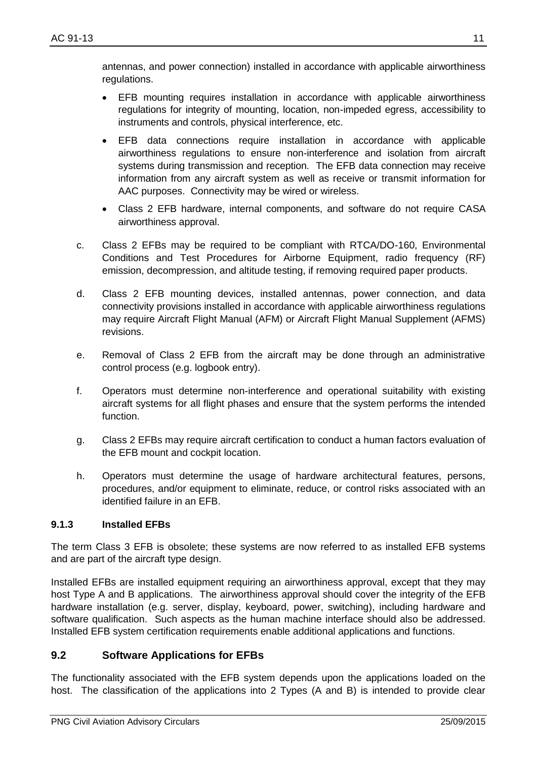antennas, and power connection) installed in accordance with applicable airworthiness regulations.

- EFB mounting requires installation in accordance with applicable airworthiness regulations for integrity of mounting, location, non-impeded egress, accessibility to instruments and controls, physical interference, etc.
- EFB data connections require installation in accordance with applicable airworthiness regulations to ensure non-interference and isolation from aircraft systems during transmission and reception. The EFB data connection may receive information from any aircraft system as well as receive or transmit information for AAC purposes. Connectivity may be wired or wireless.
- Class 2 EFB hardware, internal components, and software do not require CASA airworthiness approval.

c. Class 2 EFBs may be required to be compliant with RTCA/DO-160, Environmental Conditions and Test Procedures for Airborne Equipment, radio frequency (RF) emission, decompression, and altitude testing, if removing required paper products.

d. Class 2 EFB mounting devices, installed antennas, power connection, and data connectivity provisions installed in accordance with applicable airworthiness regulations may require Aircraft Flight Manual (AFM) or Aircraft Flight Manual Supplement (AFMS) revisions.

e. Removal of Class 2 EFB from the aircraft may be done through an administrative control process (e.g. logbook entry).

f. Operators must determine non-interference and operational suitability with existing aircraft systems for all flight phases and ensure that the system performs the intended function.

g. Class 2 EFBs may require aircraft certification to conduct a human factors evaluation of the EFB mount and cockpit location.

h. Operators must determine the usage of hardware architectural features, persons, procedures, and/or equipment to eliminate, reduce, or control risks associated with an identified failure in an EFB.

### 9.1.3 Installed EFBs

The term Class 3 EFB is obsolete; these systems are now referred to as installed EFB systems and are part of the aircraft type design.

Installed EFBs are installed equipment requiring an airworthiness approval, except that they may host Type A and B applications. The airworthiness approval should cover the integrity of the EFB hardware installation (e.g. server, display, keyboard, power, switching), including hardware and software qualification. Such aspects as the human machine interface should also be addressed. Installed EFB system certification requirements enable additional applications and functions.

## 9.2 Software Applications for EFBs

The functionality associated with the EFB system depends upon the applications loaded on the host. The classification of the applications into 2 Types (A and B) is intended to provide clear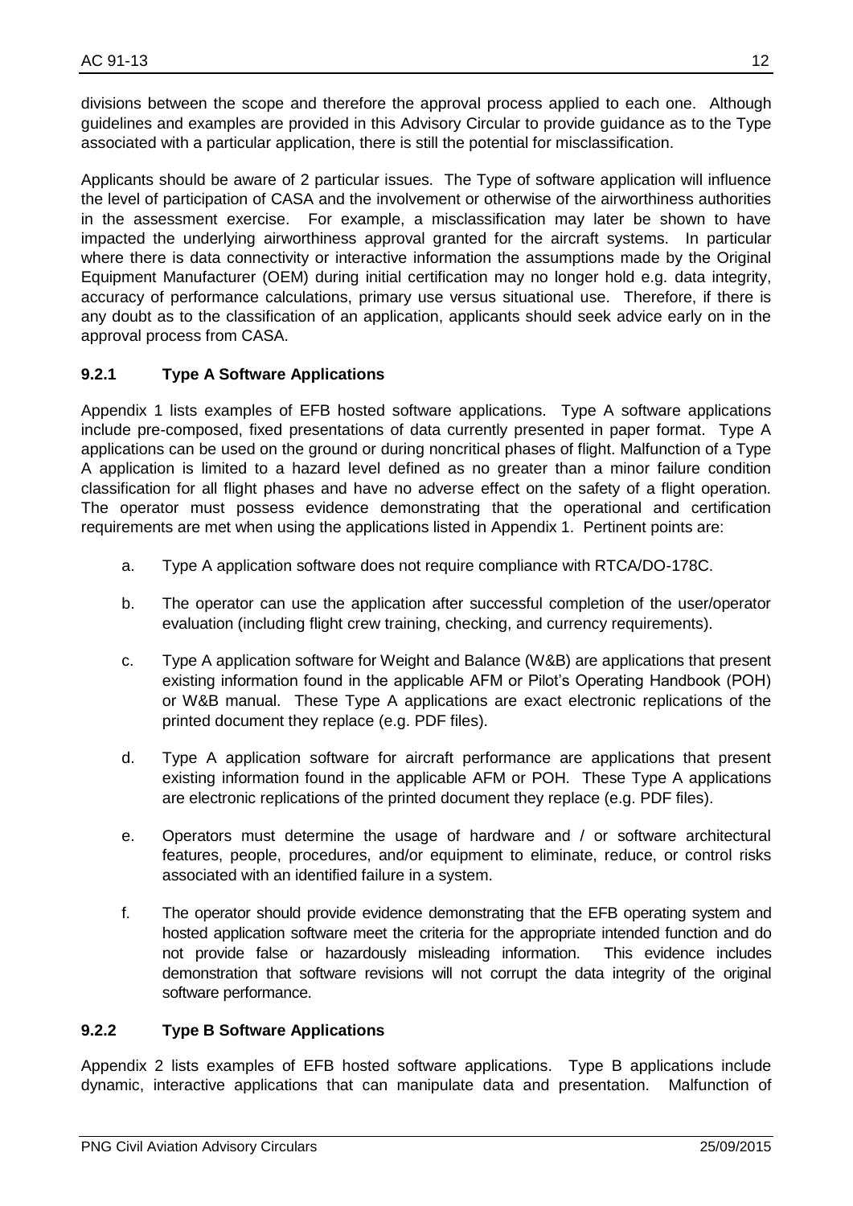divisions between the scope and therefore the approval process applied to each one. Although guidelines and examples are provided in this Advisory Circular to provide guidance as to the Type associated with a particular application, there is still the potential for misclassification.

Applicants should be aware of 2 particular issues. The Type of software application will influence the level of participation of CASA and the involvement or otherwise of the airworthiness authorities in the assessment exercise. For example, a misclassification may later be shown to have impacted the underlying airworthiness approval granted for the aircraft systems. In particular where there is data connectivity or interactive information the assumptions made by the Original Equipment Manufacturer (OEM) during initial certification may no longer hold e.g. data integrity, accuracy of performance calculations, primary use versus situational use. Therefore, if there is any doubt as to the classification of an application, applicants should seek advice early on in the approval process from CASA.

### 9.2.1 Type A Software Applications

Appendix 1 lists examples of EFB hosted software applications. Type A software applications include pre-composed, fixed presentations of data currently presented in paper format. Type A applications can be used on the ground or during noncritical phases of flight. Malfunction of a Type A application is limited to a hazard level defined as no greater than a minor failure condition classification for all flight phases and have no adverse effect on the safety of a flight operation. The operator must possess evidence demonstrating that the operational and certification requirements are met when using the applications listed in Appendix 1. Pertinent points are:

a. Type A application software does not require compliance with RTCA/DO-178C.

b. The operator can use the application after successful completion of the user/operator evaluation (including flight crew training, checking, and currency requirements).

c. Type A application software for Weight and Balance (W&B) are applications that present existing information found in the applicable AFM or Pilot's Operating Handbook (POH) or W&B manual. These Type A applications are exact electronic replications of the printed document they replace (e.g. PDF files).

d. Type A application software for aircraft performance are applications that present existing information found in the applicable AFM or POH. These Type A applications are electronic replications of the printed document they replace (e.g. PDF files).

e. Operators must determine the usage of hardware and / or software architectural features, people, procedures, and/or equipment to eliminate, reduce, or control risks associated with an identified failure in a system.

f. The operator should provide evidence demonstrating that the EFB operating system and hosted application software meet the criteria for the appropriate intended function and do not provide false or hazardously misleading information. This evidence includes demonstration that software revisions will not corrupt the data integrity of the original software performance.

### 9.2.2 Type B Software Applications

Appendix 2 lists examples of EFB hosted software applications. Type B applications include dynamic, interactive applications that can manipulate data and presentation. Malfunction of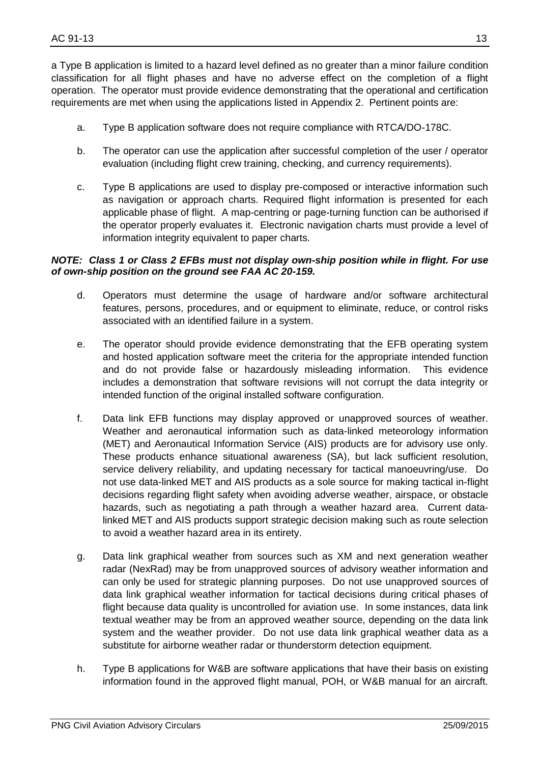a Type B application is limited to a hazard level defined as no greater than a minor failure condition classification for all flight phases and have no adverse effect on the completion of a flight operation. The operator must provide evidence demonstrating that the operational and certification requirements are met when using the applications listed in Appendix 2. Pertinent points are:

a. Type B application software does not require compliance with RTCA/DO-178C.

b. The operator can use the application after successful completion of the user / operator evaluation (including flight crew training, checking, and currency requirements).

c. Type B applications are used to display pre-composed or interactive information such as navigation or approach charts. Required flight information is presented for each applicable phase of flight. A map-centring or page-turning function can be authorised if the operator properly evaluates it. Electronic navigation charts must provide a level of information integrity equivalent to paper charts.

***NOTE: Class 1 or Class 2 EFBs must not display own-ship position while in flight. For use of own-ship position on the ground see FAA AC 20-159.***

d. Operators must determine the usage of hardware and/or software architectural features, persons, procedures, and or equipment to eliminate, reduce, or control risks associated with an identified failure in a system.

e. The operator should provide evidence demonstrating that the EFB operating system and hosted application software meet the criteria for the appropriate intended function and do not provide false or hazardously misleading information. This evidence includes a demonstration that software revisions will not corrupt the data integrity or intended function of the original installed software configuration.

f. Data link EFB functions may display approved or unapproved sources of weather. Weather and aeronautical information such as data-linked meteorology information (MET) and Aeronautical Information Service (AIS) products are for advisory use only. These products enhance situational awareness (SA), but lack sufficient resolution, service delivery reliability, and updating necessary for tactical manoeuvring/use. Do not use data-linked MET and AIS products as a sole source for making tactical in-flight decisions regarding flight safety when avoiding adverse weather, airspace, or obstacle hazards, such as negotiating a path through a weather hazard area. Current data-linked MET and AIS products support strategic decision making such as route selection to avoid a weather hazard area in its entirety.

g. Data link graphical weather from sources such as XM and next generation weather radar (NexRad) may be from unapproved sources of advisory weather information and can only be used for strategic planning purposes. Do not use unapproved sources of data link graphical weather information for tactical decisions during critical phases of flight because data quality is uncontrolled for aviation use. In some instances, data link textual weather may be from an approved weather source, depending on the data link system and the weather provider. Do not use data link graphical weather data as a substitute for airborne weather radar or thunderstorm detection equipment.

h. Type B applications for W&B are software applications that have their basis on existing information found in the approved flight manual, POH, or W&B manual for an aircraft.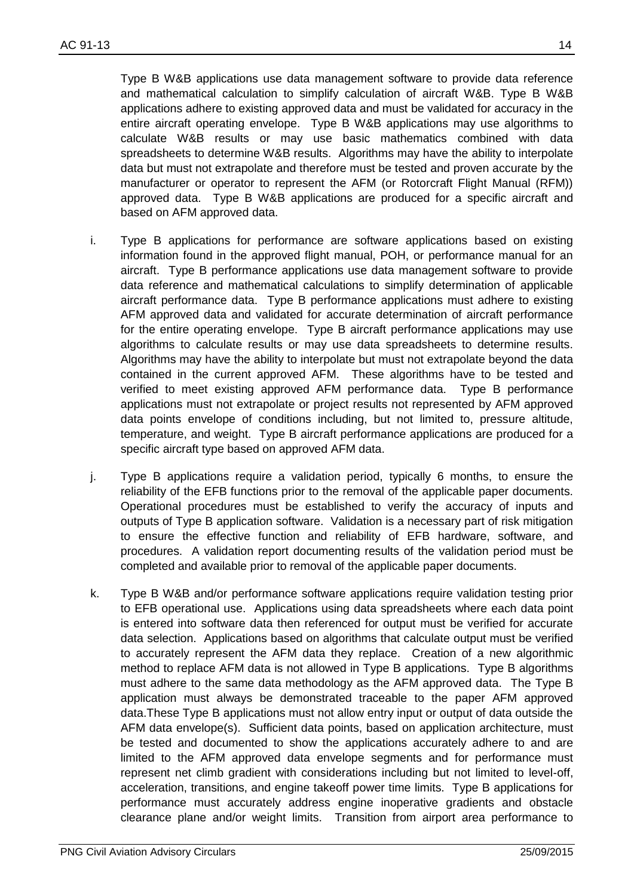Type B W&B applications use data management software to provide data reference and mathematical calculation to simplify calculation of aircraft W&B. Type B W&B applications adhere to existing approved data and must be validated for accuracy in the entire aircraft operating envelope. Type B W&B applications may use algorithms to calculate W&B results or may use basic mathematics combined with data spreadsheets to determine W&B results. Algorithms may have the ability to interpolate data but must not extrapolate and therefore must be tested and proven accurate by the manufacturer or operator to represent the AFM (or Rotorcraft Flight Manual (RFM)) approved data. Type B W&B applications are produced for a specific aircraft and based on AFM approved data.

i. Type B applications for performance are software applications based on existing information found in the approved flight manual, POH, or performance manual for an aircraft. Type B performance applications use data management software to provide data reference and mathematical calculations to simplify determination of applicable aircraft performance data. Type B performance applications must adhere to existing AFM approved data and validated for accurate determination of aircraft performance for the entire operating envelope. Type B aircraft performance applications may use algorithms to calculate results or may use data spreadsheets to determine results. Algorithms may have the ability to interpolate but must not extrapolate beyond the data contained in the current approved AFM. These algorithms have to be tested and verified to meet existing approved AFM performance data. Type B performance applications must not extrapolate or project results not represented by AFM approved data points envelope of conditions including, but not limited to, pressure altitude, temperature, and weight. Type B aircraft performance applications are produced for a specific aircraft type based on approved AFM data.

j. Type B applications require a validation period, typically 6 months, to ensure the reliability of the EFB functions prior to the removal of the applicable paper documents. Operational procedures must be established to verify the accuracy of inputs and outputs of Type B application software. Validation is a necessary part of risk mitigation to ensure the effective function and reliability of EFB hardware, software, and procedures. A validation report documenting results of the validation period must be completed and available prior to removal of the applicable paper documents.

k. Type B W&B and/or performance software applications require validation testing prior to EFB operational use. Applications using data spreadsheets where each data point is entered into software data then referenced for output must be verified for accurate data selection. Applications based on algorithms that calculate output must be verified to accurately represent the AFM data they replace. Creation of a new algorithmic method to replace AFM data is not allowed in Type B applications. Type B algorithms must adhere to the same data methodology as the AFM approved data. The Type B application must always be demonstrated traceable to the paper AFM approved data.These Type B applications must not allow entry input or output of data outside the AFM data envelope(s). Sufficient data points, based on application architecture, must be tested and documented to show the applications accurately adhere to and are limited to the AFM approved data envelope segments and for performance must represent net climb gradient with considerations including but not limited to level-off, acceleration, transitions, and engine takeoff power time limits. Type B applications for performance must accurately address engine inoperative gradients and obstacle clearance plane and/or weight limits. Transition from airport area performance to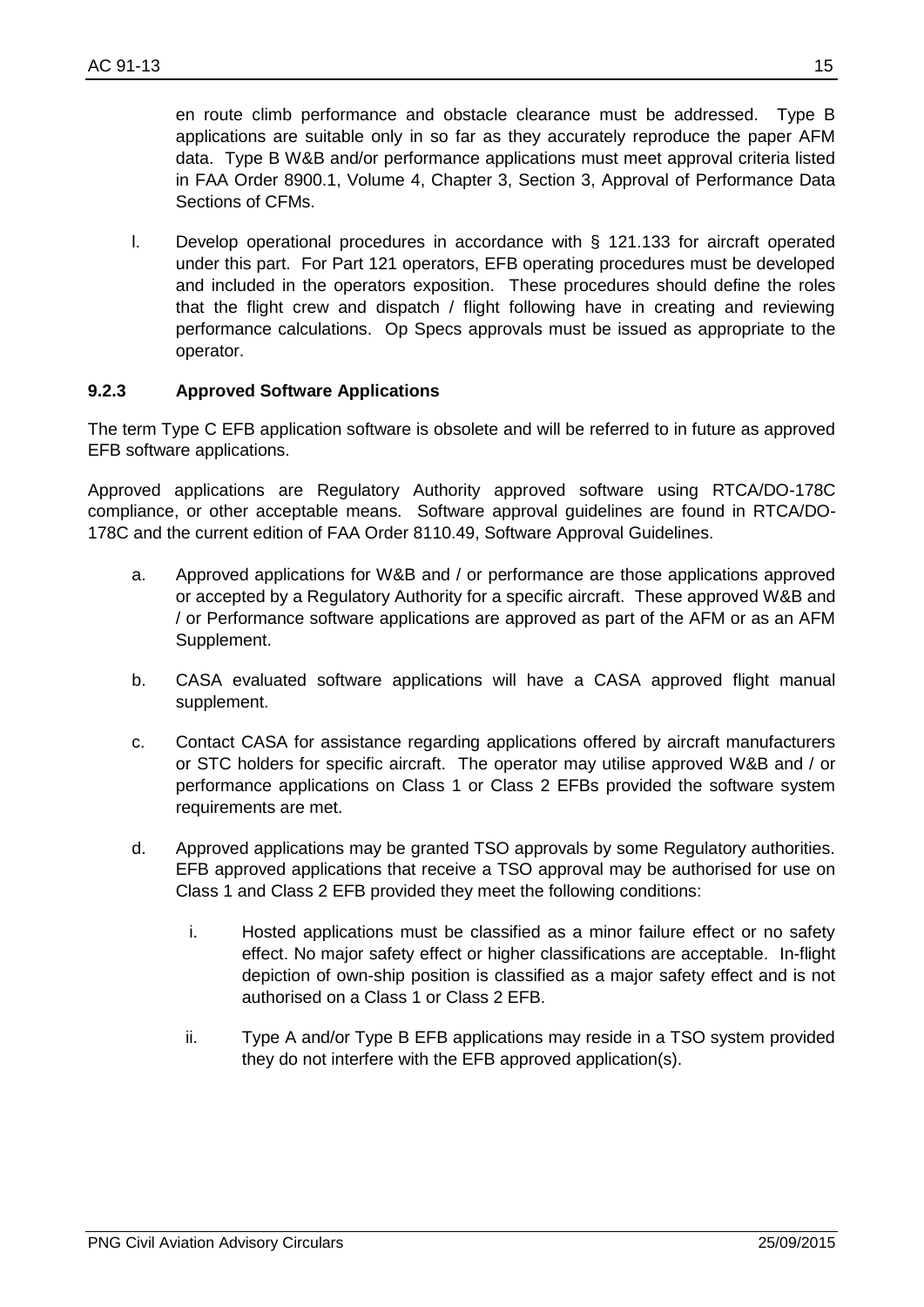en route climb performance and obstacle clearance must be addressed. Type B applications are suitable only in so far as they accurately reproduce the paper AFM data. Type B W&B and/or performance applications must meet approval criteria listed in FAA Order 8900.1, Volume 4, Chapter 3, Section 3, Approval of Performance Data Sections of CFMs.

l. Develop operational procedures in accordance with § 121.133 for aircraft operated under this part. For Part 121 operators, EFB operating procedures must be developed and included in the operators exposition. These procedures should define the roles that the flight crew and dispatch / flight following have in creating and reviewing performance calculations. Op Specs approvals must be issued as appropriate to the operator.

### 9.2.3 Approved Software Applications

The term Type C EFB application software is obsolete and will be referred to in future as approved EFB software applications.

Approved applications are Regulatory Authority approved software using RTCA/DO-178C compliance, or other acceptable means. Software approval guidelines are found in RTCA/DO-178C and the current edition of FAA Order 8110.49, Software Approval Guidelines.

a. Approved applications for W&B and / or performance are those applications approved or accepted by a Regulatory Authority for a specific aircraft. These approved W&B and / or Performance software applications are approved as part of the AFM or as an AFM Supplement.

b. CASA evaluated software applications will have a CASA approved flight manual supplement.

c. Contact CASA for assistance regarding applications offered by aircraft manufacturers or STC holders for specific aircraft. The operator may utilise approved W&B and / or performance applications on Class 1 or Class 2 EFBs provided the software system requirements are met.

d. Approved applications may be granted TSO approvals by some Regulatory authorities. EFB approved applications that receive a TSO approval may be authorised for use on Class 1 and Class 2 EFB provided they meet the following conditions:

   i. Hosted applications must be classified as a minor failure effect or no safety effect. No major safety effect or higher classifications are acceptable. In-flight depiction of own-ship position is classified as a major safety effect and is not authorised on a Class 1 or Class 2 EFB.

   ii. Type A and/or Type B EFB applications may reside in a TSO system provided they do not interfere with the EFB approved application(s).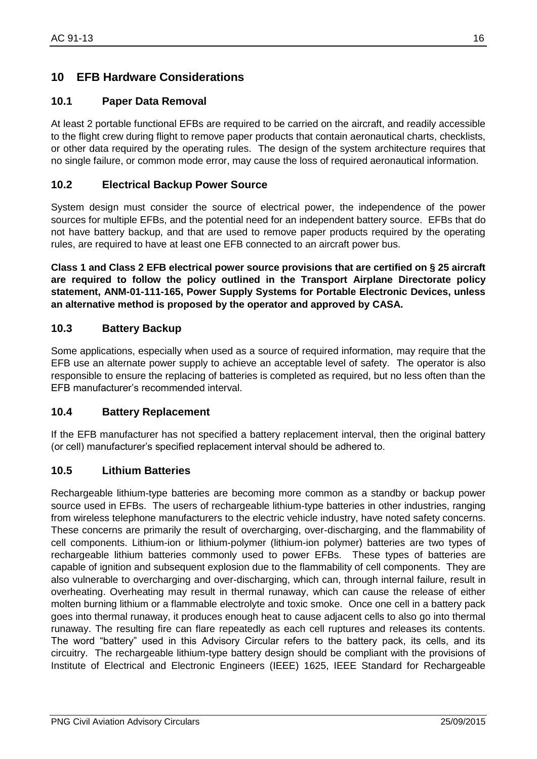## 10 EFB Hardware Considerations

### 10.1 Paper Data Removal

At least 2 portable functional EFBs are required to be carried on the aircraft, and readily accessible to the flight crew during flight to remove paper products that contain aeronautical charts, checklists, or other data required by the operating rules. The design of the system architecture requires that no single failure, or common mode error, may cause the loss of required aeronautical information.

### 10.2 Electrical Backup Power Source

System design must consider the source of electrical power, the independence of the power sources for multiple EFBs, and the potential need for an independent battery source. EFBs that do not have battery backup, and that are used to remove paper products required by the operating rules, are required to have at least one EFB connected to an aircraft power bus.

**Class 1 and Class 2 EFB electrical power source provisions that are certified on § 25 aircraft are required to follow the policy outlined in the Transport Airplane Directorate policy statement, ANM-01-111-165, Power Supply Systems for Portable Electronic Devices, unless an alternative method is proposed by the operator and approved by CASA.**

### 10.3 Battery Backup

Some applications, especially when used as a source of required information, may require that the EFB use an alternate power supply to achieve an acceptable level of safety. The operator is also responsible to ensure the replacing of batteries is completed as required, but no less often than the EFB manufacturer's recommended interval.

### 10.4 Battery Replacement

If the EFB manufacturer has not specified a battery replacement interval, then the original battery (or cell) manufacturer's specified replacement interval should be adhered to.

### 10.5 Lithium Batteries

Rechargeable lithium-type batteries are becoming more common as a standby or backup power source used in EFBs. The users of rechargeable lithium-type batteries in other industries, ranging from wireless telephone manufacturers to the electric vehicle industry, have noted safety concerns. These concerns are primarily the result of overcharging, over-discharging, and the flammability of cell components. Lithium-ion or lithium-polymer (lithium-ion polymer) batteries are two types of rechargeable lithium batteries commonly used to power EFBs. These types of batteries are capable of ignition and subsequent explosion due to the flammability of cell components. They are also vulnerable to overcharging and over-discharging, which can, through internal failure, result in overheating. Overheating may result in thermal runaway, which can cause the release of either molten burning lithium or a flammable electrolyte and toxic smoke. Once one cell in a battery pack goes into thermal runaway, it produces enough heat to cause adjacent cells to also go into thermal runaway. The resulting fire can flare repeatedly as each cell ruptures and releases its contents. The word "battery" used in this Advisory Circular refers to the battery pack, its cells, and its circuitry. The rechargeable lithium-type battery design should be compliant with the provisions of Institute of Electrical and Electronic Engineers (IEEE) 1625, IEEE Standard for Rechargeable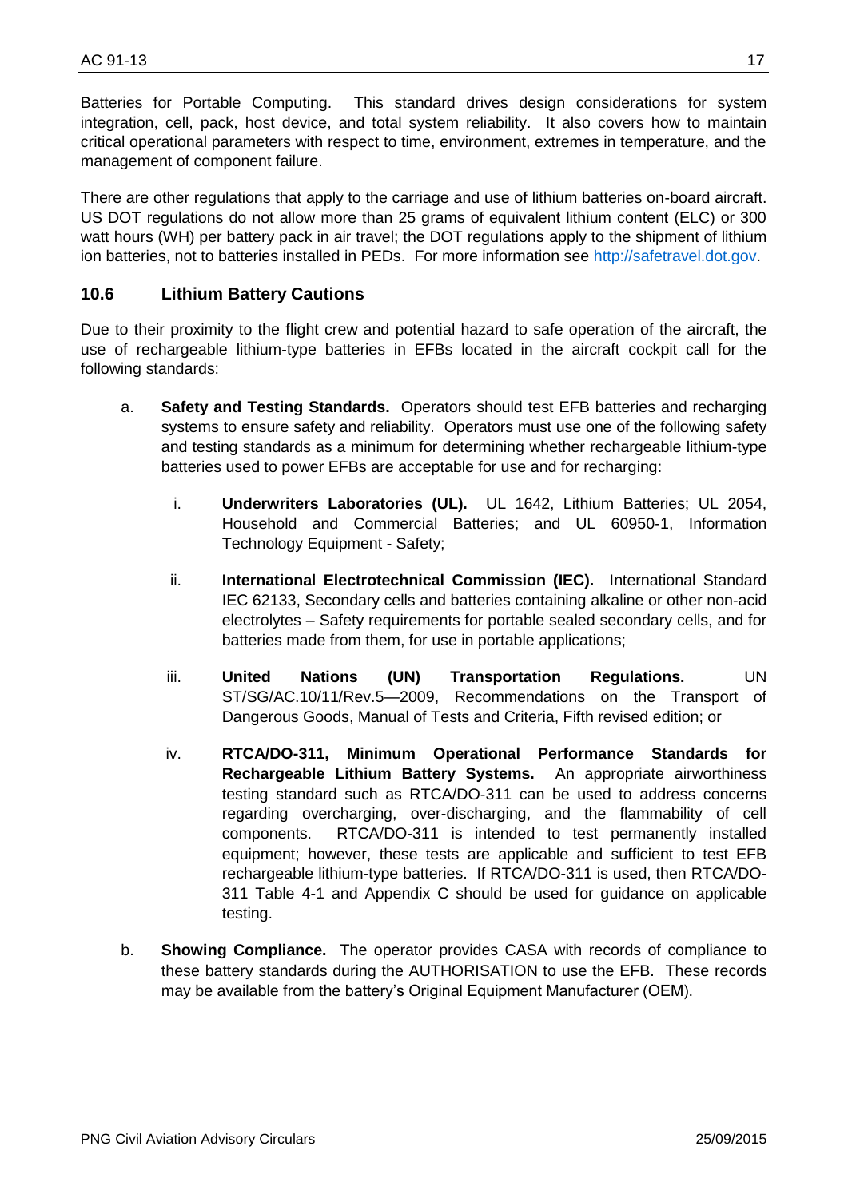Batteries for Portable Computing. This standard drives design considerations for system integration, cell, pack, host device, and total system reliability. It also covers how to maintain critical operational parameters with respect to time, environment, extremes in temperature, and the management of component failure.

There are other regulations that apply to the carriage and use of lithium batteries on-board aircraft. US DOT regulations do not allow more than 25 grams of equivalent lithium content (ELC) or 300 watt hours (WH) per battery pack in air travel; the DOT regulations apply to the shipment of lithium ion batteries, not to batteries installed in PEDs. For more information see http://safetravel.dot.gov.

## 10.6 Lithium Battery Cautions

Due to their proximity to the flight crew and potential hazard to safe operation of the aircraft, the use of rechargeable lithium-type batteries in EFBs located in the aircraft cockpit call for the following standards:

a. **Safety and Testing Standards.** Operators should test EFB batteries and recharging systems to ensure safety and reliability. Operators must use one of the following safety and testing standards as a minimum for determining whether rechargeable lithium-type batteries used to power EFBs are acceptable for use and for recharging:

   i. **Underwriters Laboratories (UL).** UL 1642, Lithium Batteries; UL 2054, Household and Commercial Batteries; and UL 60950-1, Information Technology Equipment - Safety;

   ii. **International Electrotechnical Commission (IEC).** International Standard IEC 62133, Secondary cells and batteries containing alkaline or other non-acid electrolytes – Safety requirements for portable sealed secondary cells, and for batteries made from them, for use in portable applications;

   iii. **United Nations (UN) Transportation Regulations.** UN ST/SG/AC.10/11/Rev.5—2009, Recommendations on the Transport of Dangerous Goods, Manual of Tests and Criteria, Fifth revised edition; or

   iv. **RTCA/DO-311, Minimum Operational Performance Standards for Rechargeable Lithium Battery Systems.** An appropriate airworthiness testing standard such as RTCA/DO-311 can be used to address concerns regarding overcharging, over-discharging, and the flammability of cell components. RTCA/DO-311 is intended to test permanently installed equipment; however, these tests are applicable and sufficient to test EFB rechargeable lithium-type batteries. If RTCA/DO-311 is used, then RTCA/DO-311 Table 4-1 and Appendix C should be used for guidance on applicable testing.

b. **Showing Compliance.** The operator provides CASA with records of compliance to these battery standards during the AUTHORISATION to use the EFB. These records may be available from the battery's Original Equipment Manufacturer (OEM).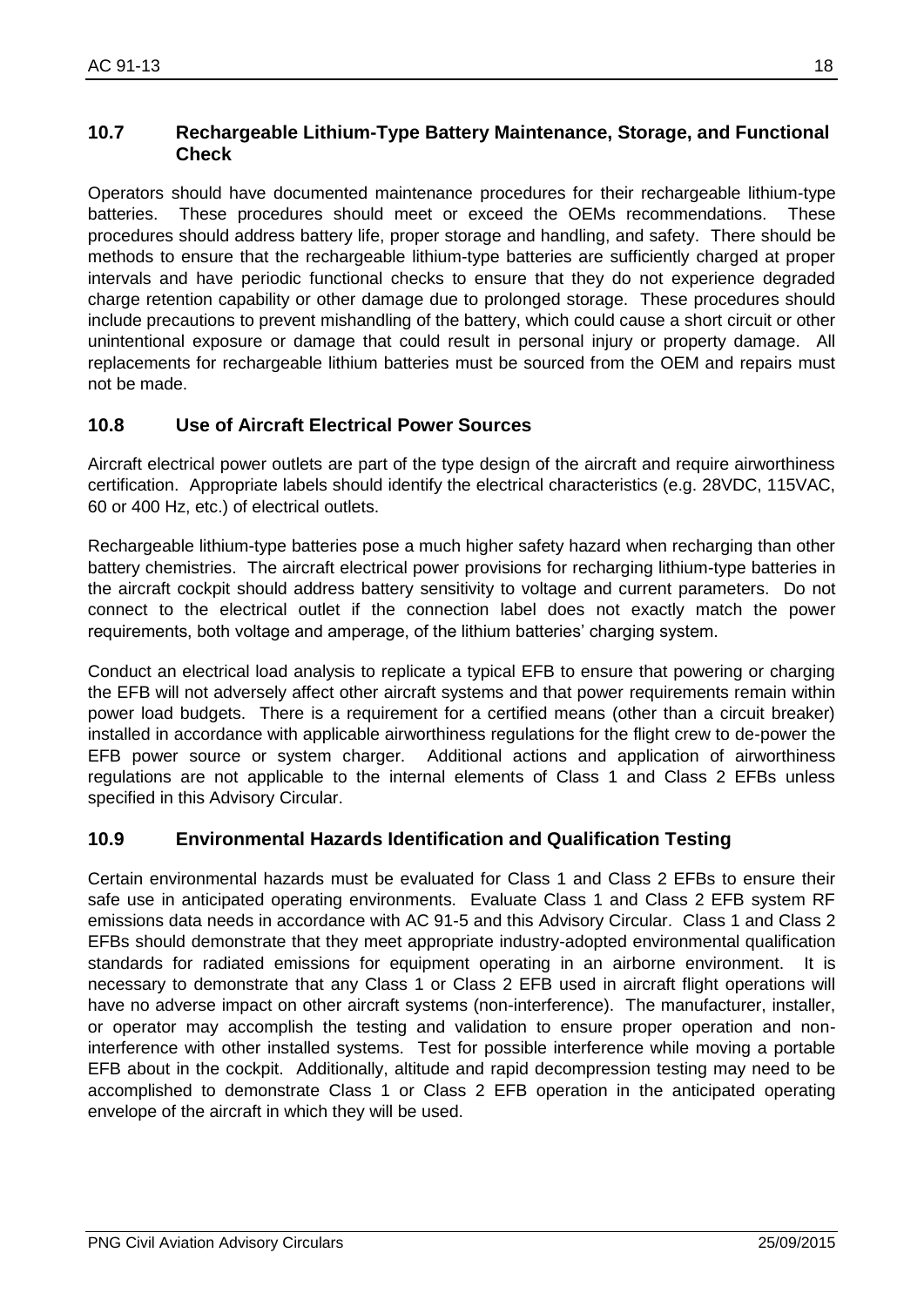## 10.7 Rechargeable Lithium-Type Battery Maintenance, Storage, and Functional Check

Operators should have documented maintenance procedures for their rechargeable lithium-type batteries. These procedures should meet or exceed the OEMs recommendations. These procedures should address battery life, proper storage and handling, and safety. There should be methods to ensure that the rechargeable lithium-type batteries are sufficiently charged at proper intervals and have periodic functional checks to ensure that they do not experience degraded charge retention capability or other damage due to prolonged storage. These procedures should include precautions to prevent mishandling of the battery, which could cause a short circuit or other unintentional exposure or damage that could result in personal injury or property damage. All replacements for rechargeable lithium batteries must be sourced from the OEM and repairs must not be made.

## 10.8 Use of Aircraft Electrical Power Sources

Aircraft electrical power outlets are part of the type design of the aircraft and require airworthiness certification. Appropriate labels should identify the electrical characteristics (e.g. 28VDC, 115VAC, 60 or 400 Hz, etc.) of electrical outlets.

Rechargeable lithium-type batteries pose a much higher safety hazard when recharging than other battery chemistries. The aircraft electrical power provisions for recharging lithium-type batteries in the aircraft cockpit should address battery sensitivity to voltage and current parameters. Do not connect to the electrical outlet if the connection label does not exactly match the power requirements, both voltage and amperage, of the lithium batteries' charging system.

Conduct an electrical load analysis to replicate a typical EFB to ensure that powering or charging the EFB will not adversely affect other aircraft systems and that power requirements remain within power load budgets. There is a requirement for a certified means (other than a circuit breaker) installed in accordance with applicable airworthiness regulations for the flight crew to de-power the EFB power source or system charger. Additional actions and application of airworthiness regulations are not applicable to the internal elements of Class 1 and Class 2 EFBs unless specified in this Advisory Circular.

## 10.9 Environmental Hazards Identification and Qualification Testing

Certain environmental hazards must be evaluated for Class 1 and Class 2 EFBs to ensure their safe use in anticipated operating environments. Evaluate Class 1 and Class 2 EFB system RF emissions data needs in accordance with AC 91-5 and this Advisory Circular. Class 1 and Class 2 EFBs should demonstrate that they meet appropriate industry-adopted environmental qualification standards for radiated emissions for equipment operating in an airborne environment. It is necessary to demonstrate that any Class 1 or Class 2 EFB used in aircraft flight operations will have no adverse impact on other aircraft systems (non-interference). The manufacturer, installer, or operator may accomplish the testing and validation to ensure proper operation and non-interference with other installed systems. Test for possible interference while moving a portable EFB about in the cockpit. Additionally, altitude and rapid decompression testing may need to be accomplished to demonstrate Class 1 or Class 2 EFB operation in the anticipated operating envelope of the aircraft in which they will be used.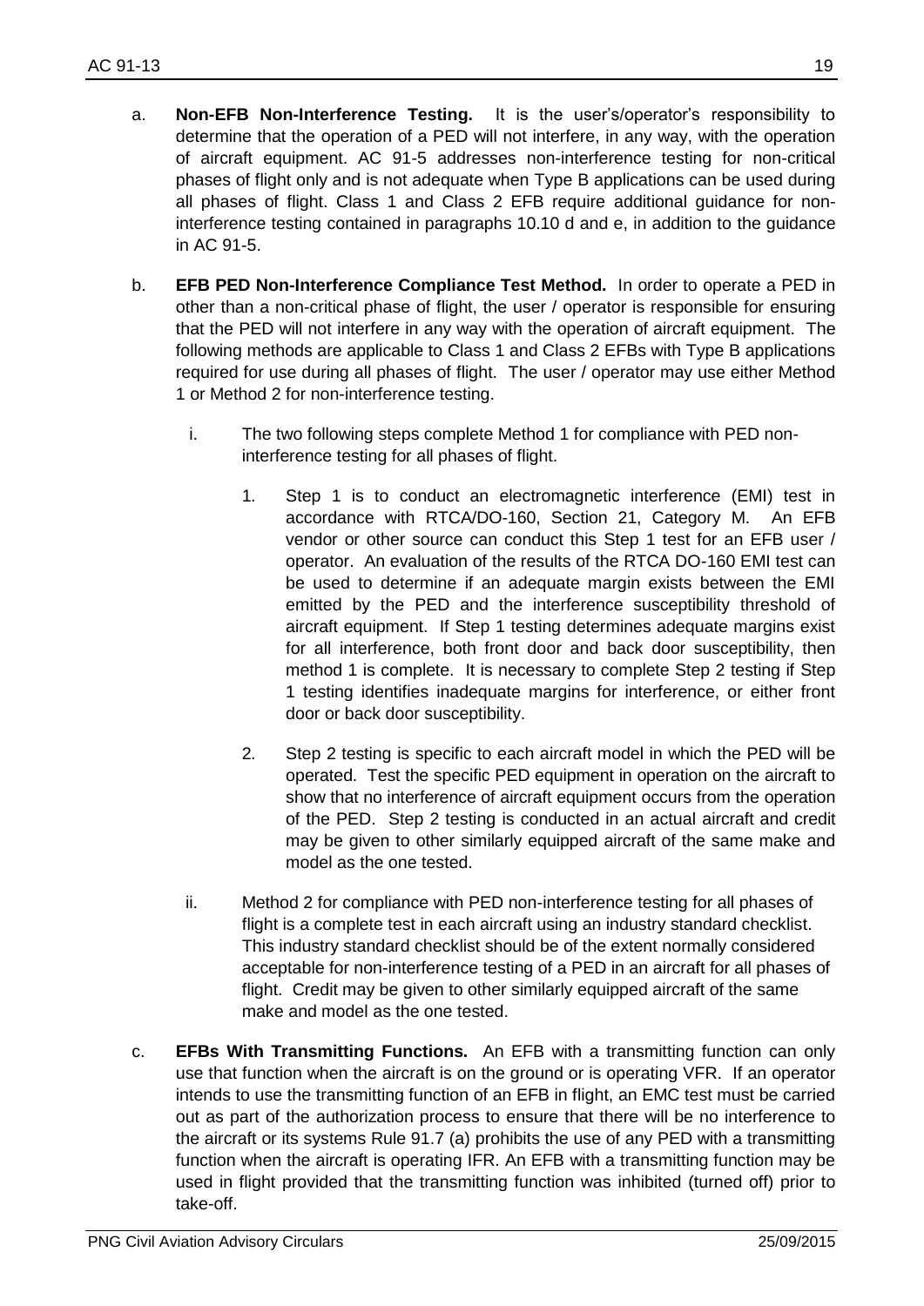a. **Non-EFB Non-Interference Testing.** It is the user's/operator's responsibility to determine that the operation of a PED will not interfere, in any way, with the operation of aircraft equipment. AC 91-5 addresses non-interference testing for non-critical phases of flight only and is not adequate when Type B applications can be used during all phases of flight. Class 1 and Class 2 EFB require additional guidance for non-interference testing contained in paragraphs 10.10 d and e, in addition to the guidance in AC 91-5.

b. **EFB PED Non-Interference Compliance Test Method.** In order to operate a PED in other than a non-critical phase of flight, the user / operator is responsible for ensuring that the PED will not interfere in any way with the operation of aircraft equipment. The following methods are applicable to Class 1 and Class 2 EFBs with Type B applications required for use during all phases of flight. The user / operator may use either Method 1 or Method 2 for non-interference testing.

   i. The two following steps complete Method 1 for compliance with PED non-interference testing for all phases of flight.

      1. Step 1 is to conduct an electromagnetic interference (EMI) test in accordance with RTCA/DO-160, Section 21, Category M. An EFB vendor or other source can conduct this Step 1 test for an EFB user / operator. An evaluation of the results of the RTCA DO-160 EMI test can be used to determine if an adequate margin exists between the EMI emitted by the PED and the interference susceptibility threshold of aircraft equipment. If Step 1 testing determines adequate margins exist for all interference, both front door and back door susceptibility, then method 1 is complete. It is necessary to complete Step 2 testing if Step 1 testing identifies inadequate margins for interference, or either front door or back door susceptibility.

      2. Step 2 testing is specific to each aircraft model in which the PED will be operated. Test the specific PED equipment in operation on the aircraft to show that no interference of aircraft equipment occurs from the operation of the PED. Step 2 testing is conducted in an actual aircraft and credit may be given to other similarly equipped aircraft of the same make and model as the one tested.

   ii. Method 2 for compliance with PED non-interference testing for all phases of flight is a complete test in each aircraft using an industry standard checklist. This industry standard checklist should be of the extent normally considered acceptable for non-interference testing of a PED in an aircraft for all phases of flight. Credit may be given to other similarly equipped aircraft of the same make and model as the one tested.

c. **EFBs With Transmitting Functions.** An EFB with a transmitting function can only use that function when the aircraft is on the ground or is operating VFR. If an operator intends to use the transmitting function of an EFB in flight, an EMC test must be carried out as part of the authorization process to ensure that there will be no interference to the aircraft or its systems Rule 91.7 (a) prohibits the use of any PED with a transmitting function when the aircraft is operating IFR. An EFB with a transmitting function may be used in flight provided that the transmitting function was inhibited (turned off) prior to take-off.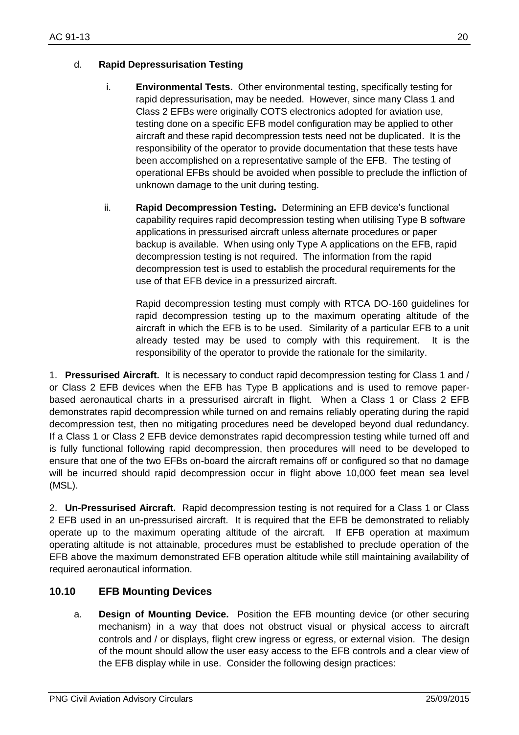d. **Rapid Depressurisation Testing**

i. **Environmental Tests.** Other environmental testing, specifically testing for rapid depressurisation, may be needed. However, since many Class 1 and Class 2 EFBs were originally COTS electronics adopted for aviation use, testing done on a specific EFB model configuration may be applied to other aircraft and these rapid decompression tests need not be duplicated. It is the responsibility of the operator to provide documentation that these tests have been accomplished on a representative sample of the EFB. The testing of operational EFBs should be avoided when possible to preclude the infliction of unknown damage to the unit during testing.

ii. **Rapid Decompression Testing.** Determining an EFB device's functional capability requires rapid decompression testing when utilising Type B software applications in pressurised aircraft unless alternate procedures or paper backup is available. When using only Type A applications on the EFB, rapid decompression testing is not required. The information from the rapid decompression test is used to establish the procedural requirements for the use of that EFB device in a pressurized aircraft.

Rapid decompression testing must comply with RTCA DO-160 guidelines for rapid decompression testing up to the maximum operating altitude of the aircraft in which the EFB is to be used. Similarity of a particular EFB to a unit already tested may be used to comply with this requirement. It is the responsibility of the operator to provide the rationale for the similarity.

1. **Pressurised Aircraft.** It is necessary to conduct rapid decompression testing for Class 1 and / or Class 2 EFB devices when the EFB has Type B applications and is used to remove paper-based aeronautical charts in a pressurised aircraft in flight. When a Class 1 or Class 2 EFB demonstrates rapid decompression while turned on and remains reliably operating during the rapid decompression test, then no mitigating procedures need be developed beyond dual redundancy. If a Class 1 or Class 2 EFB device demonstrates rapid decompression testing while turned off and is fully functional following rapid decompression, then procedures will need to be developed to ensure that one of the two EFBs on-board the aircraft remains off or configured so that no damage will be incurred should rapid decompression occur in flight above 10,000 feet mean sea level (MSL).

2. **Un-Pressurised Aircraft.** Rapid decompression testing is not required for a Class 1 or Class 2 EFB used in an un-pressurised aircraft. It is required that the EFB be demonstrated to reliably operate up to the maximum operating altitude of the aircraft. If EFB operation at maximum operating altitude is not attainable, procedures must be established to preclude operation of the EFB above the maximum demonstrated EFB operation altitude while still maintaining availability of required aeronautical information.

## 10.10 EFB Mounting Devices

a. **Design of Mounting Device.** Position the EFB mounting device (or other securing mechanism) in a way that does not obstruct visual or physical access to aircraft controls and / or displays, flight crew ingress or egress, or external vision. The design of the mount should allow the user easy access to the EFB controls and a clear view of the EFB display while in use. Consider the following design practices: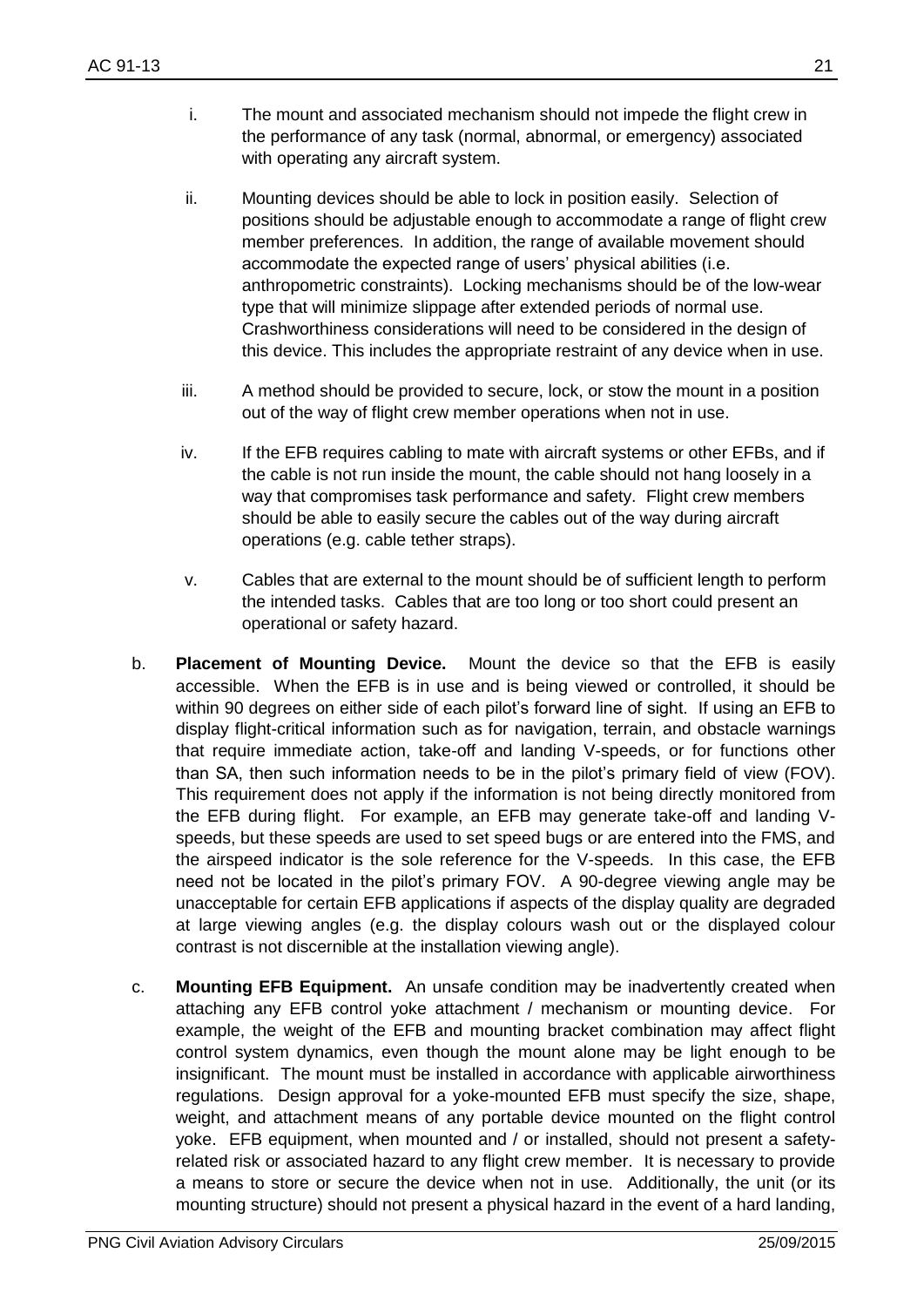i. The mount and associated mechanism should not impede the flight crew in the performance of any task (normal, abnormal, or emergency) associated with operating any aircraft system.

ii. Mounting devices should be able to lock in position easily. Selection of positions should be adjustable enough to accommodate a range of flight crew member preferences. In addition, the range of available movement should accommodate the expected range of users' physical abilities (i.e. anthropometric constraints). Locking mechanisms should be of the low-wear type that will minimize slippage after extended periods of normal use. Crashworthiness considerations will need to be considered in the design of this device. This includes the appropriate restraint of any device when in use.

iii. A method should be provided to secure, lock, or stow the mount in a position out of the way of flight crew member operations when not in use.

iv. If the EFB requires cabling to mate with aircraft systems or other EFBs, and if the cable is not run inside the mount, the cable should not hang loosely in a way that compromises task performance and safety. Flight crew members should be able to easily secure the cables out of the way during aircraft operations (e.g. cable tether straps).

v. Cables that are external to the mount should be of sufficient length to perform the intended tasks. Cables that are too long or too short could present an operational or safety hazard.

b. **Placement of Mounting Device.** Mount the device so that the EFB is easily accessible. When the EFB is in use and is being viewed or controlled, it should be within 90 degrees on either side of each pilot's forward line of sight. If using an EFB to display flight-critical information such as for navigation, terrain, and obstacle warnings that require immediate action, take-off and landing V-speeds, or for functions other than SA, then such information needs to be in the pilot's primary field of view (FOV). This requirement does not apply if the information is not being directly monitored from the EFB during flight. For example, an EFB may generate take-off and landing V-speeds, but these speeds are used to set speed bugs or are entered into the FMS, and the airspeed indicator is the sole reference for the V-speeds. In this case, the EFB need not be located in the pilot's primary FOV. A 90-degree viewing angle may be unacceptable for certain EFB applications if aspects of the display quality are degraded at large viewing angles (e.g. the display colours wash out or the displayed colour contrast is not discernible at the installation viewing angle).

c. **Mounting EFB Equipment.** An unsafe condition may be inadvertently created when attaching any EFB control yoke attachment / mechanism or mounting device. For example, the weight of the EFB and mounting bracket combination may affect flight control system dynamics, even though the mount alone may be light enough to be insignificant. The mount must be installed in accordance with applicable airworthiness regulations. Design approval for a yoke-mounted EFB must specify the size, shape, weight, and attachment means of any portable device mounted on the flight control yoke. EFB equipment, when mounted and / or installed, should not present a safety-related risk or associated hazard to any flight crew member. It is necessary to provide a means to store or secure the device when not in use. Additionally, the unit (or its mounting structure) should not present a physical hazard in the event of a hard landing,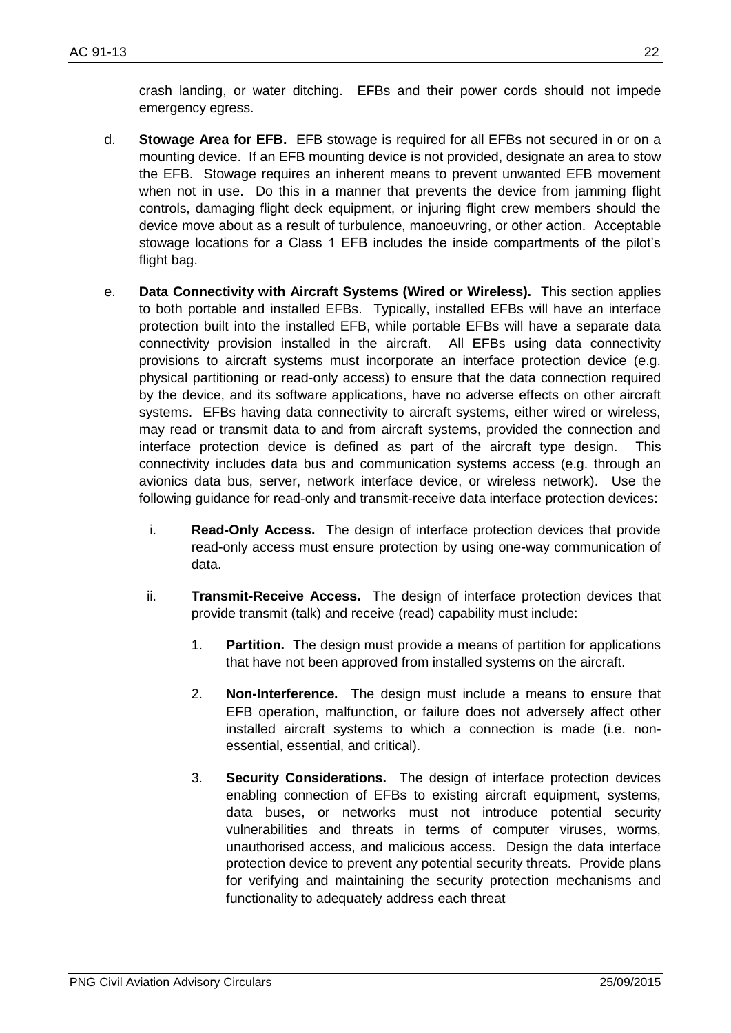crash landing, or water ditching. EFBs and their power cords should not impede emergency egress.

d. **Stowage Area for EFB.** EFB stowage is required for all EFBs not secured in or on a mounting device. If an EFB mounting device is not provided, designate an area to stow the EFB. Stowage requires an inherent means to prevent unwanted EFB movement when not in use. Do this in a manner that prevents the device from jamming flight controls, damaging flight deck equipment, or injuring flight crew members should the device move about as a result of turbulence, manoeuvring, or other action. Acceptable stowage locations for a Class 1 EFB includes the inside compartments of the pilot's flight bag.

e. **Data Connectivity with Aircraft Systems (Wired or Wireless).** This section applies to both portable and installed EFBs. Typically, installed EFBs will have an interface protection built into the installed EFB, while portable EFBs will have a separate data connectivity provision installed in the aircraft. All EFBs using data connectivity provisions to aircraft systems must incorporate an interface protection device (e.g. physical partitioning or read-only access) to ensure that the data connection required by the device, and its software applications, have no adverse effects on other aircraft systems. EFBs having data connectivity to aircraft systems, either wired or wireless, may read or transmit data to and from aircraft systems, provided the connection and interface protection device is defined as part of the aircraft type design. This connectivity includes data bus and communication systems access (e.g. through an avionics data bus, server, network interface device, or wireless network). Use the following guidance for read-only and transmit-receive data interface protection devices:

   i. **Read-Only Access.** The design of interface protection devices that provide read-only access must ensure protection by using one-way communication of data.

   ii. **Transmit-Receive Access.** The design of interface protection devices that provide transmit (talk) and receive (read) capability must include:

      1. **Partition.** The design must provide a means of partition for applications that have not been approved from installed systems on the aircraft.

      2. **Non-Interference.** The design must include a means to ensure that EFB operation, malfunction, or failure does not adversely affect other installed aircraft systems to which a connection is made (i.e. non-essential, essential, and critical).

      3. **Security Considerations.** The design of interface protection devices enabling connection of EFBs to existing aircraft equipment, systems, data buses, or networks must not introduce potential security vulnerabilities and threats in terms of computer viruses, worms, unauthorised access, and malicious access. Design the data interface protection device to prevent any potential security threats. Provide plans for verifying and maintaining the security protection mechanisms and functionality to adequately address each threat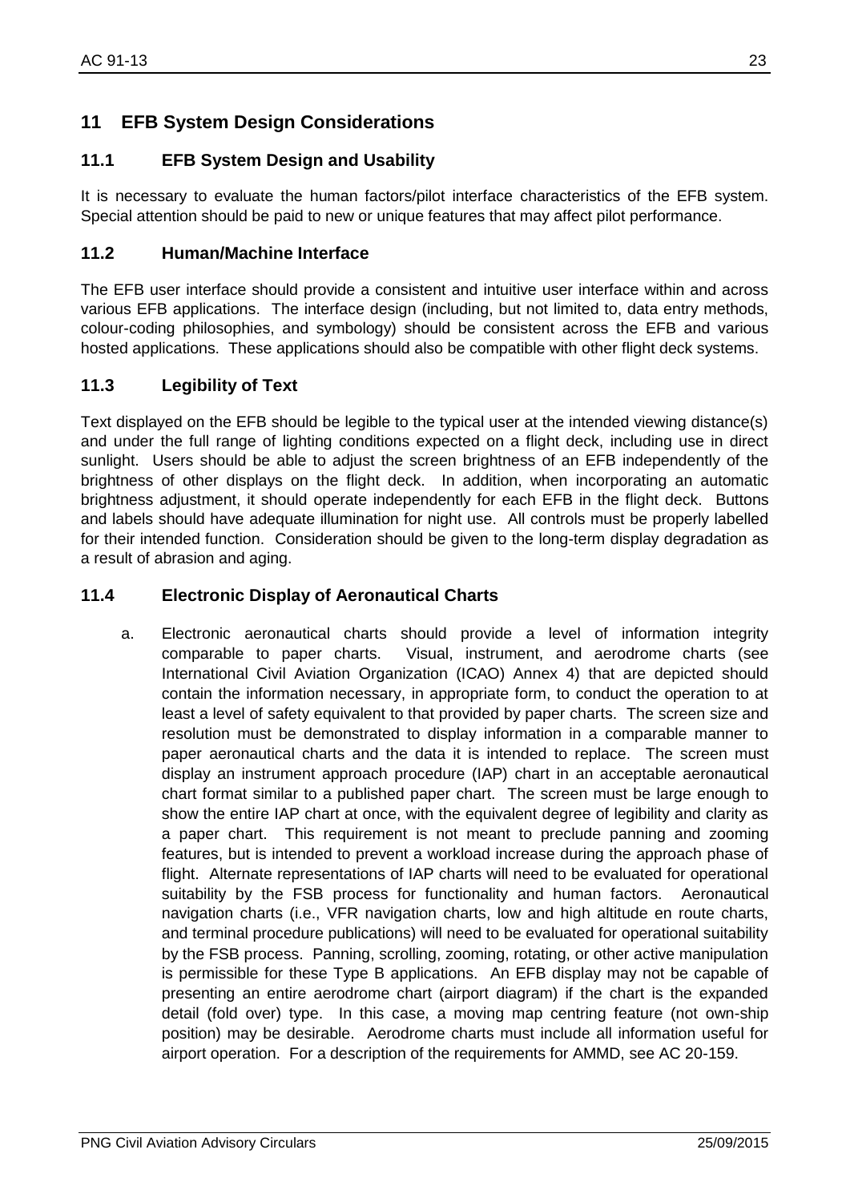# 11 EFB System Design Considerations

## 11.1 EFB System Design and Usability

It is necessary to evaluate the human factors/pilot interface characteristics of the EFB system. Special attention should be paid to new or unique features that may affect pilot performance.

## 11.2 Human/Machine Interface

The EFB user interface should provide a consistent and intuitive user interface within and across various EFB applications. The interface design (including, but not limited to, data entry methods, colour-coding philosophies, and symbology) should be consistent across the EFB and various hosted applications. These applications should also be compatible with other flight deck systems.

## 11.3 Legibility of Text

Text displayed on the EFB should be legible to the typical user at the intended viewing distance(s) and under the full range of lighting conditions expected on a flight deck, including use in direct sunlight. Users should be able to adjust the screen brightness of an EFB independently of the brightness of other displays on the flight deck. In addition, when incorporating an automatic brightness adjustment, it should operate independently for each EFB in the flight deck. Buttons and labels should have adequate illumination for night use. All controls must be properly labelled for their intended function. Consideration should be given to the long-term display degradation as a result of abrasion and aging.

## 11.4 Electronic Display of Aeronautical Charts

a. Electronic aeronautical charts should provide a level of information integrity comparable to paper charts. Visual, instrument, and aerodrome charts (see International Civil Aviation Organization (ICAO) Annex 4) that are depicted should contain the information necessary, in appropriate form, to conduct the operation to at least a level of safety equivalent to that provided by paper charts. The screen size and resolution must be demonstrated to display information in a comparable manner to paper aeronautical charts and the data it is intended to replace. The screen must display an instrument approach procedure (IAP) chart in an acceptable aeronautical chart format similar to a published paper chart. The screen must be large enough to show the entire IAP chart at once, with the equivalent degree of legibility and clarity as a paper chart. This requirement is not meant to preclude panning and zooming features, but is intended to prevent a workload increase during the approach phase of flight. Alternate representations of IAP charts will need to be evaluated for operational suitability by the FSB process for functionality and human factors. Aeronautical navigation charts (i.e., VFR navigation charts, low and high altitude en route charts, and terminal procedure publications) will need to be evaluated for operational suitability by the FSB process. Panning, scrolling, zooming, rotating, or other active manipulation is permissible for these Type B applications. An EFB display may not be capable of presenting an entire aerodrome chart (airport diagram) if the chart is the expanded detail (fold over) type. In this case, a moving map centring feature (not own-ship position) may be desirable. Aerodrome charts must include all information useful for airport operation. For a description of the requirements for AMMD, see AC 20-159.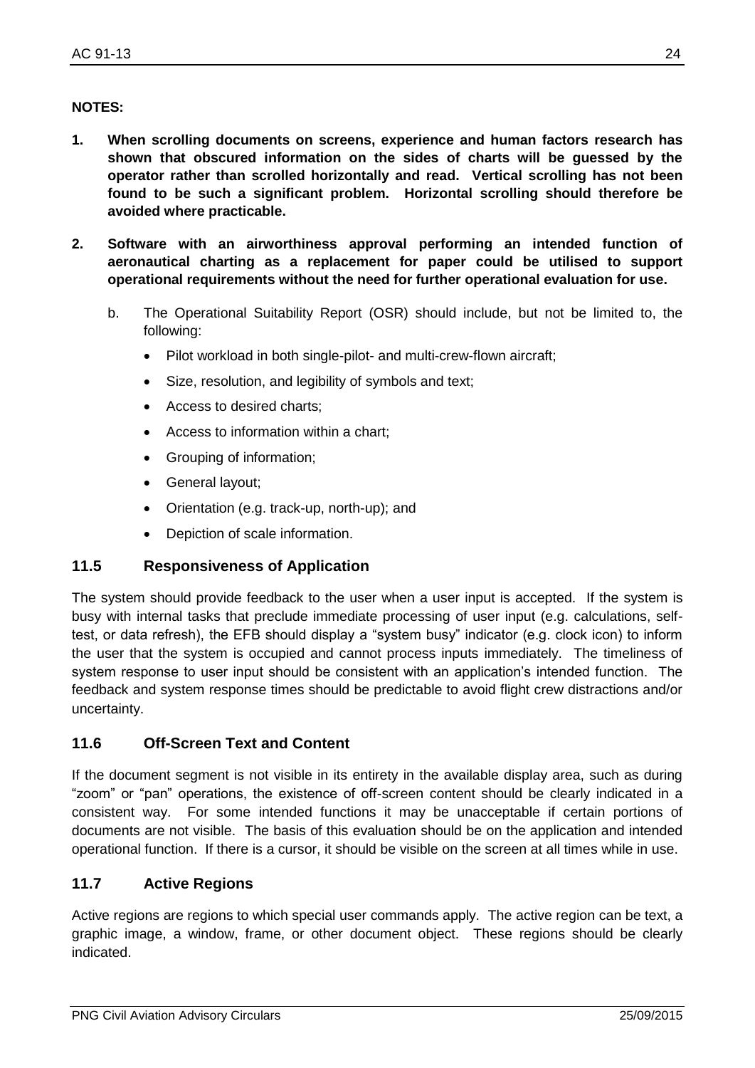**NOTES:**

1. **When scrolling documents on screens, experience and human factors research has shown that obscured information on the sides of charts will be guessed by the operator rather than scrolled horizontally and read. Vertical scrolling has not been found to be such a significant problem. Horizontal scrolling should therefore be avoided where practicable.**

2. **Software with an airworthiness approval performing an intended function of aeronautical charting as a replacement for paper could be utilised to support operational requirements without the need for further operational evaluation for use.**

   b. The Operational Suitability Report (OSR) should include, but not be limited to, the following:

   - Pilot workload in both single-pilot- and multi-crew-flown aircraft;
   - Size, resolution, and legibility of symbols and text;
   - Access to desired charts;
   - Access to information within a chart;
   - Grouping of information;
   - General layout;
   - Orientation (e.g. track-up, north-up); and
   - Depiction of scale information.

## 11.5 Responsiveness of Application

The system should provide feedback to the user when a user input is accepted. If the system is busy with internal tasks that preclude immediate processing of user input (e.g. calculations, self-test, or data refresh), the EFB should display a "system busy" indicator (e.g. clock icon) to inform the user that the system is occupied and cannot process inputs immediately. The timeliness of system response to user input should be consistent with an application's intended function. The feedback and system response times should be predictable to avoid flight crew distractions and/or uncertainty.

## 11.6 Off-Screen Text and Content

If the document segment is not visible in its entirety in the available display area, such as during "zoom" or "pan" operations, the existence of off-screen content should be clearly indicated in a consistent way. For some intended functions it may be unacceptable if certain portions of documents are not visible. The basis of this evaluation should be on the application and intended operational function. If there is a cursor, it should be visible on the screen at all times while in use.

## 11.7 Active Regions

Active regions are regions to which special user commands apply. The active region can be text, a graphic image, a window, frame, or other document object. These regions should be clearly indicated.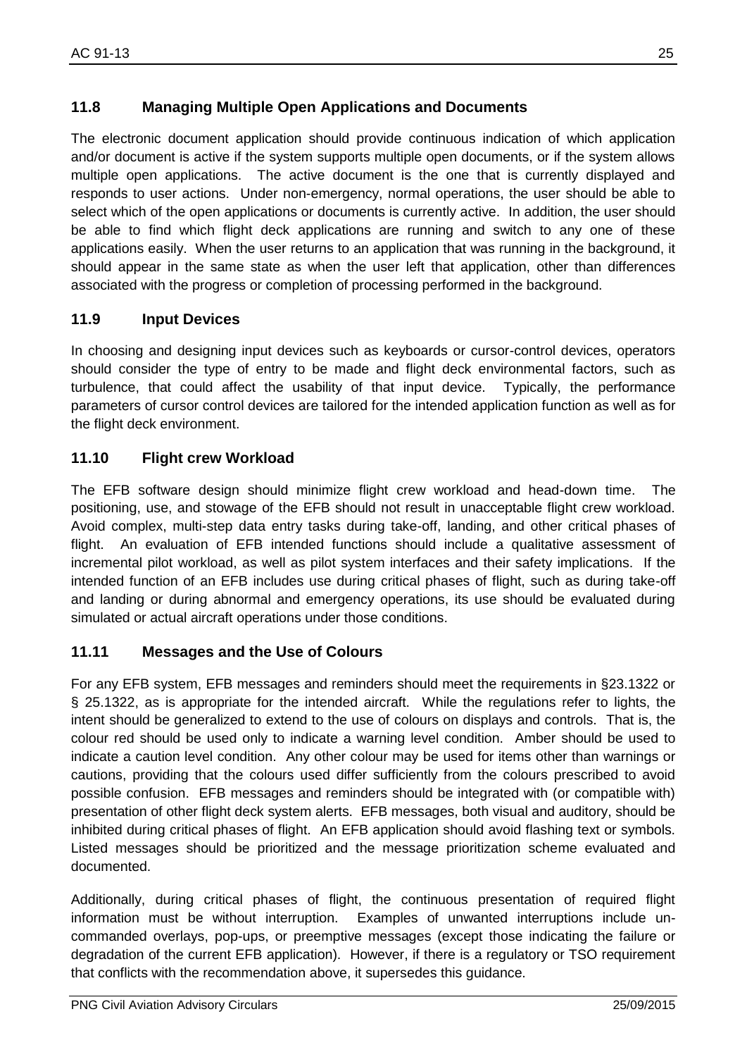## 11.8 Managing Multiple Open Applications and Documents

The electronic document application should provide continuous indication of which application and/or document is active if the system supports multiple open documents, or if the system allows multiple open applications. The active document is the one that is currently displayed and responds to user actions. Under non-emergency, normal operations, the user should be able to select which of the open applications or documents is currently active. In addition, the user should be able to find which flight deck applications are running and switch to any one of these applications easily. When the user returns to an application that was running in the background, it should appear in the same state as when the user left that application, other than differences associated with the progress or completion of processing performed in the background.

## 11.9 Input Devices

In choosing and designing input devices such as keyboards or cursor-control devices, operators should consider the type of entry to be made and flight deck environmental factors, such as turbulence, that could affect the usability of that input device. Typically, the performance parameters of cursor control devices are tailored for the intended application function as well as for the flight deck environment.

## 11.10 Flight crew Workload

The EFB software design should minimize flight crew workload and head-down time. The positioning, use, and stowage of the EFB should not result in unacceptable flight crew workload. Avoid complex, multi-step data entry tasks during take-off, landing, and other critical phases of flight. An evaluation of EFB intended functions should include a qualitative assessment of incremental pilot workload, as well as pilot system interfaces and their safety implications. If the intended function of an EFB includes use during critical phases of flight, such as during take-off and landing or during abnormal and emergency operations, its use should be evaluated during simulated or actual aircraft operations under those conditions.

## 11.11 Messages and the Use of Colours

For any EFB system, EFB messages and reminders should meet the requirements in §23.1322 or § 25.1322, as is appropriate for the intended aircraft. While the regulations refer to lights, the intent should be generalized to extend to the use of colours on displays and controls. That is, the colour red should be used only to indicate a warning level condition. Amber should be used to indicate a caution level condition. Any other colour may be used for items other than warnings or cautions, providing that the colours used differ sufficiently from the colours prescribed to avoid possible confusion. EFB messages and reminders should be integrated with (or compatible with) presentation of other flight deck system alerts. EFB messages, both visual and auditory, should be inhibited during critical phases of flight. An EFB application should avoid flashing text or symbols. Listed messages should be prioritized and the message prioritization scheme evaluated and documented.

Additionally, during critical phases of flight, the continuous presentation of required flight information must be without interruption. Examples of unwanted interruptions include un-commanded overlays, pop-ups, or preemptive messages (except those indicating the failure or degradation of the current EFB application). However, if there is a regulatory or TSO requirement that conflicts with the recommendation above, it supersedes this guidance.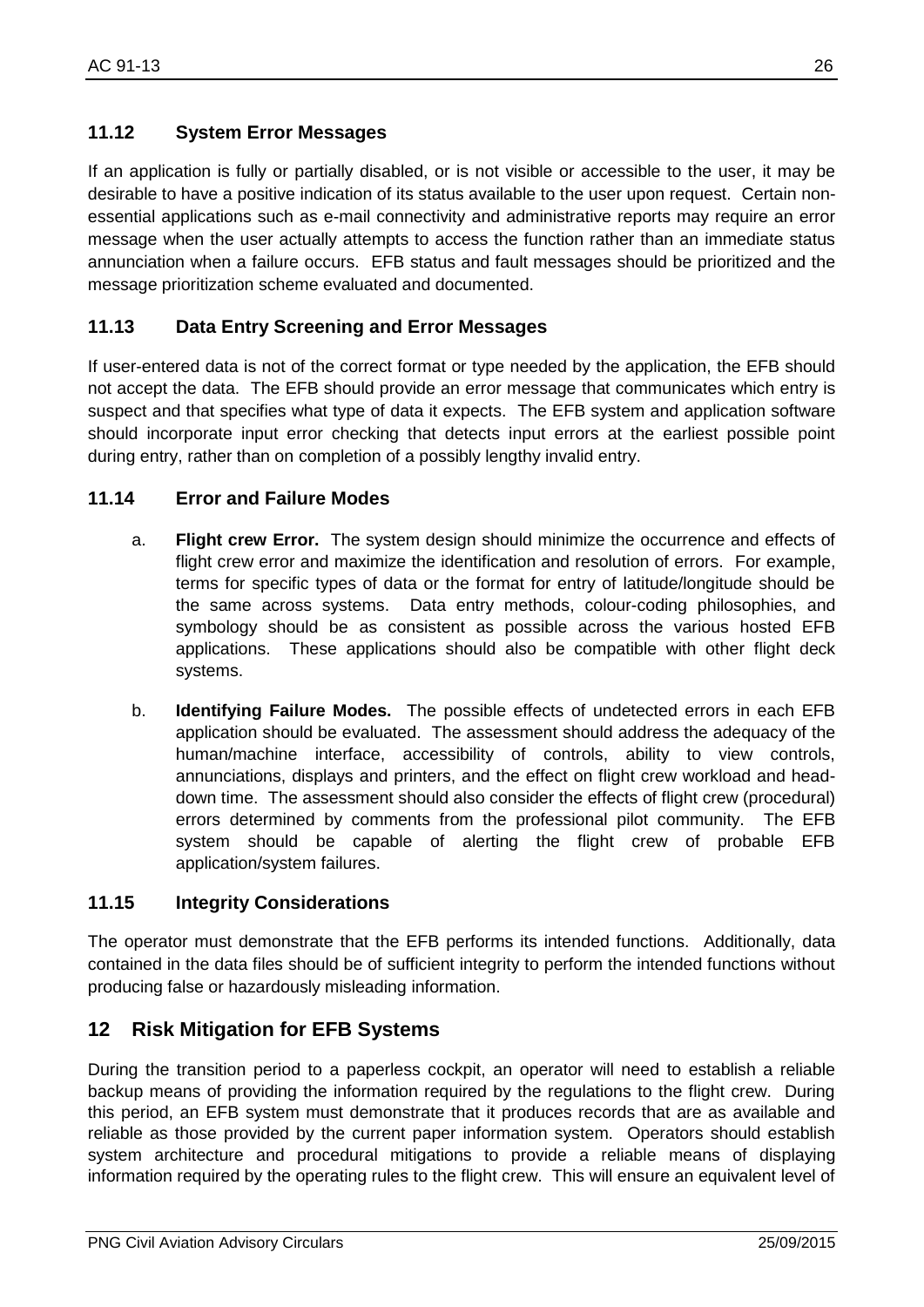### 11.12 System Error Messages

If an application is fully or partially disabled, or is not visible or accessible to the user, it may be desirable to have a positive indication of its status available to the user upon request. Certain non-essential applications such as e-mail connectivity and administrative reports may require an error message when the user actually attempts to access the function rather than an immediate status annunciation when a failure occurs. EFB status and fault messages should be prioritized and the message prioritization scheme evaluated and documented.

### 11.13 Data Entry Screening and Error Messages

If user-entered data is not of the correct format or type needed by the application, the EFB should not accept the data. The EFB should provide an error message that communicates which entry is suspect and that specifies what type of data it expects. The EFB system and application software should incorporate input error checking that detects input errors at the earliest possible point during entry, rather than on completion of a possibly lengthy invalid entry.

### 11.14 Error and Failure Modes

a. **Flight crew Error.** The system design should minimize the occurrence and effects of flight crew error and maximize the identification and resolution of errors. For example, terms for specific types of data or the format for entry of latitude/longitude should be the same across systems. Data entry methods, colour-coding philosophies, and symbology should be as consistent as possible across the various hosted EFB applications. These applications should also be compatible with other flight deck systems.

b. **Identifying Failure Modes.** The possible effects of undetected errors in each EFB application should be evaluated. The assessment should address the adequacy of the human/machine interface, accessibility of controls, ability to view controls, annunciations, displays and printers, and the effect on flight crew workload and head-down time. The assessment should also consider the effects of flight crew (procedural) errors determined by comments from the professional pilot community. The EFB system should be capable of alerting the flight crew of probable EFB application/system failures.

### 11.15 Integrity Considerations

The operator must demonstrate that the EFB performs its intended functions. Additionally, data contained in the data files should be of sufficient integrity to perform the intended functions without producing false or hazardously misleading information.

## 12 Risk Mitigation for EFB Systems

During the transition period to a paperless cockpit, an operator will need to establish a reliable backup means of providing the information required by the regulations to the flight crew. During this period, an EFB system must demonstrate that it produces records that are as available and reliable as those provided by the current paper information system. Operators should establish system architecture and procedural mitigations to provide a reliable means of displaying information required by the operating rules to the flight crew. This will ensure an equivalent level of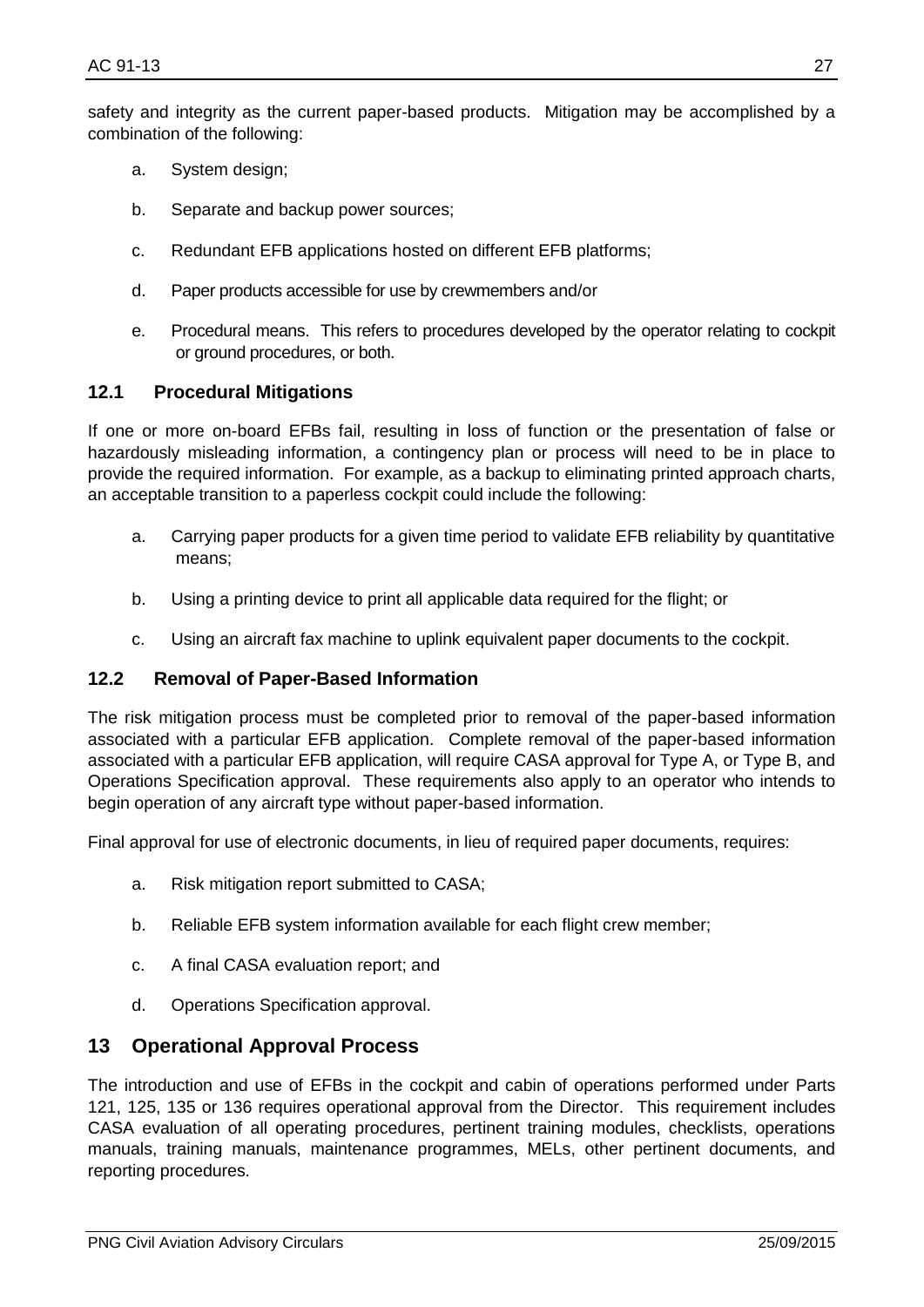safety and integrity as the current paper-based products. Mitigation may be accomplished by a combination of the following:

a. System design;

b. Separate and backup power sources;

c. Redundant EFB applications hosted on different EFB platforms;

d. Paper products accessible for use by crewmembers and/or

e. Procedural means. This refers to procedures developed by the operator relating to cockpit or ground procedures, or both.

### 12.1 Procedural Mitigations

If one or more on-board EFBs fail, resulting in loss of function or the presentation of false or hazardously misleading information, a contingency plan or process will need to be in place to provide the required information. For example, as a backup to eliminating printed approach charts, an acceptable transition to a paperless cockpit could include the following:

a. Carrying paper products for a given time period to validate EFB reliability by quantitative means;

b. Using a printing device to print all applicable data required for the flight; or

c. Using an aircraft fax machine to uplink equivalent paper documents to the cockpit.

### 12.2 Removal of Paper-Based Information

The risk mitigation process must be completed prior to removal of the paper-based information associated with a particular EFB application. Complete removal of the paper-based information associated with a particular EFB application, will require CASA approval for Type A, or Type B, and Operations Specification approval. These requirements also apply to an operator who intends to begin operation of any aircraft type without paper-based information.

Final approval for use of electronic documents, in lieu of required paper documents, requires:

a. Risk mitigation report submitted to CASA;

b. Reliable EFB system information available for each flight crew member;

c. A final CASA evaluation report; and

d. Operations Specification approval.

## 13 Operational Approval Process

The introduction and use of EFBs in the cockpit and cabin of operations performed under Parts 121, 125, 135 or 136 requires operational approval from the Director. This requirement includes CASA evaluation of all operating procedures, pertinent training modules, checklists, operations manuals, training manuals, maintenance programmes, MELs, other pertinent documents, and reporting procedures.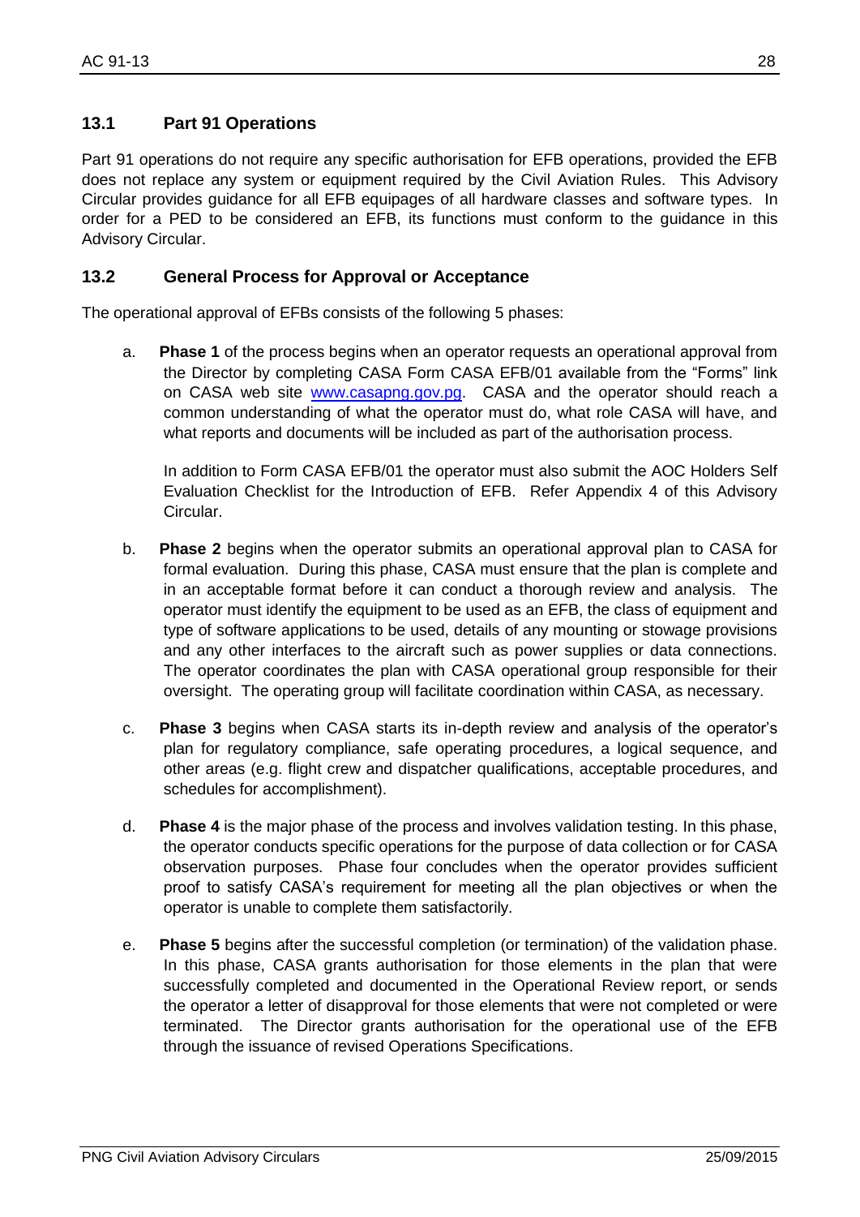## 13.1 Part 91 Operations

Part 91 operations do not require any specific authorisation for EFB operations, provided the EFB does not replace any system or equipment required by the Civil Aviation Rules. This Advisory Circular provides guidance for all EFB equipages of all hardware classes and software types. In order for a PED to be considered an EFB, its functions must conform to the guidance in this Advisory Circular.

## 13.2 General Process for Approval or Acceptance

The operational approval of EFBs consists of the following 5 phases:

a. **Phase 1** of the process begins when an operator requests an operational approval from the Director by completing CASA Form CASA EFB/01 available from the "Forms" link on CASA web site [www.casapng.gov.pg](http://www.casapng.gov.pg). CASA and the operator should reach a common understanding of what the operator must do, what role CASA will have, and what reports and documents will be included as part of the authorisation process.

   In addition to Form CASA EFB/01 the operator must also submit the AOC Holders Self Evaluation Checklist for the Introduction of EFB. Refer Appendix 4 of this Advisory Circular.

b. **Phase 2** begins when the operator submits an operational approval plan to CASA for formal evaluation. During this phase, CASA must ensure that the plan is complete and in an acceptable format before it can conduct a thorough review and analysis. The operator must identify the equipment to be used as an EFB, the class of equipment and type of software applications to be used, details of any mounting or stowage provisions and any other interfaces to the aircraft such as power supplies or data connections. The operator coordinates the plan with CASA operational group responsible for their oversight. The operating group will facilitate coordination within CASA, as necessary.

c. **Phase 3** begins when CASA starts its in-depth review and analysis of the operator's plan for regulatory compliance, safe operating procedures, a logical sequence, and other areas (e.g. flight crew and dispatcher qualifications, acceptable procedures, and schedules for accomplishment).

d. **Phase 4** is the major phase of the process and involves validation testing. In this phase, the operator conducts specific operations for the purpose of data collection or for CASA observation purposes. Phase four concludes when the operator provides sufficient proof to satisfy CASA's requirement for meeting all the plan objectives or when the operator is unable to complete them satisfactorily.

e. **Phase 5** begins after the successful completion (or termination) of the validation phase. In this phase, CASA grants authorisation for those elements in the plan that were successfully completed and documented in the Operational Review report, or sends the operator a letter of disapproval for those elements that were not completed or were terminated. The Director grants authorisation for the operational use of the EFB through the issuance of revised Operations Specifications.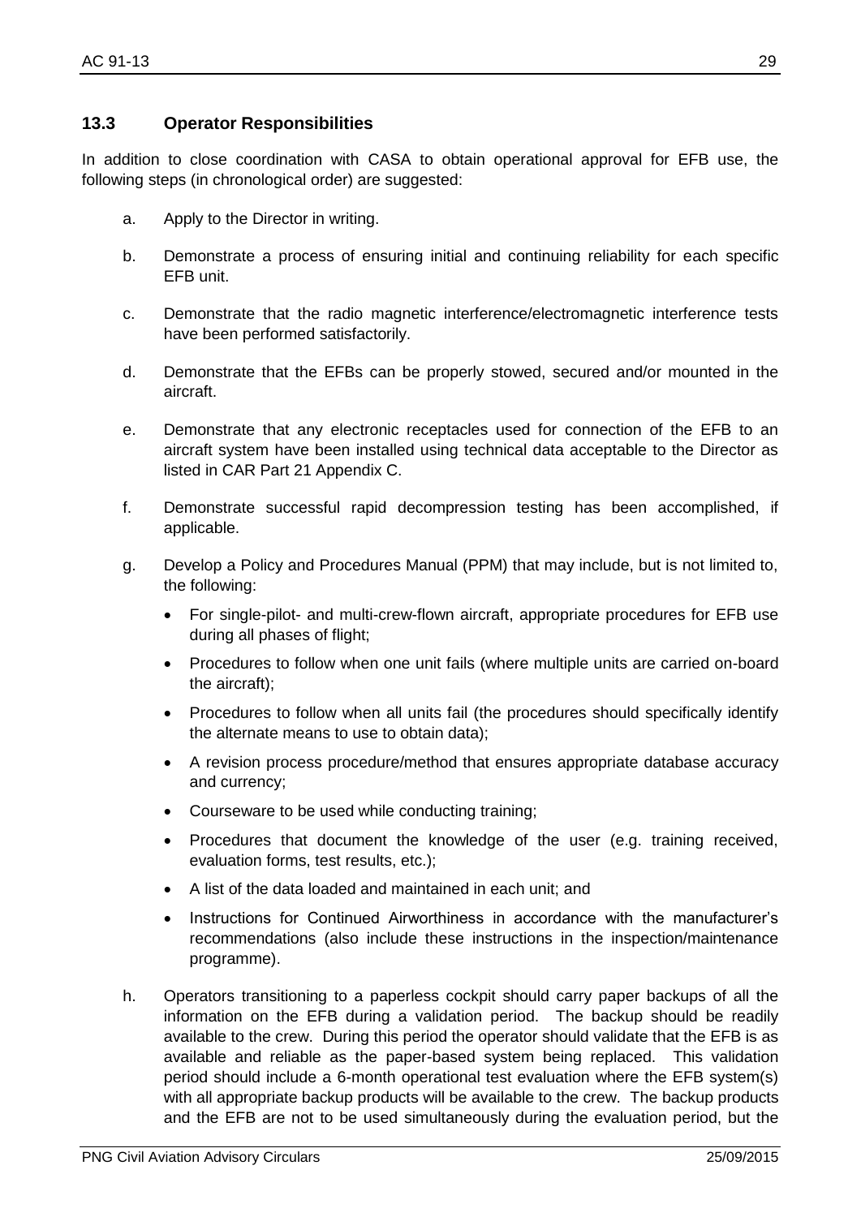### 13.3 Operator Responsibilities

In addition to close coordination with CASA to obtain operational approval for EFB use, the following steps (in chronological order) are suggested:

a. Apply to the Director in writing.

b. Demonstrate a process of ensuring initial and continuing reliability for each specific EFB unit.

c. Demonstrate that the radio magnetic interference/electromagnetic interference tests have been performed satisfactorily.

d. Demonstrate that the EFBs can be properly stowed, secured and/or mounted in the aircraft.

e. Demonstrate that any electronic receptacles used for connection of the EFB to an aircraft system have been installed using technical data acceptable to the Director as listed in CAR Part 21 Appendix C.

f. Demonstrate successful rapid decompression testing has been accomplished, if applicable.

g. Develop a Policy and Procedures Manual (PPM) that may include, but is not limited to, the following:

- For single-pilot- and multi-crew-flown aircraft, appropriate procedures for EFB use during all phases of flight;
- Procedures to follow when one unit fails (where multiple units are carried on-board the aircraft);
- Procedures to follow when all units fail (the procedures should specifically identify the alternate means to use to obtain data);
- A revision process procedure/method that ensures appropriate database accuracy and currency;
- Courseware to be used while conducting training;
- Procedures that document the knowledge of the user (e.g. training received, evaluation forms, test results, etc.);
- A list of the data loaded and maintained in each unit; and
- Instructions for Continued Airworthiness in accordance with the manufacturer's recommendations (also include these instructions in the inspection/maintenance programme).

h. Operators transitioning to a paperless cockpit should carry paper backups of all the information on the EFB during a validation period. The backup should be readily available to the crew. During this period the operator should validate that the EFB is as available and reliable as the paper-based system being replaced. This validation period should include a 6-month operational test evaluation where the EFB system(s) with all appropriate backup products will be available to the crew. The backup products and the EFB are not to be used simultaneously during the evaluation period, but the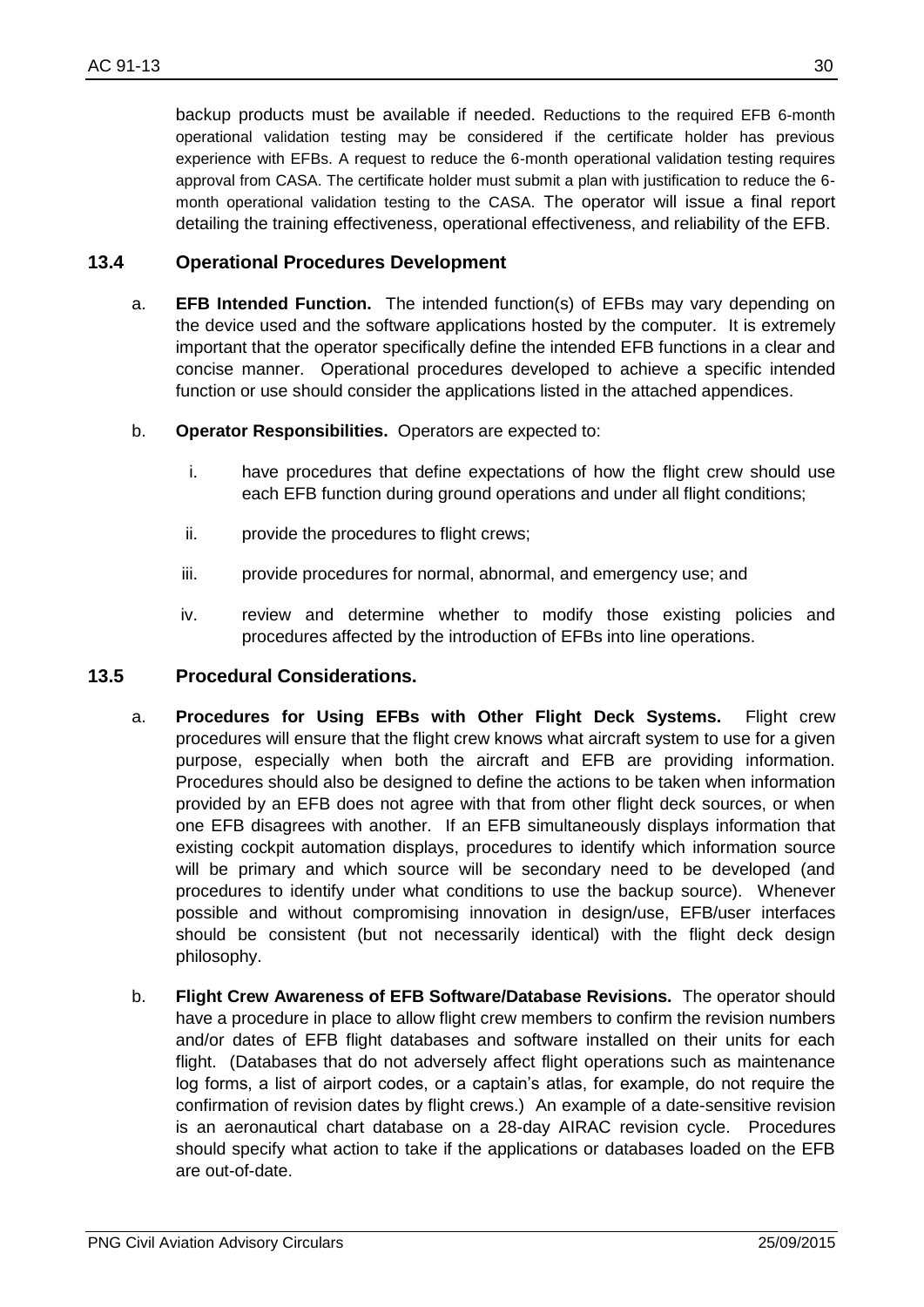backup products must be available if needed. Reductions to the required EFB 6-month operational validation testing may be considered if the certificate holder has previous experience with EFBs. A request to reduce the 6-month operational validation testing requires approval from CASA. The certificate holder must submit a plan with justification to reduce the 6-month operational validation testing to the CASA. The operator will issue a final report detailing the training effectiveness, operational effectiveness, and reliability of the EFB.

### 13.4 Operational Procedures Development

a. **EFB Intended Function.** The intended function(s) of EFBs may vary depending on the device used and the software applications hosted by the computer. It is extremely important that the operator specifically define the intended EFB functions in a clear and concise manner. Operational procedures developed to achieve a specific intended function or use should consider the applications listed in the attached appendices.

b. **Operator Responsibilities.** Operators are expected to:

   i. have procedures that define expectations of how the flight crew should use each EFB function during ground operations and under all flight conditions;

   ii. provide the procedures to flight crews;

   iii. provide procedures for normal, abnormal, and emergency use; and

   iv. review and determine whether to modify those existing policies and procedures affected by the introduction of EFBs into line operations.

### 13.5 Procedural Considerations.

a. **Procedures for Using EFBs with Other Flight Deck Systems.** Flight crew procedures will ensure that the flight crew knows what aircraft system to use for a given purpose, especially when both the aircraft and EFB are providing information. Procedures should also be designed to define the actions to be taken when information provided by an EFB does not agree with that from other flight deck sources, or when one EFB disagrees with another. If an EFB simultaneously displays information that existing cockpit automation displays, procedures to identify which information source will be primary and which source will be secondary need to be developed (and procedures to identify under what conditions to use the backup source). Whenever possible and without compromising innovation in design/use, EFB/user interfaces should be consistent (but not necessarily identical) with the flight deck design philosophy.

b. **Flight Crew Awareness of EFB Software/Database Revisions.** The operator should have a procedure in place to allow flight crew members to confirm the revision numbers and/or dates of EFB flight databases and software installed on their units for each flight. (Databases that do not adversely affect flight operations such as maintenance log forms, a list of airport codes, or a captain's atlas, for example, do not require the confirmation of revision dates by flight crews.) An example of a date-sensitive revision is an aeronautical chart database on a 28-day AIRAC revision cycle. Procedures should specify what action to take if the applications or databases loaded on the EFB are out-of-date.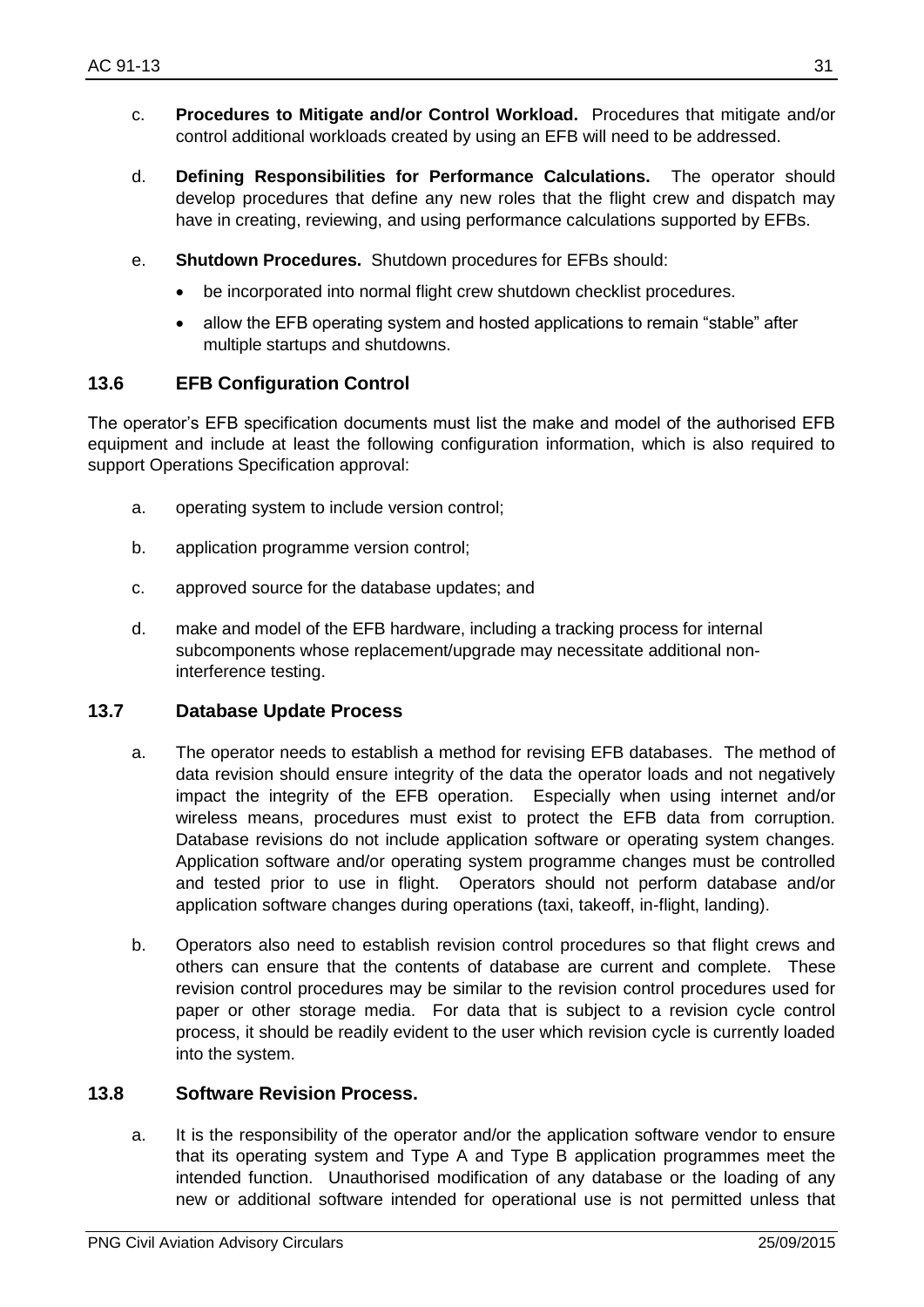c. **Procedures to Mitigate and/or Control Workload.** Procedures that mitigate and/or control additional workloads created by using an EFB will need to be addressed.

d. **Defining Responsibilities for Performance Calculations.** The operator should develop procedures that define any new roles that the flight crew and dispatch may have in creating, reviewing, and using performance calculations supported by EFBs.

e. **Shutdown Procedures.** Shutdown procedures for EFBs should:

- be incorporated into normal flight crew shutdown checklist procedures.
- allow the EFB operating system and hosted applications to remain "stable" after multiple startups and shutdowns.

## 13.6 EFB Configuration Control

The operator's EFB specification documents must list the make and model of the authorised EFB equipment and include at least the following configuration information, which is also required to support Operations Specification approval:

a. operating system to include version control;

b. application programme version control;

c. approved source for the database updates; and

d. make and model of the EFB hardware, including a tracking process for internal subcomponents whose replacement/upgrade may necessitate additional non-interference testing.

## 13.7 Database Update Process

a. The operator needs to establish a method for revising EFB databases. The method of data revision should ensure integrity of the data the operator loads and not negatively impact the integrity of the EFB operation. Especially when using internet and/or wireless means, procedures must exist to protect the EFB data from corruption. Database revisions do not include application software or operating system changes. Application software and/or operating system programme changes must be controlled and tested prior to use in flight. Operators should not perform database and/or application software changes during operations (taxi, takeoff, in-flight, landing).

b. Operators also need to establish revision control procedures so that flight crews and others can ensure that the contents of database are current and complete. These revision control procedures may be similar to the revision control procedures used for paper or other storage media. For data that is subject to a revision cycle control process, it should be readily evident to the user which revision cycle is currently loaded into the system.

## 13.8 Software Revision Process.

a. It is the responsibility of the operator and/or the application software vendor to ensure that its operating system and Type A and Type B application programmes meet the intended function. Unauthorised modification of any database or the loading of any new or additional software intended for operational use is not permitted unless that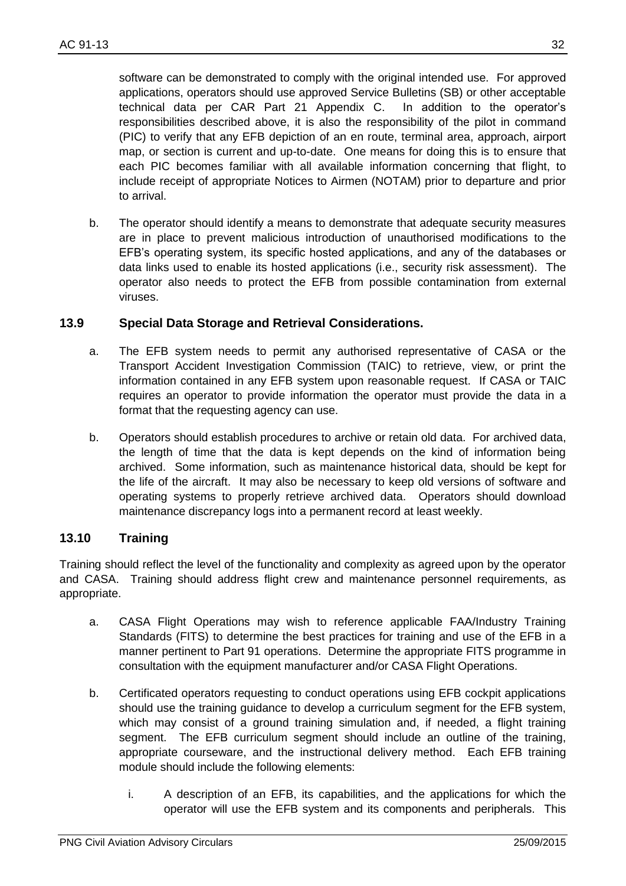software can be demonstrated to comply with the original intended use. For approved applications, operators should use approved Service Bulletins (SB) or other acceptable technical data per CAR Part 21 Appendix C. In addition to the operator's responsibilities described above, it is also the responsibility of the pilot in command (PIC) to verify that any EFB depiction of an en route, terminal area, approach, airport map, or section is current and up-to-date. One means for doing this is to ensure that each PIC becomes familiar with all available information concerning that flight, to include receipt of appropriate Notices to Airmen (NOTAM) prior to departure and prior to arrival.

b. The operator should identify a means to demonstrate that adequate security measures are in place to prevent malicious introduction of unauthorised modifications to the EFB's operating system, its specific hosted applications, and any of the databases or data links used to enable its hosted applications (i.e., security risk assessment). The operator also needs to protect the EFB from possible contamination from external viruses.

### 13.9 Special Data Storage and Retrieval Considerations.

a. The EFB system needs to permit any authorised representative of CASA or the Transport Accident Investigation Commission (TAIC) to retrieve, view, or print the information contained in any EFB system upon reasonable request. If CASA or TAIC requires an operator to provide information the operator must provide the data in a format that the requesting agency can use.

b. Operators should establish procedures to archive or retain old data. For archived data, the length of time that the data is kept depends on the kind of information being archived. Some information, such as maintenance historical data, should be kept for the life of the aircraft. It may also be necessary to keep old versions of software and operating systems to properly retrieve archived data. Operators should download maintenance discrepancy logs into a permanent record at least weekly.

### 13.10 Training

Training should reflect the level of the functionality and complexity as agreed upon by the operator and CASA. Training should address flight crew and maintenance personnel requirements, as appropriate.

a. CASA Flight Operations may wish to reference applicable FAA/Industry Training Standards (FITS) to determine the best practices for training and use of the EFB in a manner pertinent to Part 91 operations. Determine the appropriate FITS programme in consultation with the equipment manufacturer and/or CASA Flight Operations.

b. Certificated operators requesting to conduct operations using EFB cockpit applications should use the training guidance to develop a curriculum segment for the EFB system, which may consist of a ground training simulation and, if needed, a flight training segment. The EFB curriculum segment should include an outline of the training, appropriate courseware, and the instructional delivery method. Each EFB training module should include the following elements:

   i. A description of an EFB, its capabilities, and the applications for which the operator will use the EFB system and its components and peripherals. This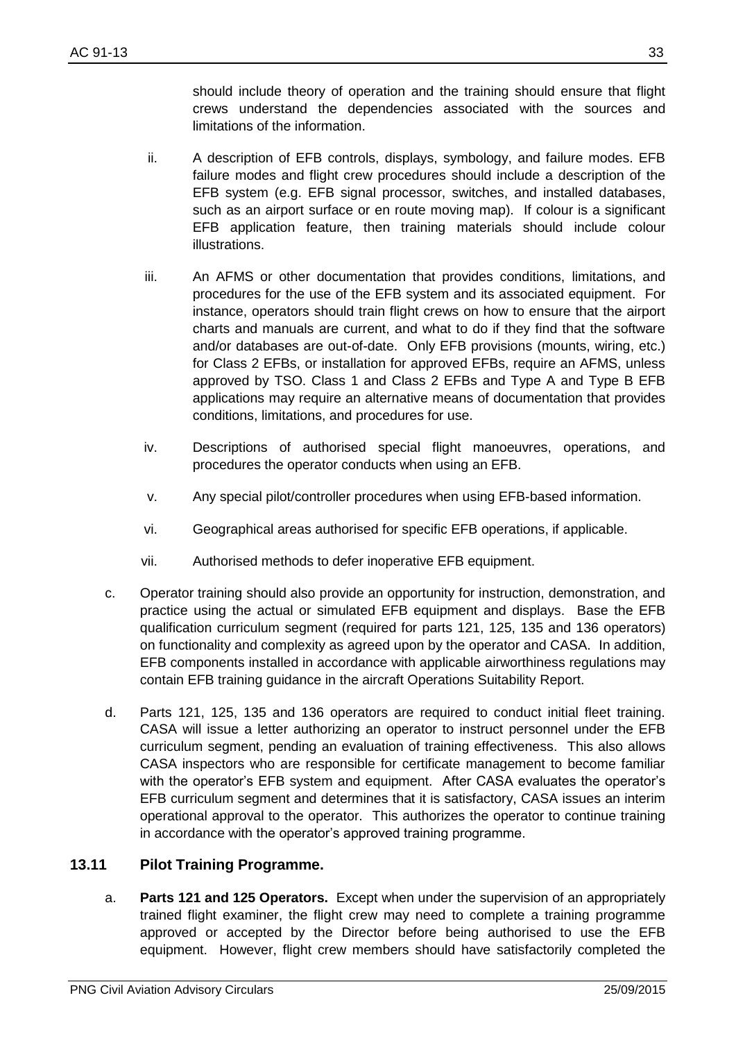should include theory of operation and the training should ensure that flight crews understand the dependencies associated with the sources and limitations of the information.

ii. A description of EFB controls, displays, symbology, and failure modes. EFB failure modes and flight crew procedures should include a description of the EFB system (e.g. EFB signal processor, switches, and installed databases, such as an airport surface or en route moving map). If colour is a significant EFB application feature, then training materials should include colour illustrations.

iii. An AFMS or other documentation that provides conditions, limitations, and procedures for the use of the EFB system and its associated equipment. For instance, operators should train flight crews on how to ensure that the airport charts and manuals are current, and what to do if they find that the software and/or databases are out-of-date. Only EFB provisions (mounts, wiring, etc.) for Class 2 EFBs, or installation for approved EFBs, require an AFMS, unless approved by TSO. Class 1 and Class 2 EFBs and Type A and Type B EFB applications may require an alternative means of documentation that provides conditions, limitations, and procedures for use.

iv. Descriptions of authorised special flight manoeuvres, operations, and procedures the operator conducts when using an EFB.

v. Any special pilot/controller procedures when using EFB-based information.

vi. Geographical areas authorised for specific EFB operations, if applicable.

vii. Authorised methods to defer inoperative EFB equipment.

c. Operator training should also provide an opportunity for instruction, demonstration, and practice using the actual or simulated EFB equipment and displays. Base the EFB qualification curriculum segment (required for parts 121, 125, 135 and 136 operators) on functionality and complexity as agreed upon by the operator and CASA. In addition, EFB components installed in accordance with applicable airworthiness regulations may contain EFB training guidance in the aircraft Operations Suitability Report.

d. Parts 121, 125, 135 and 136 operators are required to conduct initial fleet training. CASA will issue a letter authorizing an operator to instruct personnel under the EFB curriculum segment, pending an evaluation of training effectiveness. This also allows CASA inspectors who are responsible for certificate management to become familiar with the operator's EFB system and equipment. After CASA evaluates the operator's EFB curriculum segment and determines that it is satisfactory, CASA issues an interim operational approval to the operator. This authorizes the operator to continue training in accordance with the operator's approved training programme.

## 13.11 Pilot Training Programme.

a. **Parts 121 and 125 Operators.** Except when under the supervision of an appropriately trained flight examiner, the flight crew may need to complete a training programme approved or accepted by the Director before being authorised to use the EFB equipment. However, flight crew members should have satisfactorily completed the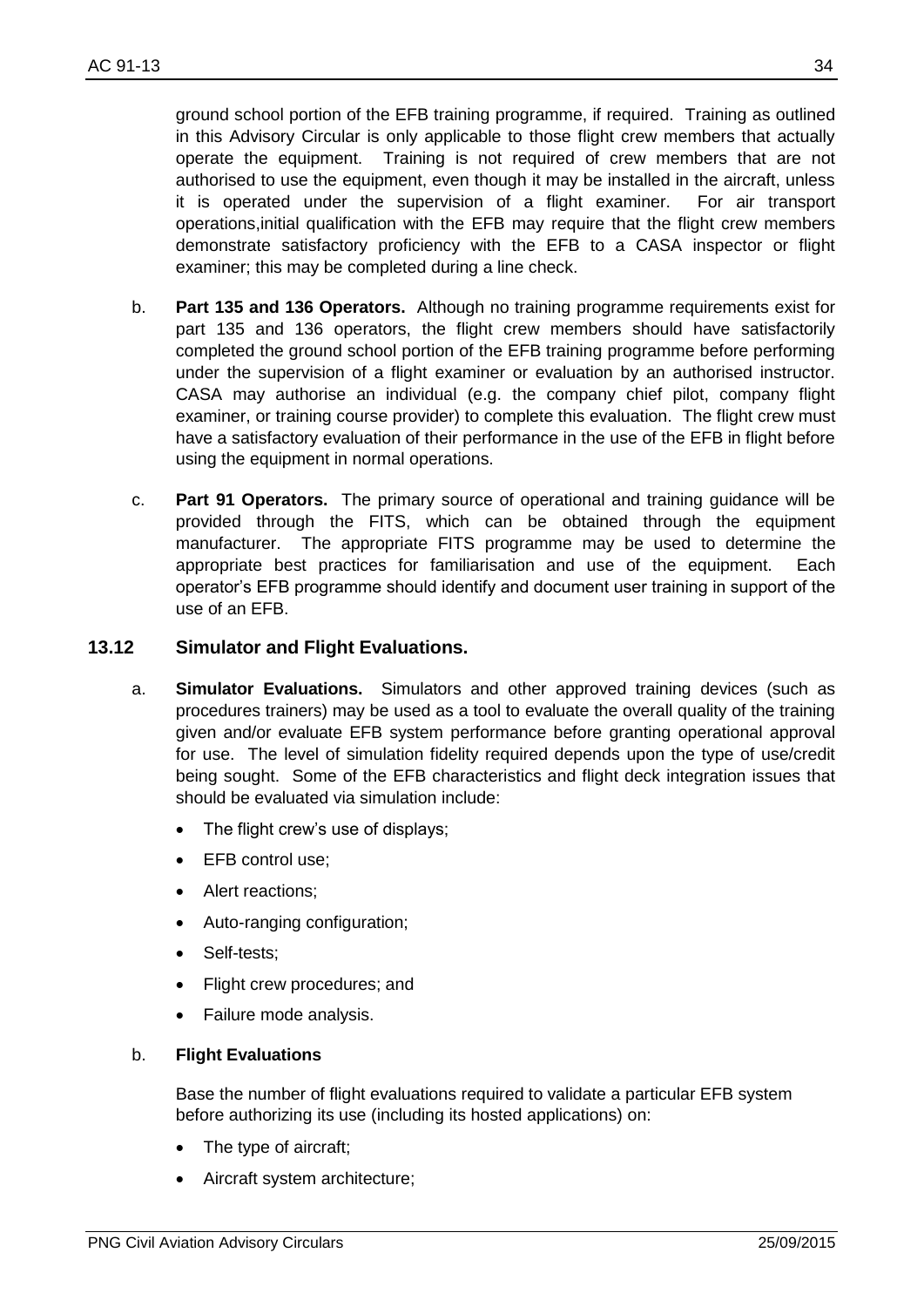ground school portion of the EFB training programme, if required. Training as outlined in this Advisory Circular is only applicable to those flight crew members that actually operate the equipment. Training is not required of crew members that are not authorised to use the equipment, even though it may be installed in the aircraft, unless it is operated under the supervision of a flight examiner. For air transport operations,initial qualification with the EFB may require that the flight crew members demonstrate satisfactory proficiency with the EFB to a CASA inspector or flight examiner; this may be completed during a line check.

b. **Part 135 and 136 Operators.** Although no training programme requirements exist for part 135 and 136 operators, the flight crew members should have satisfactorily completed the ground school portion of the EFB training programme before performing under the supervision of a flight examiner or evaluation by an authorised instructor. CASA may authorise an individual (e.g. the company chief pilot, company flight examiner, or training course provider) to complete this evaluation. The flight crew must have a satisfactory evaluation of their performance in the use of the EFB in flight before using the equipment in normal operations.

c. **Part 91 Operators.** The primary source of operational and training guidance will be provided through the FITS, which can be obtained through the equipment manufacturer. The appropriate FITS programme may be used to determine the appropriate best practices for familiarisation and use of the equipment. Each operator's EFB programme should identify and document user training in support of the use of an EFB.

## 13.12 Simulator and Flight Evaluations.

a. **Simulator Evaluations.** Simulators and other approved training devices (such as procedures trainers) may be used as a tool to evaluate the overall quality of the training given and/or evaluate EFB system performance before granting operational approval for use. The level of simulation fidelity required depends upon the type of use/credit being sought. Some of the EFB characteristics and flight deck integration issues that should be evaluated via simulation include:

- The flight crew's use of displays;
- EFB control use;
- Alert reactions;
- Auto-ranging configuration;
- Self-tests;
- Flight crew procedures; and
- Failure mode analysis.

b. **Flight Evaluations**

Base the number of flight evaluations required to validate a particular EFB system before authorizing its use (including its hosted applications) on:

- The type of aircraft;
- Aircraft system architecture;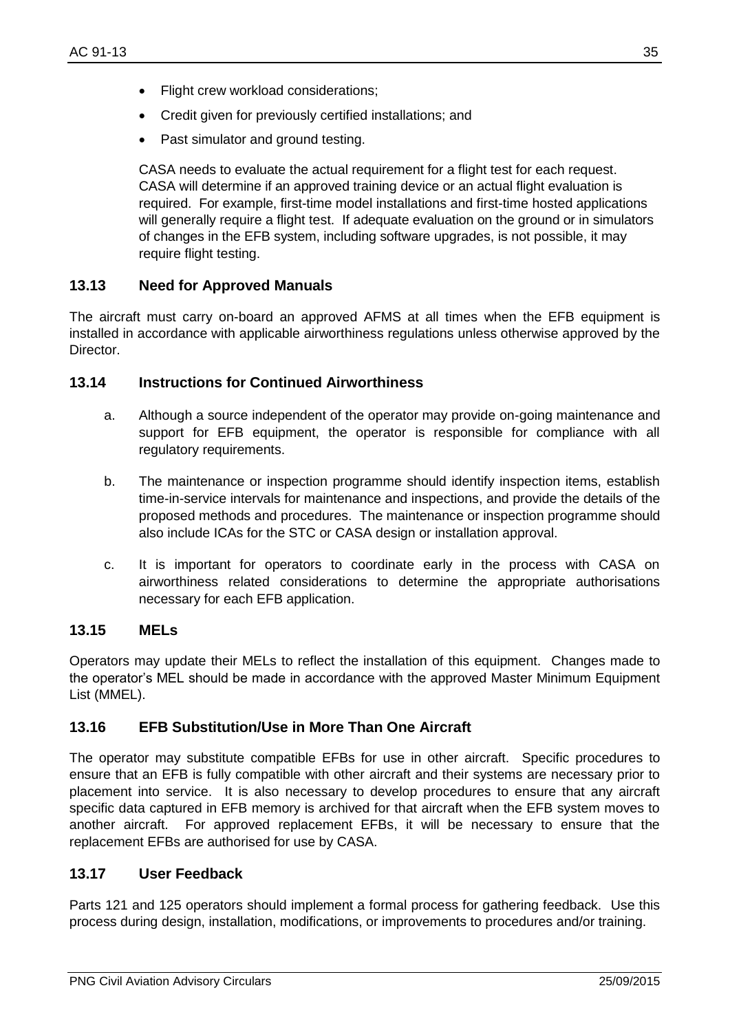- Flight crew workload considerations;
- Credit given for previously certified installations; and
- Past simulator and ground testing.

CASA needs to evaluate the actual requirement for a flight test for each request. CASA will determine if an approved training device or an actual flight evaluation is required. For example, first-time model installations and first-time hosted applications will generally require a flight test. If adequate evaluation on the ground or in simulators of changes in the EFB system, including software upgrades, is not possible, it may require flight testing.

### 13.13 Need for Approved Manuals

The aircraft must carry on-board an approved AFMS at all times when the EFB equipment is installed in accordance with applicable airworthiness regulations unless otherwise approved by the Director.

### 13.14 Instructions for Continued Airworthiness

a. Although a source independent of the operator may provide on-going maintenance and support for EFB equipment, the operator is responsible for compliance with all regulatory requirements.

b. The maintenance or inspection programme should identify inspection items, establish time-in-service intervals for maintenance and inspections, and provide the details of the proposed methods and procedures. The maintenance or inspection programme should also include ICAs for the STC or CASA design or installation approval.

c. It is important for operators to coordinate early in the process with CASA on airworthiness related considerations to determine the appropriate authorisations necessary for each EFB application.

### 13.15 MELs

Operators may update their MELs to reflect the installation of this equipment. Changes made to the operator's MEL should be made in accordance with the approved Master Minimum Equipment List (MMEL).

### 13.16 EFB Substitution/Use in More Than One Aircraft

The operator may substitute compatible EFBs for use in other aircraft. Specific procedures to ensure that an EFB is fully compatible with other aircraft and their systems are necessary prior to placement into service. It is also necessary to develop procedures to ensure that any aircraft specific data captured in EFB memory is archived for that aircraft when the EFB system moves to another aircraft. For approved replacement EFBs, it will be necessary to ensure that the replacement EFBs are authorised for use by CASA.

### 13.17 User Feedback

Parts 121 and 125 operators should implement a formal process for gathering feedback. Use this process during design, installation, modifications, or improvements to procedures and/or training.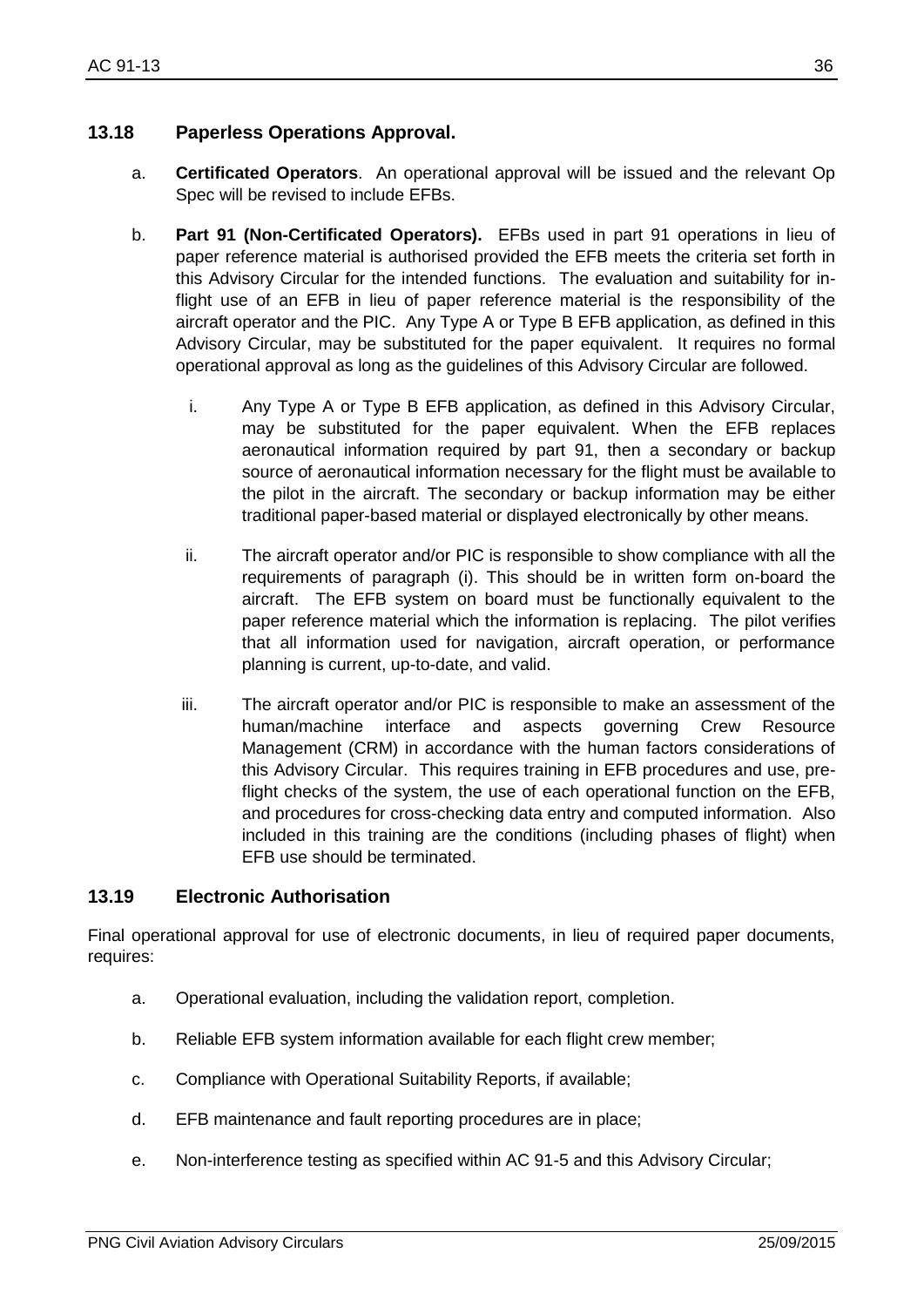### 13.18 Paperless Operations Approval.

a. **Certificated Operators**. An operational approval will be issued and the relevant Op Spec will be revised to include EFBs.

b. **Part 91 (Non-Certificated Operators).** EFBs used in part 91 operations in lieu of paper reference material is authorised provided the EFB meets the criteria set forth in this Advisory Circular for the intended functions. The evaluation and suitability for in-flight use of an EFB in lieu of paper reference material is the responsibility of the aircraft operator and the PIC. Any Type A or Type B EFB application, as defined in this Advisory Circular, may be substituted for the paper equivalent. It requires no formal operational approval as long as the guidelines of this Advisory Circular are followed.

   i. Any Type A or Type B EFB application, as defined in this Advisory Circular, may be substituted for the paper equivalent. When the EFB replaces aeronautical information required by part 91, then a secondary or backup source of aeronautical information necessary for the flight must be available to the pilot in the aircraft. The secondary or backup information may be either traditional paper-based material or displayed electronically by other means.

   ii. The aircraft operator and/or PIC is responsible to show compliance with all the requirements of paragraph (i). This should be in written form on-board the aircraft. The EFB system on board must be functionally equivalent to the paper reference material which the information is replacing. The pilot verifies that all information used for navigation, aircraft operation, or performance planning is current, up-to-date, and valid.

   iii. The aircraft operator and/or PIC is responsible to make an assessment of the human/machine interface and aspects governing Crew Resource Management (CRM) in accordance with the human factors considerations of this Advisory Circular. This requires training in EFB procedures and use, pre-flight checks of the system, the use of each operational function on the EFB, and procedures for cross-checking data entry and computed information. Also included in this training are the conditions (including phases of flight) when EFB use should be terminated.

### 13.19 Electronic Authorisation

Final operational approval for use of electronic documents, in lieu of required paper documents, requires:

a. Operational evaluation, including the validation report, completion.

b. Reliable EFB system information available for each flight crew member;

c. Compliance with Operational Suitability Reports, if available;

d. EFB maintenance and fault reporting procedures are in place;

e. Non-interference testing as specified within AC 91-5 and this Advisory Circular;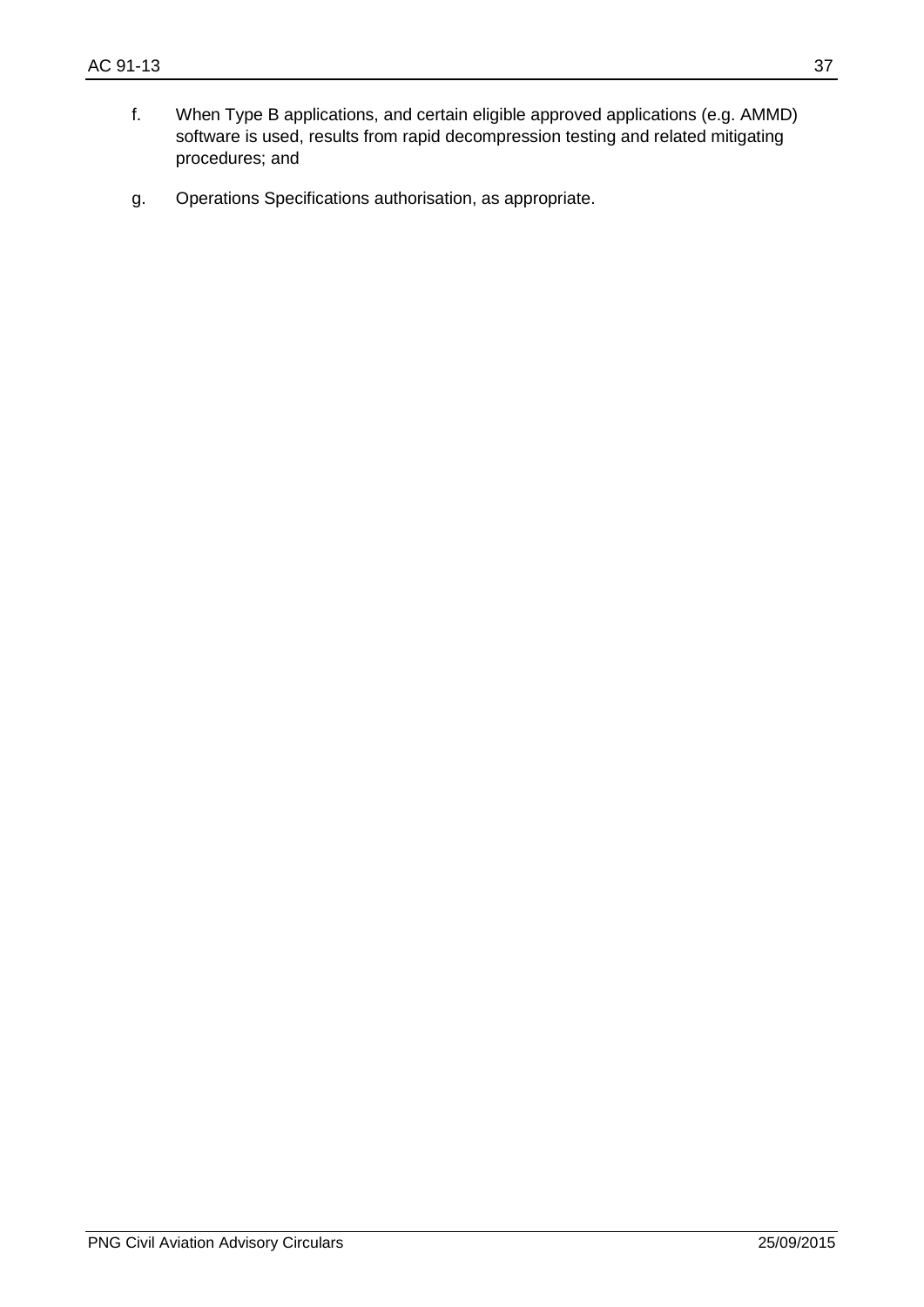f. When Type B applications, and certain eligible approved applications (e.g. AMMD) software is used, results from rapid decompression testing and related mitigating procedures; and

g. Operations Specifications authorisation, as appropriate.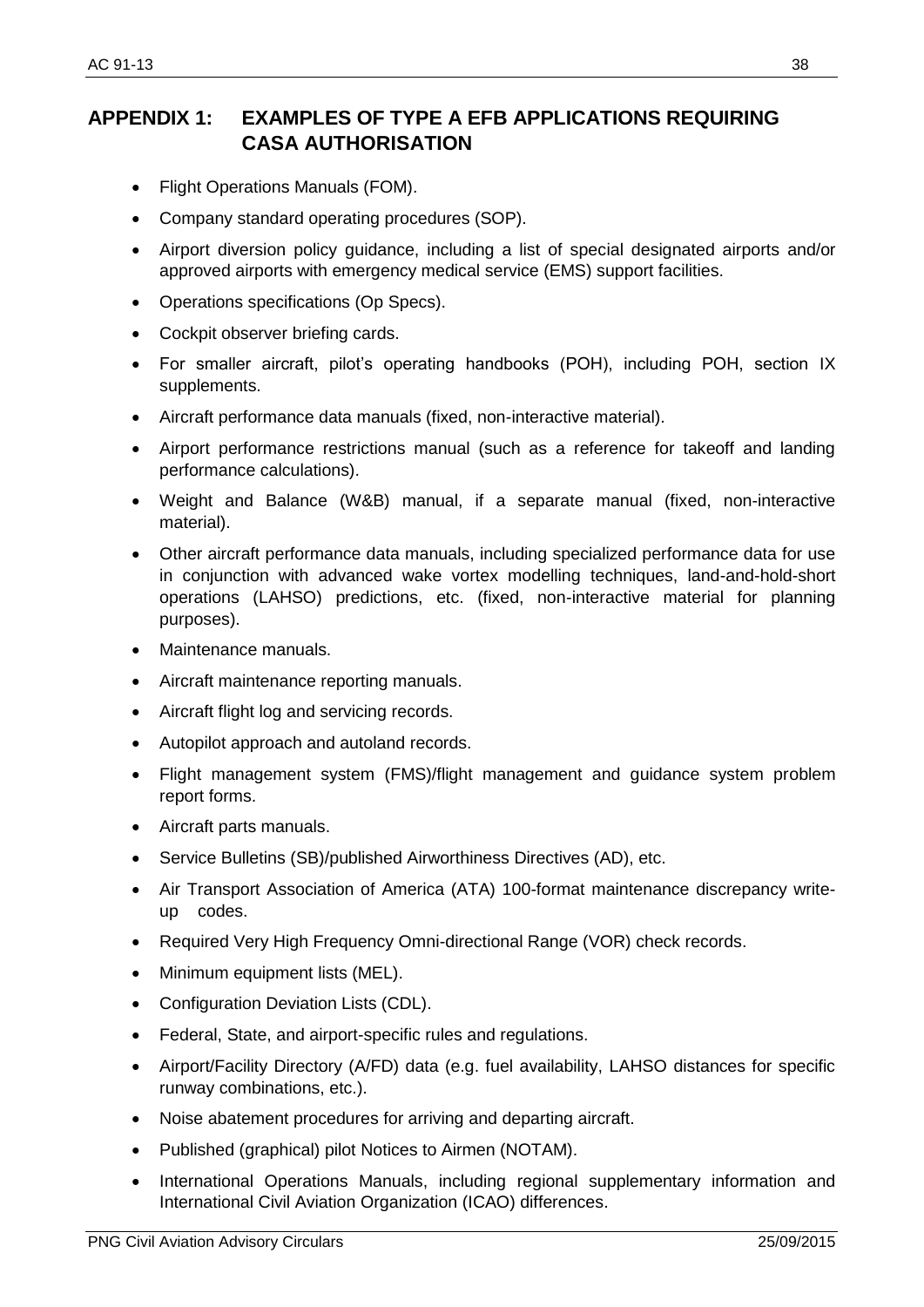# APPENDIX 1: EXAMPLES OF TYPE A EFB APPLICATIONS REQUIRING CASA AUTHORISATION

- Flight Operations Manuals (FOM).
- Company standard operating procedures (SOP).
- Airport diversion policy guidance, including a list of special designated airports and/or approved airports with emergency medical service (EMS) support facilities.
- Operations specifications (Op Specs).
- Cockpit observer briefing cards.
- For smaller aircraft, pilot's operating handbooks (POH), including POH, section IX supplements.
- Aircraft performance data manuals (fixed, non-interactive material).
- Airport performance restrictions manual (such as a reference for takeoff and landing performance calculations).
- Weight and Balance (W&B) manual, if a separate manual (fixed, non-interactive material).
- Other aircraft performance data manuals, including specialized performance data for use in conjunction with advanced wake vortex modelling techniques, land-and-hold-short operations (LAHSO) predictions, etc. (fixed, non-interactive material for planning purposes).
- Maintenance manuals.
- Aircraft maintenance reporting manuals.
- Aircraft flight log and servicing records.
- Autopilot approach and autoland records.
- Flight management system (FMS)/flight management and guidance system problem report forms.
- Aircraft parts manuals.
- Service Bulletins (SB)/published Airworthiness Directives (AD), etc.
- Air Transport Association of America (ATA) 100-format maintenance discrepancy write-up codes.
- Required Very High Frequency Omni-directional Range (VOR) check records.
- Minimum equipment lists (MEL).
- Configuration Deviation Lists (CDL).
- Federal, State, and airport-specific rules and regulations.
- Airport/Facility Directory (A/FD) data (e.g. fuel availability, LAHSO distances for specific runway combinations, etc.).
- Noise abatement procedures for arriving and departing aircraft.
- Published (graphical) pilot Notices to Airmen (NOTAM).
- International Operations Manuals, including regional supplementary information and International Civil Aviation Organization (ICAO) differences.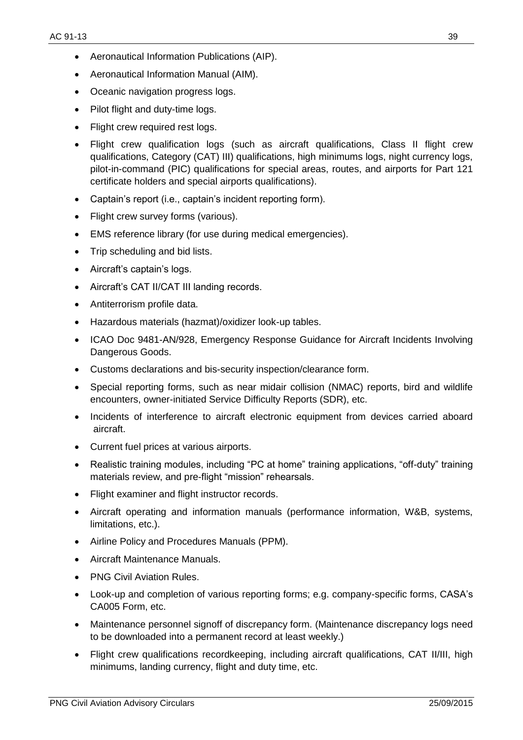- Aeronautical Information Publications (AIP).
- Aeronautical Information Manual (AIM).
- Oceanic navigation progress logs.
- Pilot flight and duty-time logs.
- Flight crew required rest logs.
- Flight crew qualification logs (such as aircraft qualifications, Class II flight crew qualifications, Category (CAT) III) qualifications, high minimums logs, night currency logs, pilot-in-command (PIC) qualifications for special areas, routes, and airports for Part 121 certificate holders and special airports qualifications).
- Captain's report (i.e., captain's incident reporting form).
- Flight crew survey forms (various).
- EMS reference library (for use during medical emergencies).
- Trip scheduling and bid lists.
- Aircraft's captain's logs.
- Aircraft's CAT II/CAT III landing records.
- Antiterrorism profile data.
- Hazardous materials (hazmat)/oxidizer look-up tables.
- ICAO Doc 9481-AN/928, Emergency Response Guidance for Aircraft Incidents Involving Dangerous Goods.
- Customs declarations and bis-security inspection/clearance form.
- Special reporting forms, such as near midair collision (NMAC) reports, bird and wildlife encounters, owner-initiated Service Difficulty Reports (SDR), etc.
- Incidents of interference to aircraft electronic equipment from devices carried aboard aircraft.
- Current fuel prices at various airports.
- Realistic training modules, including "PC at home" training applications, "off-duty" training materials review, and pre-flight "mission" rehearsals.
- Flight examiner and flight instructor records.
- Aircraft operating and information manuals (performance information, W&B, systems, limitations, etc.).
- Airline Policy and Procedures Manuals (PPM).
- Aircraft Maintenance Manuals.
- PNG Civil Aviation Rules.
- Look-up and completion of various reporting forms; e.g. company-specific forms, CASA's CA005 Form, etc.
- Maintenance personnel signoff of discrepancy form. (Maintenance discrepancy logs need to be downloaded into a permanent record at least weekly.)
- Flight crew qualifications recordkeeping, including aircraft qualifications, CAT II/III, high minimums, landing currency, flight and duty time, etc.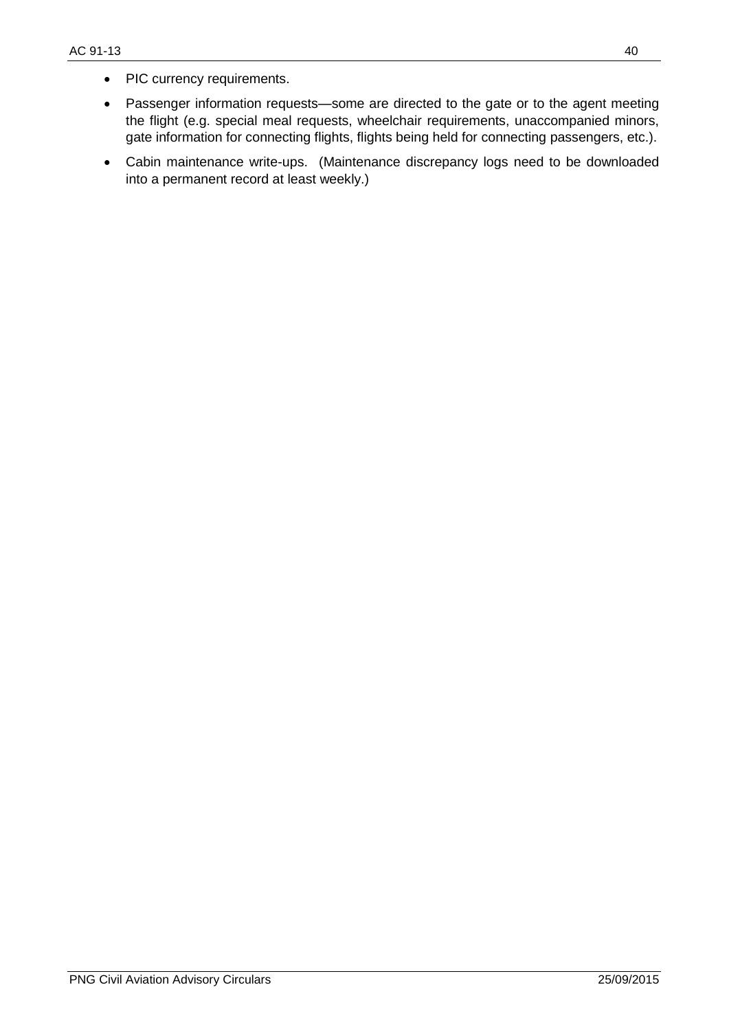- PIC currency requirements.
- Passenger information requests—some are directed to the gate or to the agent meeting the flight (e.g. special meal requests, wheelchair requirements, unaccompanied minors, gate information for connecting flights, flights being held for connecting passengers, etc.).
- Cabin maintenance write-ups. (Maintenance discrepancy logs need to be downloaded into a permanent record at least weekly.)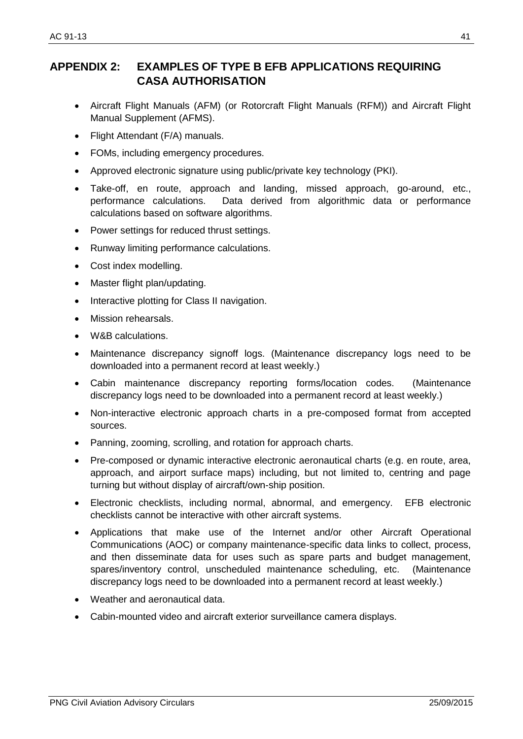## APPENDIX 2: EXAMPLES OF TYPE B EFB APPLICATIONS REQUIRING CASA AUTHORISATION

- Aircraft Flight Manuals (AFM) (or Rotorcraft Flight Manuals (RFM)) and Aircraft Flight Manual Supplement (AFMS).
- Flight Attendant (F/A) manuals.
- FOMs, including emergency procedures.
- Approved electronic signature using public/private key technology (PKI).
- Take-off, en route, approach and landing, missed approach, go-around, etc., performance calculations. Data derived from algorithmic data or performance calculations based on software algorithms.
- Power settings for reduced thrust settings.
- Runway limiting performance calculations.
- Cost index modelling.
- Master flight plan/updating.
- Interactive plotting for Class II navigation.
- Mission rehearsals.
- W&B calculations.
- Maintenance discrepancy signoff logs. (Maintenance discrepancy logs need to be downloaded into a permanent record at least weekly.)
- Cabin maintenance discrepancy reporting forms/location codes. (Maintenance discrepancy logs need to be downloaded into a permanent record at least weekly.)
- Non-interactive electronic approach charts in a pre-composed format from accepted sources.
- Panning, zooming, scrolling, and rotation for approach charts.
- Pre-composed or dynamic interactive electronic aeronautical charts (e.g. en route, area, approach, and airport surface maps) including, but not limited to, centring and page turning but without display of aircraft/own-ship position.
- Electronic checklists, including normal, abnormal, and emergency. EFB electronic checklists cannot be interactive with other aircraft systems.
- Applications that make use of the Internet and/or other Aircraft Operational Communications (AOC) or company maintenance-specific data links to collect, process, and then disseminate data for uses such as spare parts and budget management, spares/inventory control, unscheduled maintenance scheduling, etc. (Maintenance discrepancy logs need to be downloaded into a permanent record at least weekly.)
- Weather and aeronautical data.
- Cabin-mounted video and aircraft exterior surveillance camera displays.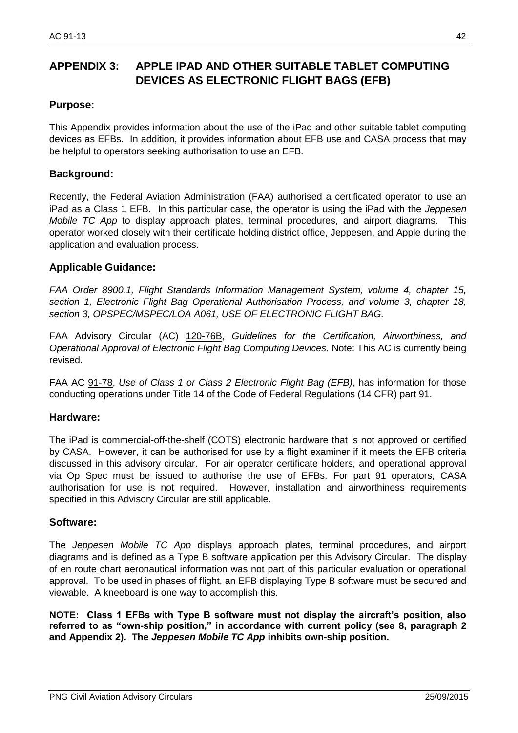# APPENDIX 3: APPLE IPAD AND OTHER SUITABLE TABLET COMPUTING DEVICES AS ELECTRONIC FLIGHT BAGS (EFB)

## Purpose:

This Appendix provides information about the use of the iPad and other suitable tablet computing devices as EFBs. In addition, it provides information about EFB use and CASA process that may be helpful to operators seeking authorisation to use an EFB.

## Background:

Recently, the Federal Aviation Administration (FAA) authorised a certificated operator to use an iPad as a Class 1 EFB. In this particular case, the operator is using the iPad with the *Jeppesen Mobile TC App* to display approach plates, terminal procedures, and airport diagrams. This operator worked closely with their certificate holding district office, Jeppesen, and Apple during the application and evaluation process.

## Applicable Guidance:

*FAA Order 8900.1, Flight Standards Information Management System, volume 4, chapter 15, section 1, Electronic Flight Bag Operational Authorisation Process, and volume 3, chapter 18, section 3, OPSPEC/MSPEC/LOA A061, USE OF ELECTRONIC FLIGHT BAG.*

FAA Advisory Circular (AC) 120-76B, *Guidelines for the Certification, Airworthiness, and Operational Approval of Electronic Flight Bag Computing Devices.* Note: This AC is currently being revised.

FAA AC 91-78, *Use of Class 1 or Class 2 Electronic Flight Bag (EFB)*, has information for those conducting operations under Title 14 of the Code of Federal Regulations (14 CFR) part 91.

## Hardware:

The iPad is commercial-off-the-shelf (COTS) electronic hardware that is not approved or certified by CASA. However, it can be authorised for use by a flight examiner if it meets the EFB criteria discussed in this advisory circular. For air operator certificate holders, and operational approval via Op Spec must be issued to authorise the use of EFBs. For part 91 operators, CASA authorisation for use is not required. However, installation and airworthiness requirements specified in this Advisory Circular are still applicable.

## Software:

The *Jeppesen Mobile TC App* displays approach plates, terminal procedures, and airport diagrams and is defined as a Type B software application per this Advisory Circular. The display of en route chart aeronautical information was not part of this particular evaluation or operational approval. To be used in phases of flight, an EFB displaying Type B software must be secured and viewable. A kneeboard is one way to accomplish this.

**NOTE: Class 1 EFBs with Type B software must not display the aircraft's position, also referred to as "own-ship position," in accordance with current policy (see 8, paragraph 2 and Appendix 2). The *Jeppesen Mobile TC App* inhibits own-ship position.**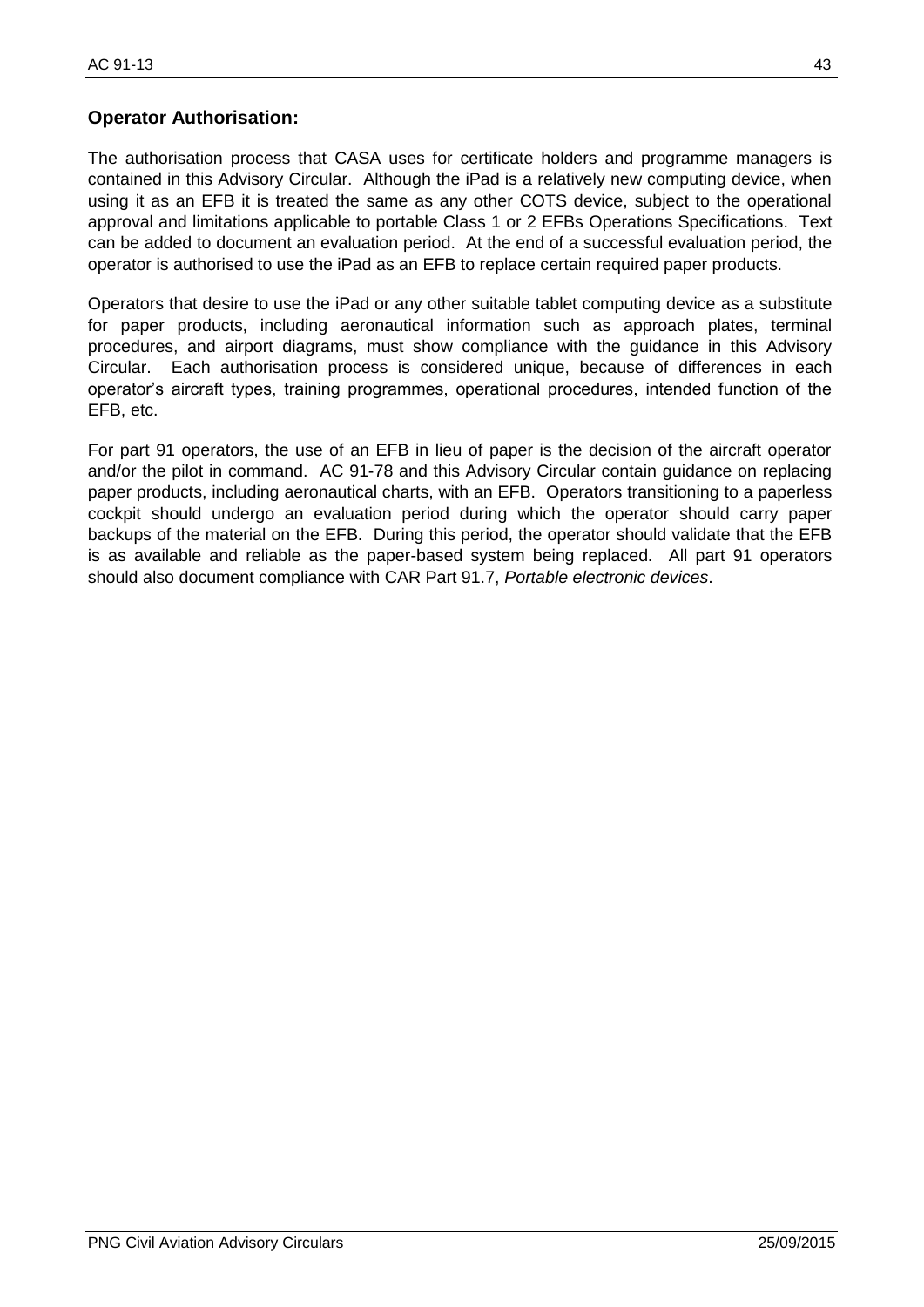## Operator Authorisation:

The authorisation process that CASA uses for certificate holders and programme managers is contained in this Advisory Circular. Although the iPad is a relatively new computing device, when using it as an EFB it is treated the same as any other COTS device, subject to the operational approval and limitations applicable to portable Class 1 or 2 EFBs Operations Specifications. Text can be added to document an evaluation period. At the end of a successful evaluation period, the operator is authorised to use the iPad as an EFB to replace certain required paper products.

Operators that desire to use the iPad or any other suitable tablet computing device as a substitute for paper products, including aeronautical information such as approach plates, terminal procedures, and airport diagrams, must show compliance with the guidance in this Advisory Circular. Each authorisation process is considered unique, because of differences in each operator's aircraft types, training programmes, operational procedures, intended function of the EFB, etc.

For part 91 operators, the use of an EFB in lieu of paper is the decision of the aircraft operator and/or the pilot in command. AC 91-78 and this Advisory Circular contain guidance on replacing paper products, including aeronautical charts, with an EFB. Operators transitioning to a paperless cockpit should undergo an evaluation period during which the operator should carry paper backups of the material on the EFB. During this period, the operator should validate that the EFB is as available and reliable as the paper-based system being replaced. All part 91 operators should also document compliance with CAR Part 91.7, *Portable electronic devices*.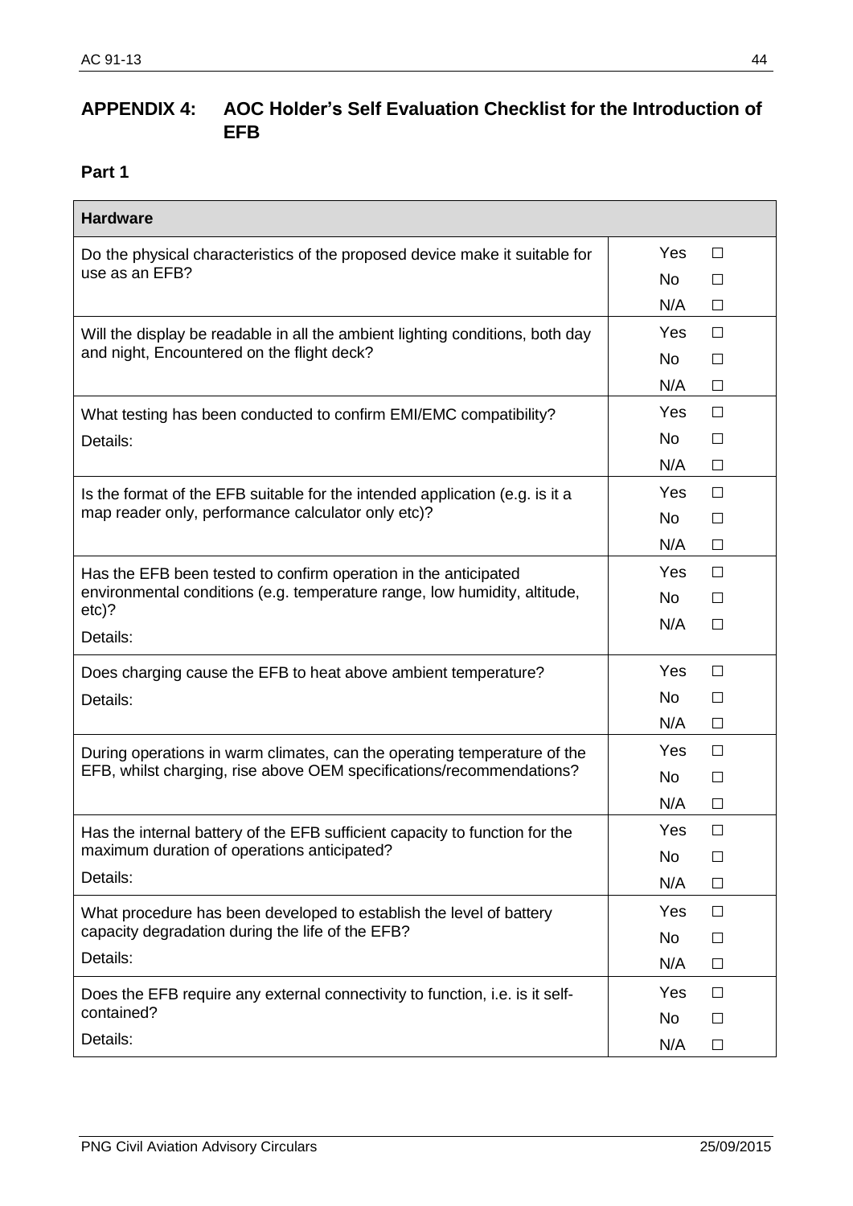## APPENDIX 4: AOC Holder's Self Evaluation Checklist for the Introduction of EFB

### Part 1

| Hardware | |
|---|---|
| Do the physical characteristics of the proposed device make it suitable for use as an EFB? | Yes ☐<br>No ☐<br>N/A ☐ |
| Will the display be readable in all the ambient lighting conditions, both day and night, Encountered on the flight deck? | Yes ☐<br>No ☐<br>N/A ☐ |
| What testing has been conducted to confirm EMI/EMC compatibility?<br>Details: | Yes ☐<br>No ☐<br>N/A ☐ |
| Is the format of the EFB suitable for the intended application (e.g. is it a map reader only, performance calculator only etc)? | Yes ☐<br>No ☐<br>N/A ☐ |
| Has the EFB been tested to confirm operation in the anticipated environmental conditions (e.g. temperature range, low humidity, altitude, etc)?<br>Details: | Yes ☐<br>No ☐<br>N/A ☐ |
| Does charging cause the EFB to heat above ambient temperature?<br>Details: | Yes ☐<br>No ☐<br>N/A ☐ |
| During operations in warm climates, can the operating temperature of the EFB, whilst charging, rise above OEM specifications/recommendations? | Yes ☐<br>No ☐<br>N/A ☐ |
| Has the internal battery of the EFB sufficient capacity to function for the maximum duration of operations anticipated?<br>Details: | Yes ☐<br>No ☐<br>N/A ☐ |
| What procedure has been developed to establish the level of battery capacity degradation during the life of the EFB?<br>Details: | Yes ☐<br>No ☐<br>N/A ☐ |
| Does the EFB require any external connectivity to function, i.e. is it self-contained?<br>Details: | Yes ☐<br>No ☐<br>N/A ☐ |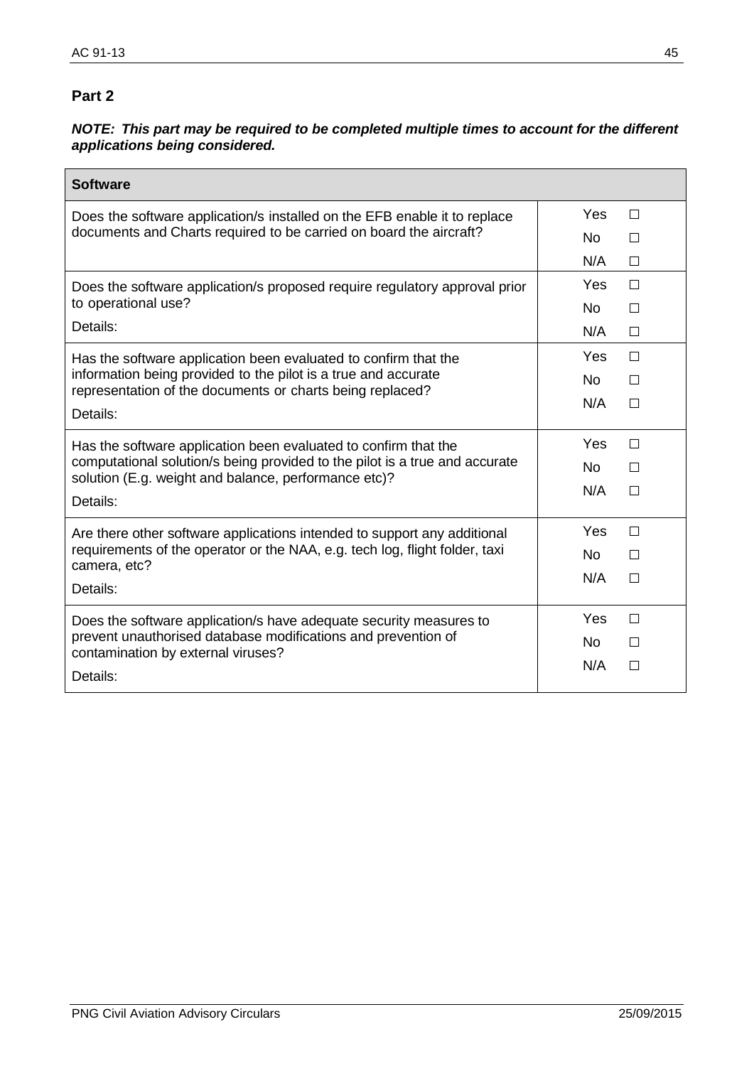## Part 2

***NOTE: This part may be required to be completed multiple times to account for the different applications being considered.***

| Software | |
|---|---|
| Does the software application/s installed on the EFB enable it to replace documents and Charts required to be carried on board the aircraft? | Yes ☐<br>No ☐<br>N/A ☐ |
| Does the software application/s proposed require regulatory approval prior to operational use?<br>Details: | Yes ☐<br>No ☐<br>N/A ☐ |
| Has the software application been evaluated to confirm that the information being provided to the pilot is a true and accurate representation of the documents or charts being replaced?<br>Details: | Yes ☐<br>No ☐<br>N/A ☐ |
| Has the software application been evaluated to confirm that the computational solution/s being provided to the pilot is a true and accurate solution (E.g. weight and balance, performance etc)?<br>Details: | Yes ☐<br>No ☐<br>N/A ☐ |
| Are there other software applications intended to support any additional requirements of the operator or the NAA, e.g. tech log, flight folder, taxi camera, etc?<br>Details: | Yes ☐<br>No ☐<br>N/A ☐ |
| Does the software application/s have adequate security measures to prevent unauthorised database modifications and prevention of contamination by external viruses?<br>Details: | Yes ☐<br>No ☐<br>N/A ☐ |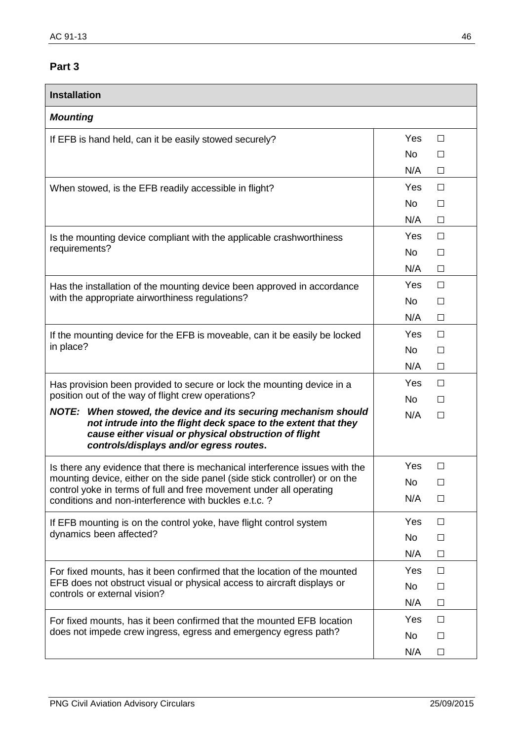## Part 3

| **Installation** | |
|---|---|
| ***Mounting*** | |
| If EFB is hand held, can it be easily stowed securely? | Yes ☐<br>No ☐<br>N/A ☐ |
| When stowed, is the EFB readily accessible in flight? | Yes ☐<br>No ☐<br>N/A ☐ |
| Is the mounting device compliant with the applicable crashworthiness requirements? | Yes ☐<br>No ☐<br>N/A ☐ |
| Has the installation of the mounting device been approved in accordance with the appropriate airworthiness regulations? | Yes ☐<br>No ☐<br>N/A ☐ |
| If the mounting device for the EFB is moveable, can it be easily be locked in place? | Yes ☐<br>No ☐<br>N/A ☐ |
| Has provision been provided to secure or lock the mounting device in a position out of the way of flight crew operations?<br>***NOTE: When stowed, the device and its securing mechanism should not intrude into the flight deck space to the extent that they cause either visual or physical obstruction of flight controls/displays and/or egress routes.*** | Yes ☐<br>No ☐<br>N/A ☐ |
| Is there any evidence that there is mechanical interference issues with the mounting device, either on the side panel (side stick controller) or on the control yoke in terms of full and free movement under all operating conditions and non-interference with buckles e.t.c. ? | Yes ☐<br>No ☐<br>N/A ☐ |
| If EFB mounting is on the control yoke, have flight control system dynamics been affected? | Yes ☐<br>No ☐<br>N/A ☐ |
| For fixed mounts, has it been confirmed that the location of the mounted EFB does not obstruct visual or physical access to aircraft displays or controls or external vision? | Yes ☐<br>No ☐<br>N/A ☐ |
| For fixed mounts, has it been confirmed that the mounted EFB location does not impede crew ingress, egress and emergency egress path? | Yes ☐<br>No ☐<br>N/A ☐ |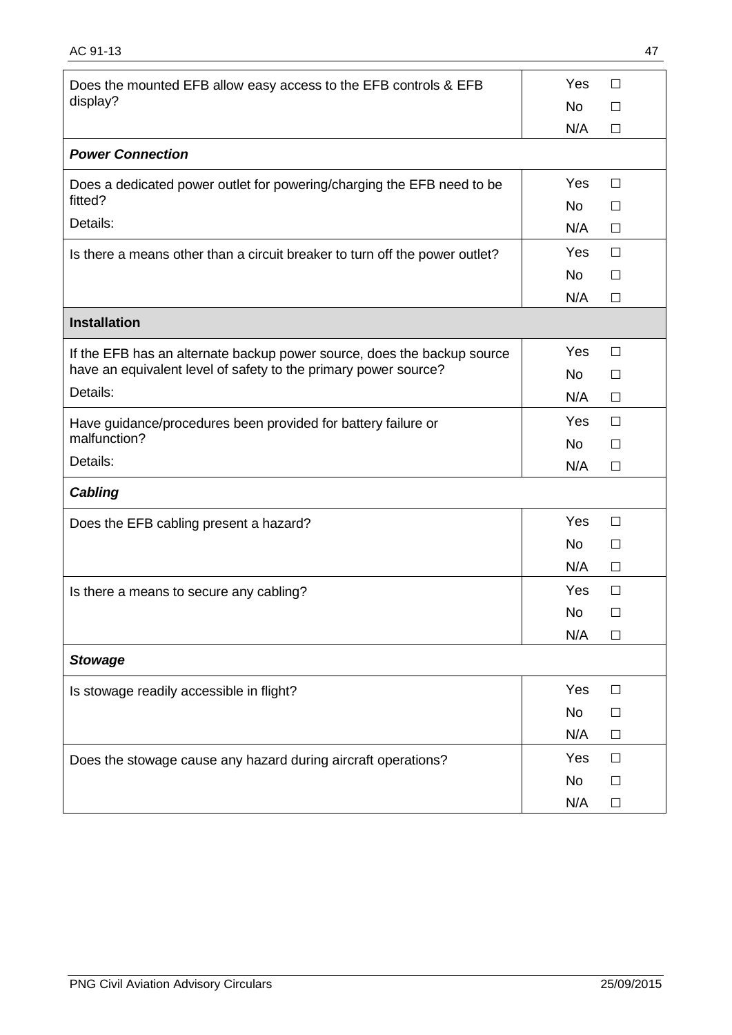| | |
|---|---|
| Does the mounted EFB allow easy access to the EFB controls & EFB display? | Yes ☐<br>No ☐<br>N/A ☐ |
| ***Power Connection*** | |
| Does a dedicated power outlet for powering/charging the EFB need to be fitted?<br>Details: | Yes ☐<br>No ☐<br>N/A ☐ |
| Is there a means other than a circuit breaker to turn off the power outlet? | Yes ☐<br>No ☐<br>N/A ☐ |
| **Installation** | |
| If the EFB has an alternate backup power source, does the backup source have an equivalent level of safety to the primary power source?<br>Details: | Yes ☐<br>No ☐<br>N/A ☐ |
| Have guidance/procedures been provided for battery failure or malfunction?<br>Details: | Yes ☐<br>No ☐<br>N/A ☐ |
| ***Cabling*** | |
| Does the EFB cabling present a hazard? | Yes ☐<br>No ☐<br>N/A ☐ |
| Is there a means to secure any cabling? | Yes ☐<br>No ☐<br>N/A ☐ |
| ***Stowage*** | |
| Is stowage readily accessible in flight? | Yes ☐<br>No ☐<br>N/A ☐ |
| Does the stowage cause any hazard during aircraft operations? | Yes ☐<br>No ☐<br>N/A ☐ |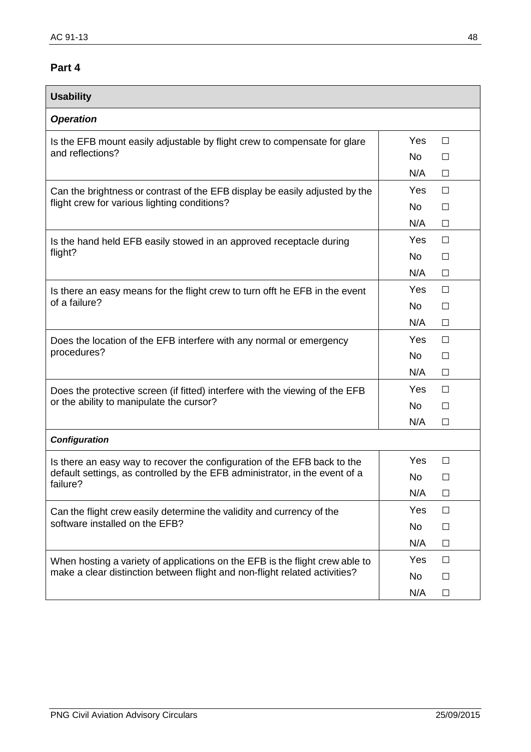## Part 4

| Usability | |
|---|---|
| ***Operation*** | |
| Is the EFB mount easily adjustable by flight crew to compensate for glare and reflections? | Yes ☐<br>No ☐<br>N/A ☐ |
| Can the brightness or contrast of the EFB display be easily adjusted by the flight crew for various lighting conditions? | Yes ☐<br>No ☐<br>N/A ☐ |
| Is the hand held EFB easily stowed in an approved receptacle during flight? | Yes ☐<br>No ☐<br>N/A ☐ |
| Is there an easy means for the flight crew to turn offt he EFB in the event of a failure? | Yes ☐<br>No ☐<br>N/A ☐ |
| Does the location of the EFB interfere with any normal or emergency procedures? | Yes ☐<br>No ☐<br>N/A ☐ |
| Does the protective screen (if fitted) interfere with the viewing of the EFB or the ability to manipulate the cursor? | Yes ☐<br>No ☐<br>N/A ☐ |
| ***Configuration*** | |
| Is there an easy way to recover the configuration of the EFB back to the default settings, as controlled by the EFB administrator, in the event of a failure? | Yes ☐<br>No ☐<br>N/A ☐ |
| Can the flight crew easily determine the validity and currency of the software installed on the EFB? | Yes ☐<br>No ☐<br>N/A ☐ |
| When hosting a variety of applications on the EFB is the flight crew able to make a clear distinction between flight and non-flight related activities? | Yes ☐<br>No ☐<br>N/A ☐ |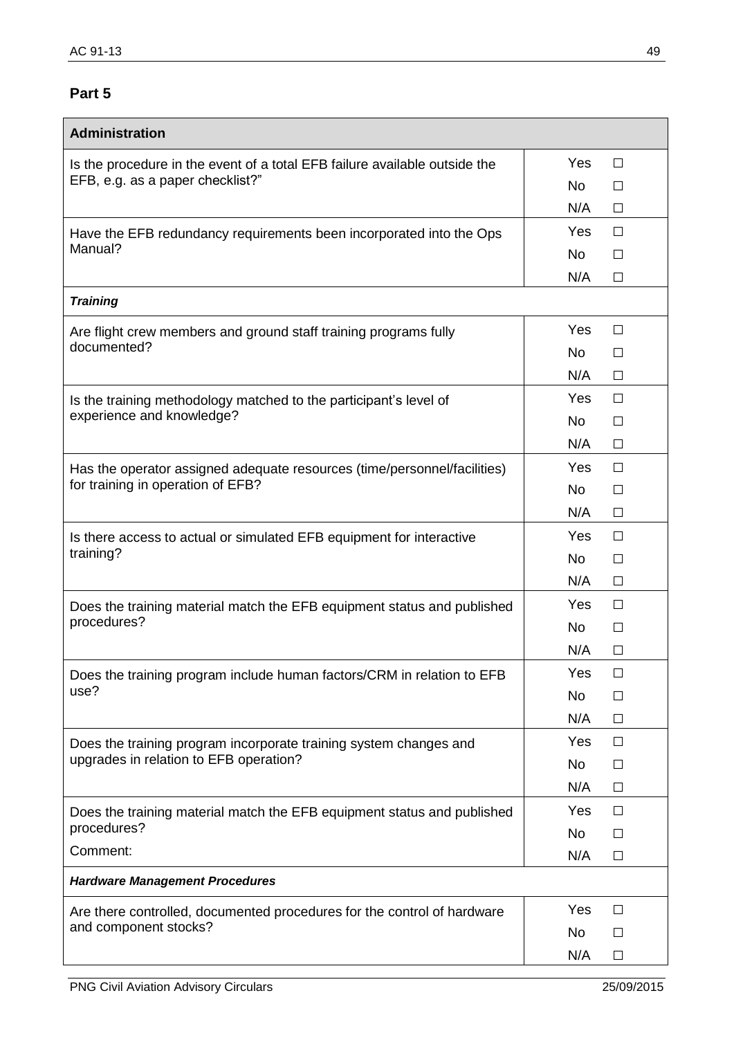## Part 5

| Administration | |
|---|---|
| Is the procedure in the event of a total EFB failure available outside the EFB, e.g. as a paper checklist?" | Yes ☐<br>No ☐<br>N/A ☐ |
| Have the EFB redundancy requirements been incorporated into the Ops Manual? | Yes ☐<br>No ☐<br>N/A ☐ |
| ***Training*** | |
| Are flight crew members and ground staff training programs fully documented? | Yes ☐<br>No ☐<br>N/A ☐ |
| Is the training methodology matched to the participant's level of experience and knowledge? | Yes ☐<br>No ☐<br>N/A ☐ |
| Has the operator assigned adequate resources (time/personnel/facilities) for training in operation of EFB? | Yes ☐<br>No ☐<br>N/A ☐ |
| Is there access to actual or simulated EFB equipment for interactive training? | Yes ☐<br>No ☐<br>N/A ☐ |
| Does the training material match the EFB equipment status and published procedures? | Yes ☐<br>No ☐<br>N/A ☐ |
| Does the training program include human factors/CRM in relation to EFB use? | Yes ☐<br>No ☐<br>N/A ☐ |
| Does the training program incorporate training system changes and upgrades in relation to EFB operation? | Yes ☐<br>No ☐<br>N/A ☐ |
| Does the training material match the EFB equipment status and published procedures?<br>Comment: | Yes ☐<br>No ☐<br>N/A ☐ |
| ***Hardware Management Procedures*** | |
| Are there controlled, documented procedures for the control of hardware and component stocks? | Yes ☐<br>No ☐<br>N/A ☐ |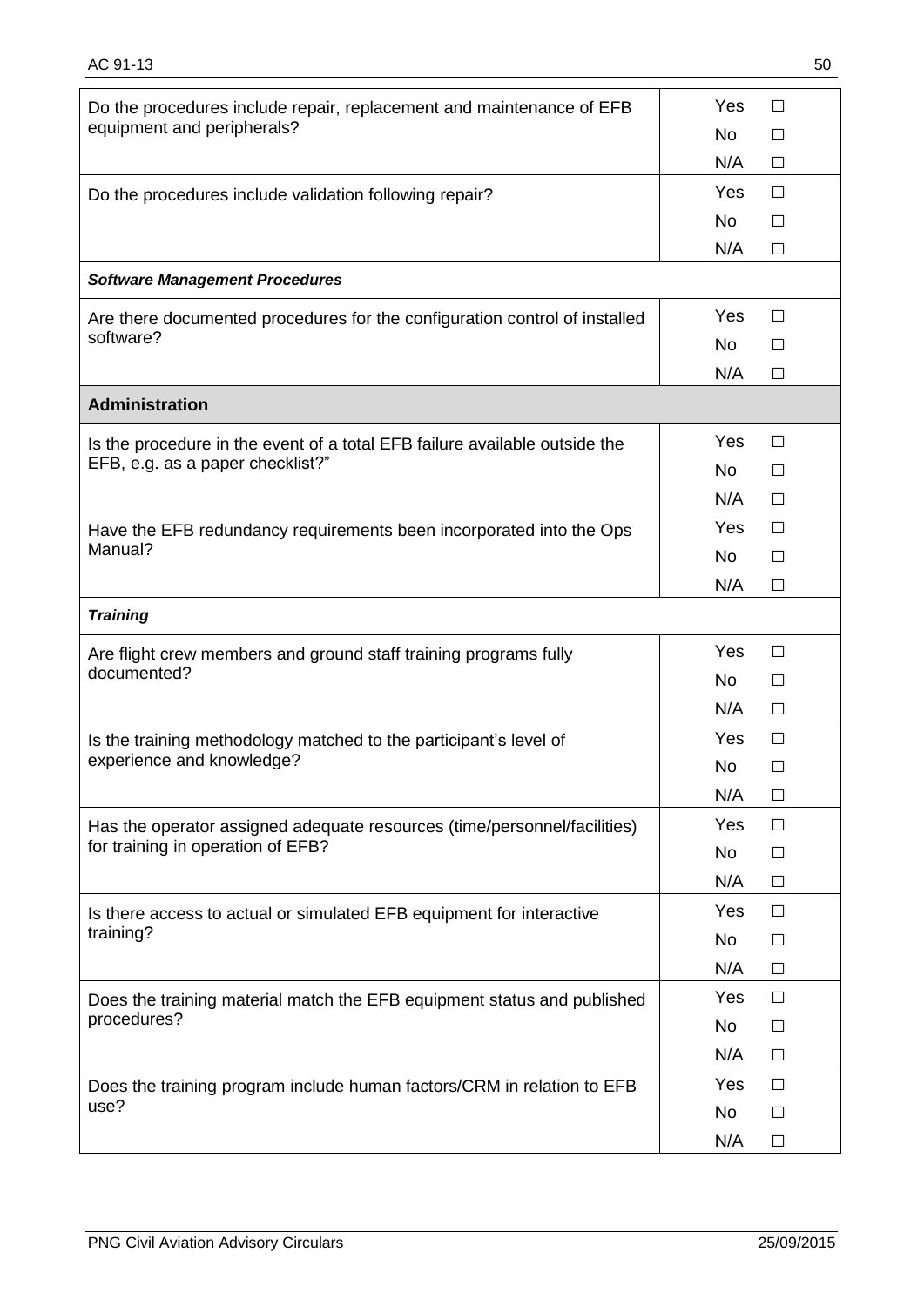| | |
|---|---|
| Do the procedures include repair, replacement and maintenance of EFB equipment and peripherals? | Yes ☐<br>No ☐<br>N/A ☐ |
| Do the procedures include validation following repair? | Yes ☐<br>No ☐<br>N/A ☐ |
| ***Software Management Procedures*** | |
| Are there documented procedures for the configuration control of installed software? | Yes ☐<br>No ☐<br>N/A ☐ |
| **Administration** | |
| Is the procedure in the event of a total EFB failure available outside the EFB, e.g. as a paper checklist?" | Yes ☐<br>No ☐<br>N/A ☐ |
| Have the EFB redundancy requirements been incorporated into the Ops Manual? | Yes ☐<br>No ☐<br>N/A ☐ |
| ***Training*** | |
| Are flight crew members and ground staff training programs fully documented? | Yes ☐<br>No ☐<br>N/A ☐ |
| Is the training methodology matched to the participant's level of experience and knowledge? | Yes ☐<br>No ☐<br>N/A ☐ |
| Has the operator assigned adequate resources (time/personnel/facilities) for training in operation of EFB? | Yes ☐<br>No ☐<br>N/A ☐ |
| Is there access to actual or simulated EFB equipment for interactive training? | Yes ☐<br>No ☐<br>N/A ☐ |
| Does the training material match the EFB equipment status and published procedures? | Yes ☐<br>No ☐<br>N/A ☐ |
| Does the training program include human factors/CRM in relation to EFB use? | Yes ☐<br>No ☐<br>N/A ☐ |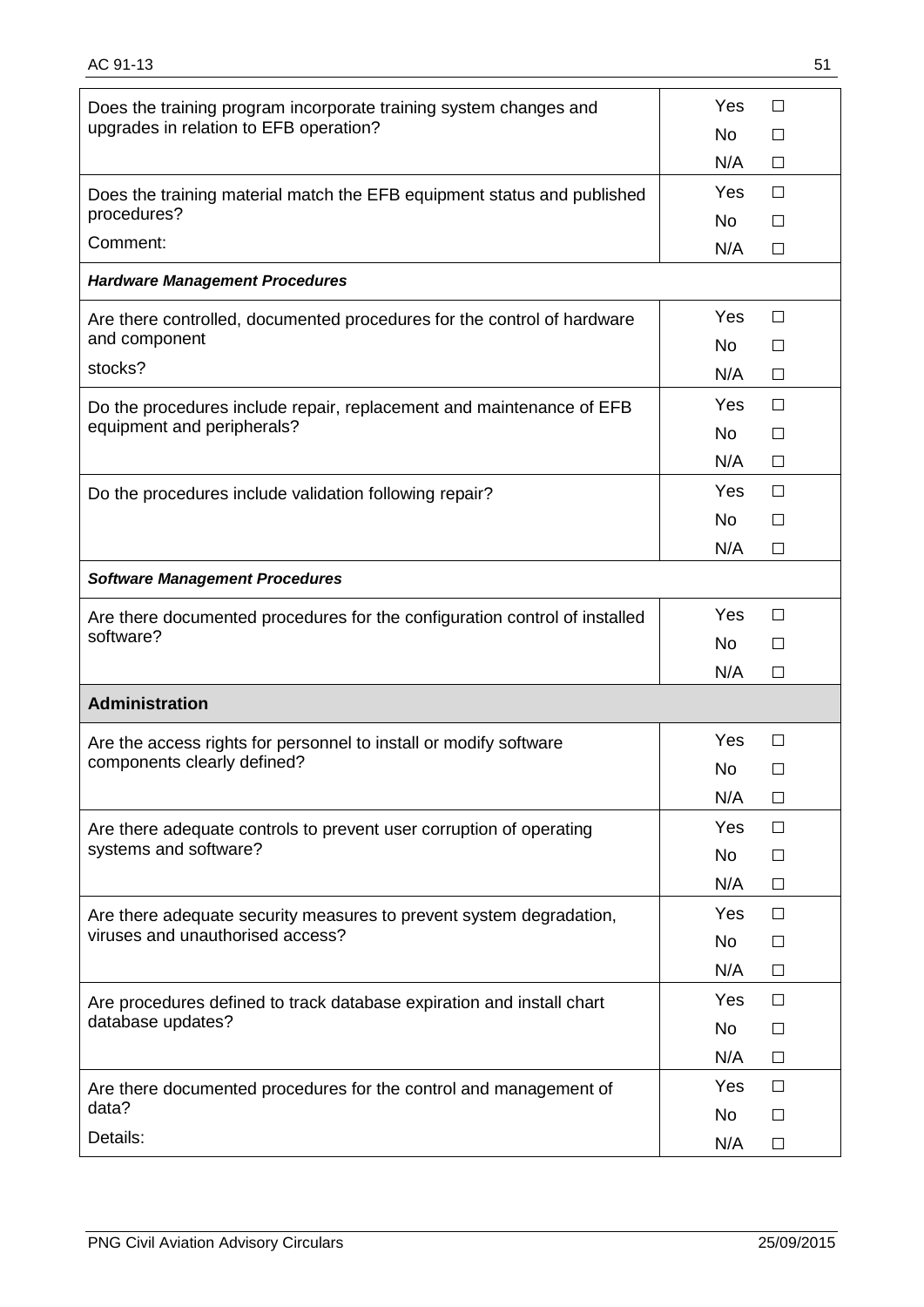| Question | Response |
|---|---|
| Does the training program incorporate training system changes and upgrades in relation to EFB operation? | Yes ☐<br>No ☐<br>N/A ☐ |
| Does the training material match the EFB equipment status and published procedures?<br>Comment: | Yes ☐<br>No ☐<br>N/A ☐ |
| ***Hardware Management Procedures*** | |
| Are there controlled, documented procedures for the control of hardware and component<br>stocks? | Yes ☐<br>No ☐<br>N/A ☐ |
| Do the procedures include repair, replacement and maintenance of EFB equipment and peripherals? | Yes ☐<br>No ☐<br>N/A ☐ |
| Do the procedures include validation following repair? | Yes ☐<br>No ☐<br>N/A ☐ |
| ***Software Management Procedures*** | |
| Are there documented procedures for the configuration control of installed software? | Yes ☐<br>No ☐<br>N/A ☐ |
| **Administration** | |
| Are the access rights for personnel to install or modify software components clearly defined? | Yes ☐<br>No ☐<br>N/A ☐ |
| Are there adequate controls to prevent user corruption of operating systems and software? | Yes ☐<br>No ☐<br>N/A ☐ |
| Are there adequate security measures to prevent system degradation, viruses and unauthorised access? | Yes ☐<br>No ☐<br>N/A ☐ |
| Are procedures defined to track database expiration and install chart database updates? | Yes ☐<br>No ☐<br>N/A ☐ |
| Are there documented procedures for the control and management of data?<br>Details: | Yes ☐<br>No ☐<br>N/A ☐ |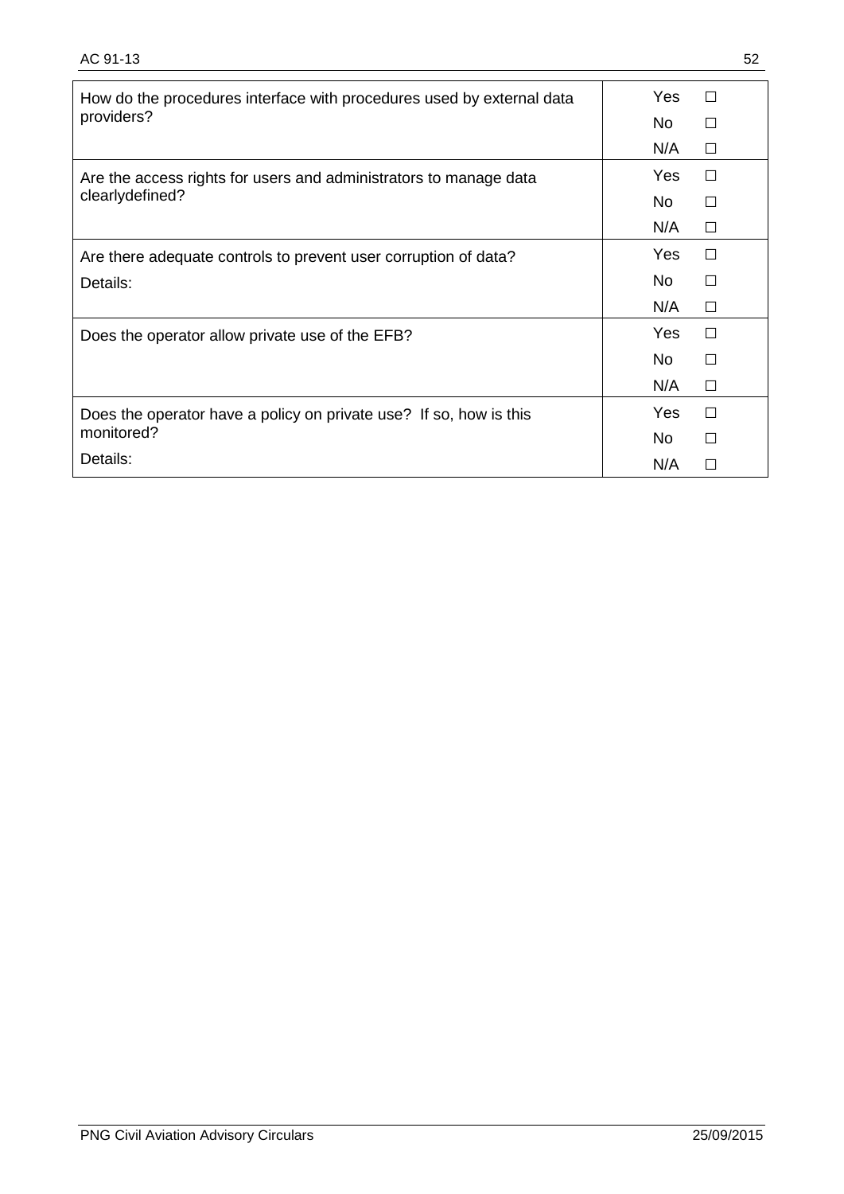| | |
|---|---|
| How do the procedures interface with procedures used by external data providers? | Yes ☐<br>No ☐<br>N/A ☐ |
| Are the access rights for users and administrators to manage data clearlydefined? | Yes ☐<br>No ☐<br>N/A ☐ |
| Are there adequate controls to prevent user corruption of data?<br>Details: | Yes ☐<br>No ☐<br>N/A ☐ |
| Does the operator allow private use of the EFB? | Yes ☐<br>No ☐<br>N/A ☐ |
| Does the operator have a policy on private use? If so, how is this monitored?<br>Details: | Yes ☐<br>No ☐<br>N/A ☐ |